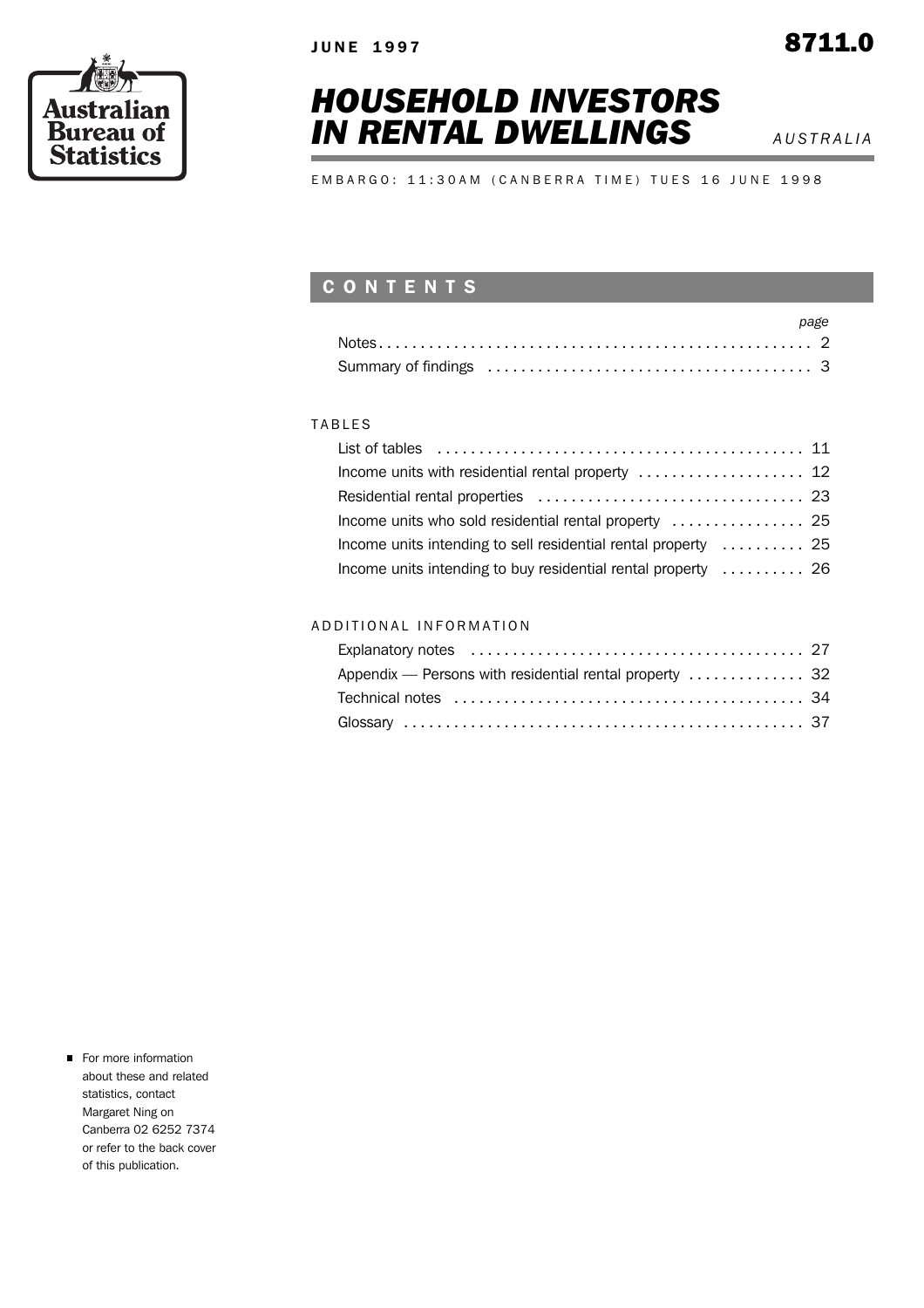Australian Bureau of Statistics

JUNE 1997

8711.0

# HOUSEHOLD INVESTORS IN RENTAL DWELLINGS

*AUSTRALIA*

EMBARGO: 11:30AM (CANBERRA TIME) TUES 16 JUNE 1998

## CONTENTS

| | page |
|---|---|
| Notes | 2 |
| Summary of findings | 3 |

TABLES

| | |
|---|---|
| List of tables | 11 |
| Income units with residential rental property | 12 |
| Residential rental properties | 23 |
| Income units who sold residential rental property | 25 |
| Income units intending to sell residential rental property | 25 |
| Income units intending to buy residential rental property | 26 |

ADDITIONAL INFORMATION

| | |
|---|---|
| Explanatory notes | 27 |
| Appendix — Persons with residential rental property | 32 |
| Technical notes | 34 |
| Glossary | 37 |

- For more information about these and related statistics, contact Margaret Ning on Canberra 02 6252 7374 or refer to the back cover of this publication.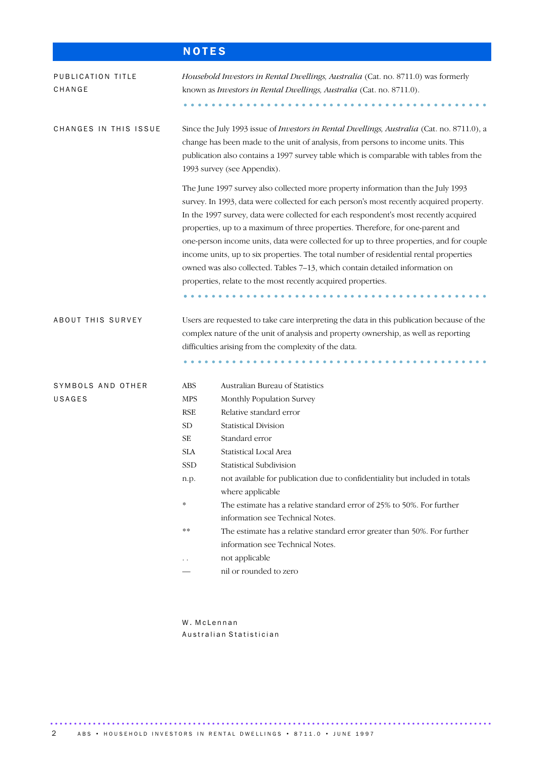# NOTES

**PUBLICATION TITLE CHANGE**

*Household Investors in Rental Dwellings, Australia* (Cat. no. 8711.0) was formerly known as *Investors in Rental Dwellings, Australia* (Cat. no. 8711.0).

**CHANGES IN THIS ISSUE**

Since the July 1993 issue of *Investors in Rental Dwellings, Australia* (Cat. no. 8711.0), a change has been made to the unit of analysis, from persons to income units. This publication also contains a 1997 survey table which is comparable with tables from the 1993 survey (see Appendix).

The June 1997 survey also collected more property information than the July 1993 survey. In 1993, data were collected for each person's most recently acquired property. In the 1997 survey, data were collected for each respondent's most recently acquired properties, up to a maximum of three properties. Therefore, for one-parent and one-person income units, data were collected for up to three properties, and for couple income units, up to six properties. The total number of residential rental properties owned was also collected. Tables 7–13, which contain detailed information on properties, relate to the most recently acquired properties.

**ABOUT THIS SURVEY**

Users are requested to take care interpreting the data in this publication because of the complex nature of the unit of analysis and property ownership, as well as reporting difficulties arising from the complexity of the data.

**SYMBOLS AND OTHER USAGES**

| | |
|---|---|
| ABS | Australian Bureau of Statistics |
| MPS | Monthly Population Survey |
| RSE | Relative standard error |
| SD | Statistical Division |
| SE | Standard error |
| SLA | Statistical Local Area |
| SSD | Statistical Subdivision |
| n.p. | not available for publication due to confidentiality but included in totals where applicable |
| * | The estimate has a relative standard error of 25% to 50%. For further information see Technical Notes. |
| ** | The estimate has a relative standard error greater than 50%. For further information see Technical Notes. |
| . . | not applicable |
| — | nil or rounded to zero |

W. McLennan
Australian Statistician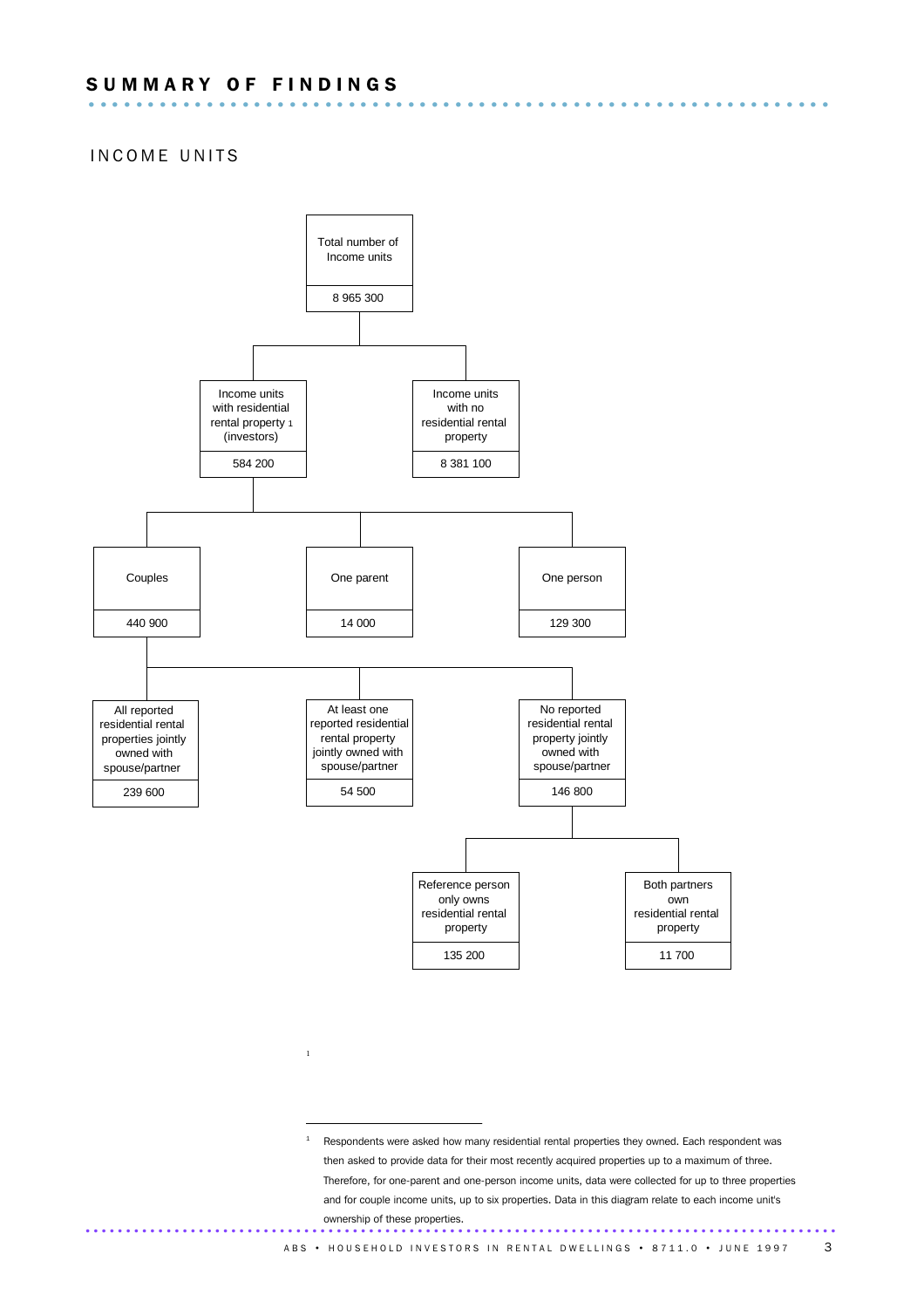# SUMMARY OF FINDINGS

## INCOME UNITS

- Total number of Income units: 8 965 300
  - Income units with residential rental property[1] (investors): 584 200
    - Couples: 440 900
      - All reported residential rental properties jointly owned with spouse/partner: 239 600
      - At least one reported residential rental property jointly owned with spouse/partner: 54 500
      - No reported residential rental property jointly owned with spouse/partner: 146 800
        - Reference person only owns residential rental property: 135 200
        - Both partners own residential rental property: 11 700
    - One parent: 14 000
    - One person: 129 300
  - Income units with no residential rental property: 8 381 100

[1] Respondents were asked how many residential rental properties they owned. Each respondent was then asked to provide data for their most recently acquired properties up to a maximum of three. Therefore, for one-parent and one-person income units, data were collected for up to three properties and for couple income units, up to six properties. Data in this diagram relate to each income unit's ownership of these properties.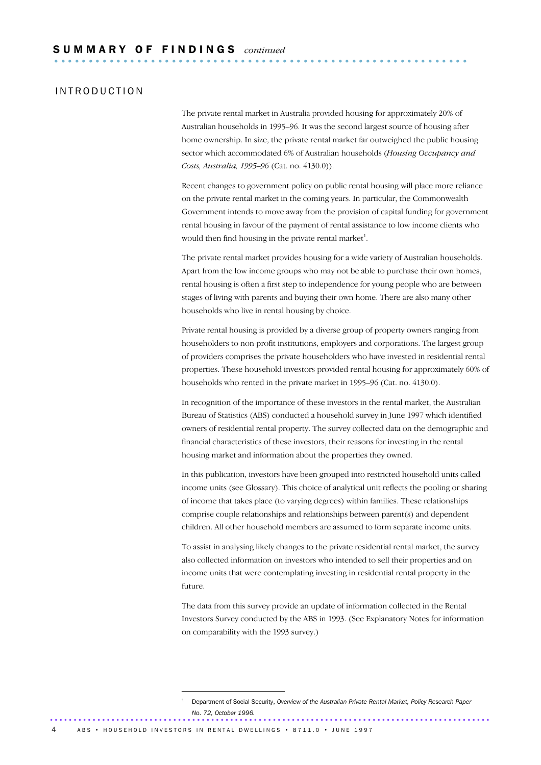## SUMMARY OF FINDINGS *continued*

### INTRODUCTION

The private rental market in Australia provided housing for approximately 20% of Australian households in 1995–96. It was the second largest source of housing after home ownership. In size, the private rental market far outweighed the public housing sector which accommodated 6% of Australian households (*Housing Occupancy and Costs, Australia, 1995–96* (Cat. no. 4130.0)).

Recent changes to government policy on public rental housing will place more reliance on the private rental market in the coming years. In particular, the Commonwealth Government intends to move away from the provision of capital funding for government rental housing in favour of the payment of rental assistance to low income clients who would then find housing in the private rental market[1].

The private rental market provides housing for a wide variety of Australian households. Apart from the low income groups who may not be able to purchase their own homes, rental housing is often a first step to independence for young people who are between stages of living with parents and buying their own home. There are also many other households who live in rental housing by choice.

Private rental housing is provided by a diverse group of property owners ranging from householders to non-profit institutions, employers and corporations. The largest group of providers comprises the private householders who have invested in residential rental properties. These household investors provided rental housing for approximately 60% of households who rented in the private market in 1995–96 (Cat. no. 4130.0).

In recognition of the importance of these investors in the rental market, the Australian Bureau of Statistics (ABS) conducted a household survey in June 1997 which identified owners of residential rental property. The survey collected data on the demographic and financial characteristics of these investors, their reasons for investing in the rental housing market and information about the properties they owned.

In this publication, investors have been grouped into restricted household units called income units (see Glossary). This choice of analytical unit reflects the pooling or sharing of income that takes place (to varying degrees) within families. These relationships comprise couple relationships and relationships between parent(s) and dependent children. All other household members are assumed to form separate income units.

To assist in analysing likely changes to the private residential rental market, the survey also collected information on investors who intended to sell their properties and on income units that were contemplating investing in residential rental property in the future.

The data from this survey provide an update of information collected in the Rental Investors Survey conducted by the ABS in 1993. (See Explanatory Notes for information on comparability with the 1993 survey.)

---

[1] Department of Social Security, *Overview of the Australian Private Rental Market, Policy Research Paper No. 72, October 1996.*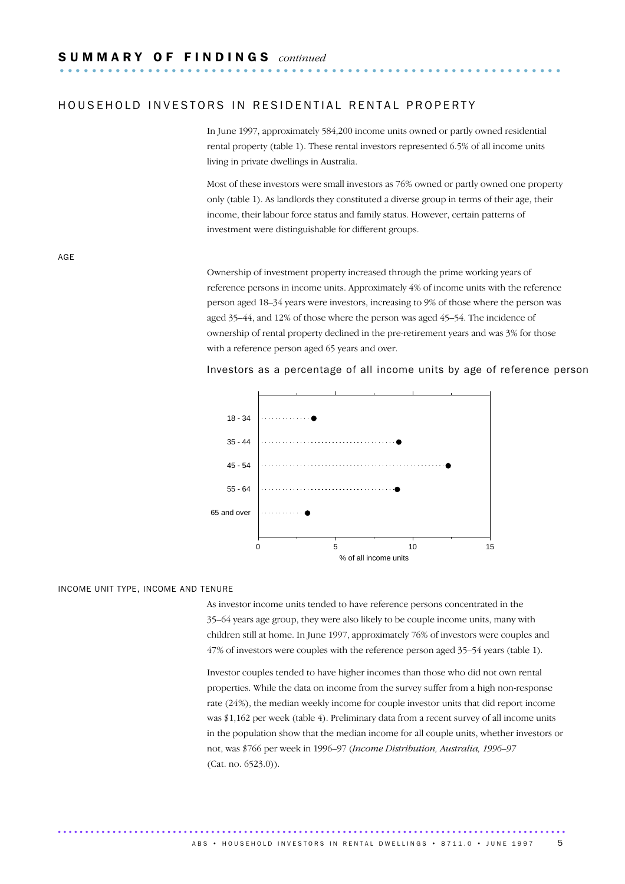## SUMMARY OF FINDINGS *continued*

### HOUSEHOLD INVESTORS IN RESIDENTIAL RENTAL PROPERTY

In June 1997, approximately 584,200 income units owned or partly owned residential rental property (table 1). These rental investors represented 6.5% of all income units living in private dwellings in Australia.

Most of these investors were small investors as 76% owned or partly owned one property only (table 1). As landlords they constituted a diverse group in terms of their age, their income, their labour force status and family status. However, certain patterns of investment were distinguishable for different groups.

#### AGE

Ownership of investment property increased through the prime working years of reference persons in income units. Approximately 4% of income units with the reference person aged 18–34 years were investors, increasing to 9% of those where the person was aged 35–44, and 12% of those where the person was aged 45–54. The incidence of ownership of rental property declined in the pre-retirement years and was 3% for those with a reference person aged 65 years and over.

Investors as a percentage of all income units by age of reference person

#### INCOME UNIT TYPE, INCOME AND TENURE

As investor income units tended to have reference persons concentrated in the 35–64 years age group, they were also likely to be couple income units, many with children still at home. In June 1997, approximately 76% of investors were couples and 47% of investors were couples with the reference person aged 35–54 years (table 1).

Investor couples tended to have higher incomes than those who did not own rental properties. While the data on income from the survey suffer from a high non-response rate (24%), the median weekly income for couple investor units that did report income was $1,162 per week (table 4). Preliminary data from a recent survey of all income units in the population show that the median income for all couple units, whether investors or not, was $766 per week in 1996–97 (*Income Distribution, Australia, 1996–97* (Cat. no. 6523.0)).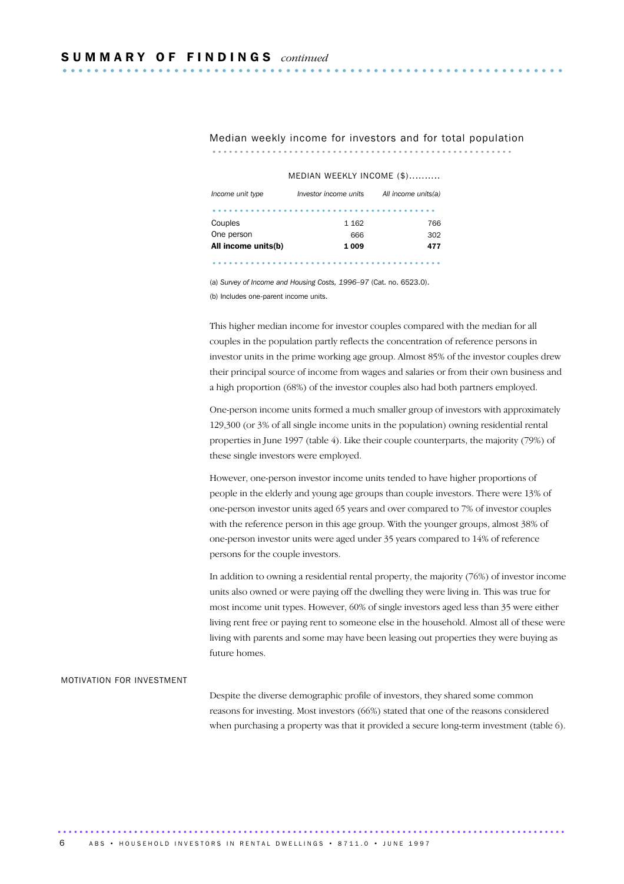## SUMMARY OF FINDINGS *continued*

Median weekly income for investors and for total population

| | MEDIAN WEEKLY INCOME ($) | |
|---|---|---|
| *Income unit type* | *Investor income units* | *All income units(a)* |
| Couples | 1 162 | 766 |
| One person | 666 | 302 |
| **All income units(b)** | **1 009** | **477** |

(a) *Survey of Income and Housing Costs, 1996–97* (Cat. no. 6523.0).
(b) Includes one-parent income units.

This higher median income for investor couples compared with the median for all couples in the population partly reflects the concentration of reference persons in investor units in the prime working age group. Almost 85% of the investor couples drew their principal source of income from wages and salaries or from their own business and a high proportion (68%) of the investor couples also had both partners employed.

One-person income units formed a much smaller group of investors with approximately 129,300 (or 3% of all single income units in the population) owning residential rental properties in June 1997 (table 4). Like their couple counterparts, the majority (79%) of these single investors were employed.

However, one-person investor income units tended to have higher proportions of people in the elderly and young age groups than couple investors. There were 13% of one-person investor units aged 65 years and over compared to 7% of investor couples with the reference person in this age group. With the younger groups, almost 38% of one-person investor units were aged under 35 years compared to 14% of reference persons for the couple investors.

In addition to owning a residential rental property, the majority (76%) of investor income units also owned or were paying off the dwelling they were living in. This was true for most income unit types. However, 60% of single investors aged less than 35 were either living rent free or paying rent to someone else in the household. Almost all of these were living with parents and some may have been leasing out properties they were buying as future homes.

### MOTIVATION FOR INVESTMENT

Despite the diverse demographic profile of investors, they shared some common reasons for investing. Most investors (66%) stated that one of the reasons considered when purchasing a property was that it provided a secure long-term investment (table 6).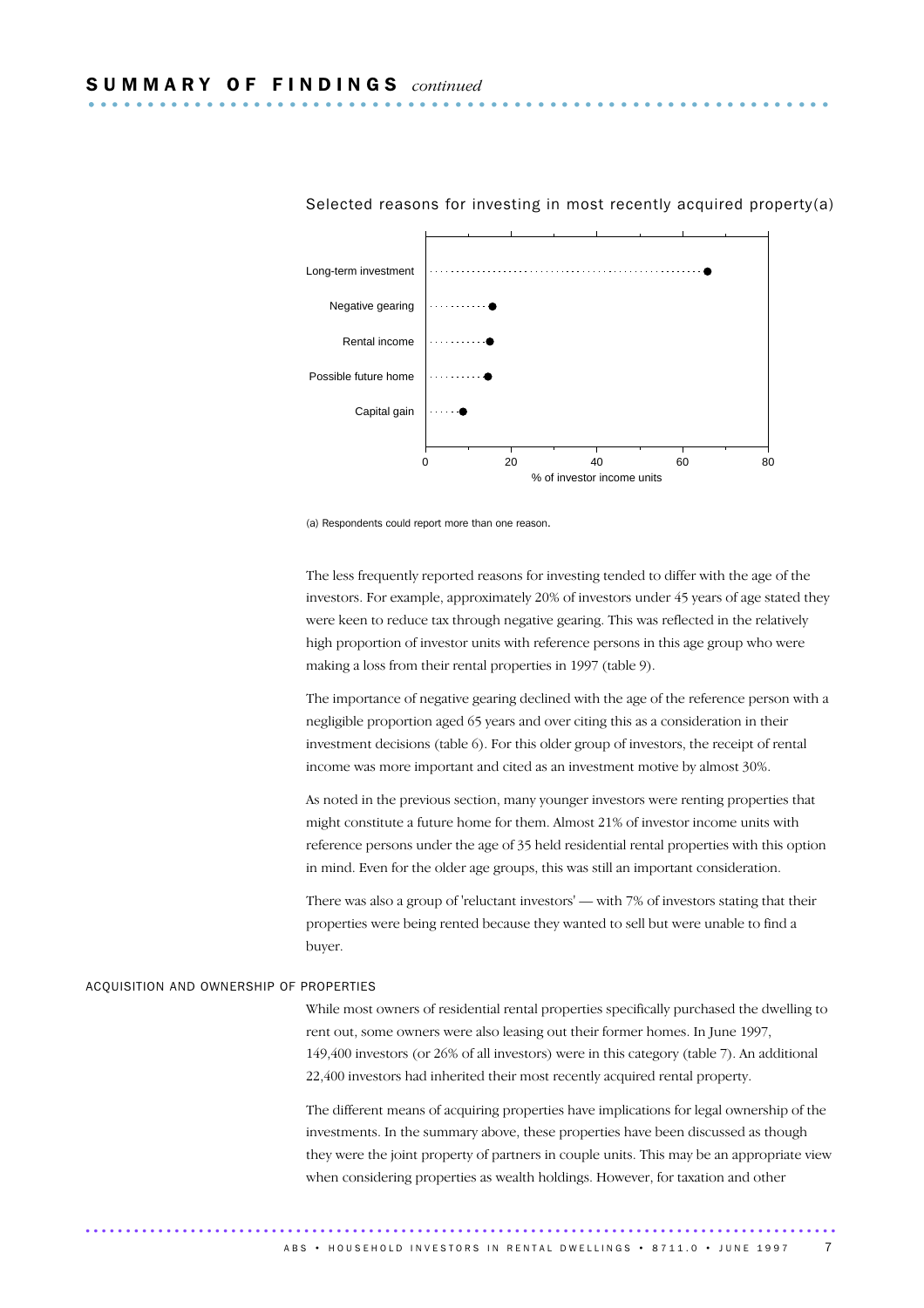## SUMMARY OF FINDINGS *continued*

Selected reasons for investing in most recently acquired property(a)

| Reason | % of investor income units |
|---|---|
| Long-term investment | 66 |
| Negative gearing | 16 |
| Rental income | 15 |
| Possible future home | 15 |
| Capital gain | 9 |

(a) Respondents could report more than one reason.

The less frequently reported reasons for investing tended to differ with the age of the investors. For example, approximately 20% of investors under 45 years of age stated they were keen to reduce tax through negative gearing. This was reflected in the relatively high proportion of investor units with reference persons in this age group who were making a loss from their rental properties in 1997 (table 9).

The importance of negative gearing declined with the age of the reference person with a negligible proportion aged 65 years and over citing this as a consideration in their investment decisions (table 6). For this older group of investors, the receipt of rental income was more important and cited as an investment motive by almost 30%.

As noted in the previous section, many younger investors were renting properties that might constitute a future home for them. Almost 21% of investor income units with reference persons under the age of 35 held residential rental properties with this option in mind. Even for the older age groups, this was still an important consideration.

There was also a group of 'reluctant investors' — with 7% of investors stating that their properties were being rented because they wanted to sell but were unable to find a buyer.

### ACQUISITION AND OWNERSHIP OF PROPERTIES

While most owners of residential rental properties specifically purchased the dwelling to rent out, some owners were also leasing out their former homes. In June 1997, 149,400 investors (or 26% of all investors) were in this category (table 7). An additional 22,400 investors had inherited their most recently acquired rental property.

The different means of acquiring properties have implications for legal ownership of the investments. In the summary above, these properties have been discussed as though they were the joint property of partners in couple units. This may be an appropriate view when considering properties as wealth holdings. However, for taxation and other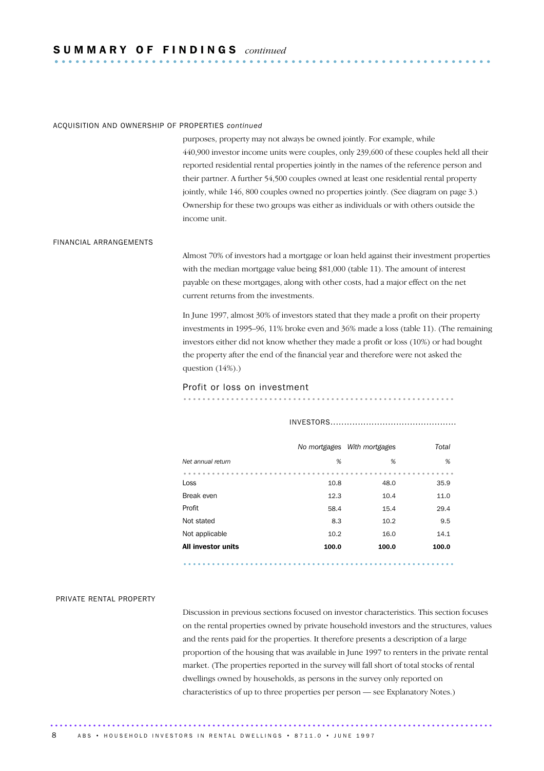## SUMMARY OF FINDINGS *continued*

### ACQUISITION AND OWNERSHIP OF PROPERTIES *continued*

purposes, property may not always be owned jointly. For example, while 440,900 investor income units were couples, only 239,600 of these couples held all their reported residential rental properties jointly in the names of the reference person and their partner. A further 54,500 couples owned at least one residential rental property jointly, while 146, 800 couples owned no properties jointly. (See diagram on page 3.) Ownership for these two groups was either as individuals or with others outside the income unit.

### FINANCIAL ARRANGEMENTS

Almost 70% of investors had a mortgage or loan held against their investment properties with the median mortgage value being $81,000 (table 11). The amount of interest payable on these mortgages, along with other costs, had a major effect on the net current returns from the investments.

In June 1997, almost 30% of investors stated that they made a profit on their property investments in 1995–96, 11% broke even and 36% made a loss (table 11). (The remaining investors either did not know whether they made a profit or loss (10%) or had bought the property after the end of the financial year and therefore were not asked the question (14%).)

**Profit or loss on investment**

| | INVESTORS | | |
|---|---|---|---|
| | *No mortgages* | *With mortgages* | *Total* |
| *Net annual return* | *%* | *%* | *%* |
| Loss | 10.8 | 48.0 | 35.9 |
| Break even | 12.3 | 10.4 | 11.0 |
| Profit | 58.4 | 15.4 | 29.4 |
| Not stated | 8.3 | 10.2 | 9.5 |
| Not applicable | 10.2 | 16.0 | 14.1 |
| **All investor units** | **100.0** | **100.0** | **100.0** |

### PRIVATE RENTAL PROPERTY

Discussion in previous sections focused on investor characteristics. This section focuses on the rental properties owned by private household investors and the structures, values and the rents paid for the properties. It therefore presents a description of a large proportion of the housing that was available in June 1997 to renters in the private rental market. (The properties reported in the survey will fall short of total stocks of rental dwellings owned by households, as persons in the survey only reported on characteristics of up to three properties per person — see Explanatory Notes.)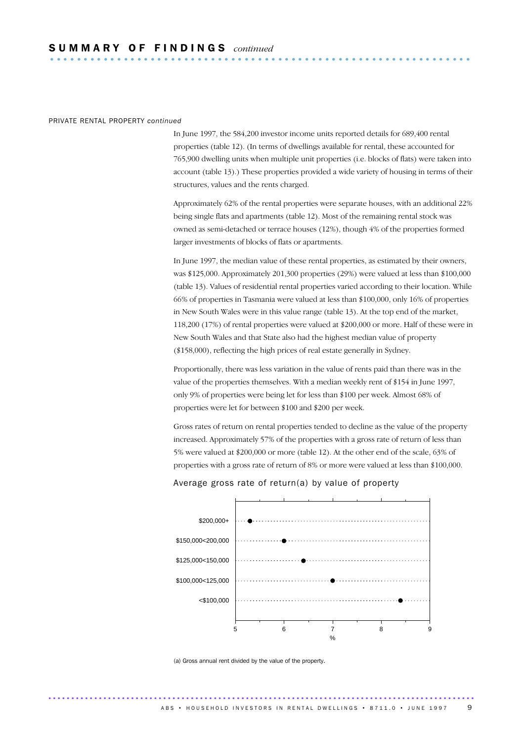## SUMMARY OF FINDINGS *continued*

PRIVATE RENTAL PROPERTY *continued*

In June 1997, the 584,200 investor income units reported details for 689,400 rental properties (table 12). (In terms of dwellings available for rental, these accounted for 765,900 dwelling units when multiple unit properties (i.e. blocks of flats) were taken into account (table 13).) These properties provided a wide variety of housing in terms of their structures, values and the rents charged.

Approximately 62% of the rental properties were separate houses, with an additional 22% being single flats and apartments (table 12). Most of the remaining rental stock was owned as semi-detached or terrace houses (12%), though 4% of the properties formed larger investments of blocks of flats or apartments.

In June 1997, the median value of these rental properties, as estimated by their owners, was $125,000. Approximately 201,300 properties (29%) were valued at less than $100,000 (table 13). Values of residential rental properties varied according to their location. While 66% of properties in Tasmania were valued at less than $100,000, only 16% of properties in New South Wales were in this value range (table 13). At the top end of the market, 118,200 (17%) of rental properties were valued at $200,000 or more. Half of these were in New South Wales and that State also had the highest median value of property ($158,000), reflecting the high prices of real estate generally in Sydney.

Proportionally, there was less variation in the value of rents paid than there was in the value of the properties themselves. With a median weekly rent of $154 in June 1997, only 9% of properties were being let for less than $100 per week. Almost 68% of properties were let for between $100 and $200 per week.

Gross rates of return on rental properties tended to decline as the value of the property increased. Approximately 57% of the properties with a gross rate of return of less than 5% were valued at $200,000 or more (table 12). At the other end of the scale, 63% of properties with a gross rate of return of 8% or more were valued at less than $100,000.

Average gross rate of return(a) by value of property

| Value of property | % |
|---|---|
| $200,000+ | 5.3 |
| $150,000<200,000 | 6.0 |
| $125,000<150,000 | 6.4 |
| $100,000<125,000 | 7.0 |
| <$100,000 | 8.4 |

(a) Gross annual rent divided by the value of the property.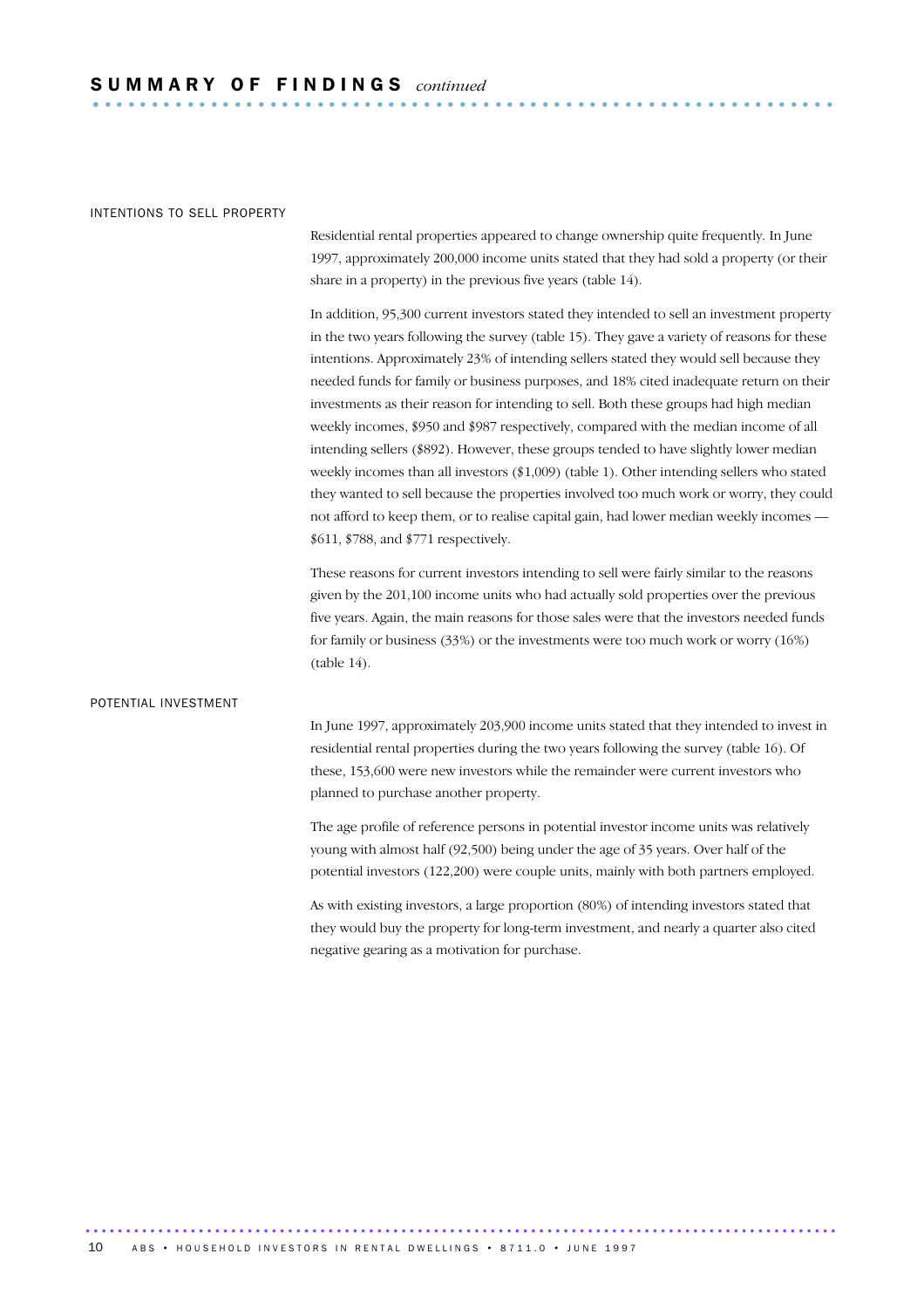## SUMMARY OF FINDINGS *continued*

### INTENTIONS TO SELL PROPERTY

Residential rental properties appeared to change ownership quite frequently. In June 1997, approximately 200,000 income units stated that they had sold a property (or their share in a property) in the previous five years (table 14).

In addition, 95,300 current investors stated they intended to sell an investment property in the two years following the survey (table 15). They gave a variety of reasons for these intentions. Approximately 23% of intending sellers stated they would sell because they needed funds for family or business purposes, and 18% cited inadequate return on their investments as their reason for intending to sell. Both these groups had high median weekly incomes, $950 and $987 respectively, compared with the median income of all intending sellers ($892). However, these groups tended to have slightly lower median weekly incomes than all investors ($1,009) (table 1). Other intending sellers who stated they wanted to sell because the properties involved too much work or worry, they could not afford to keep them, or to realise capital gain, had lower median weekly incomes — $611, $788, and $771 respectively.

These reasons for current investors intending to sell were fairly similar to the reasons given by the 201,100 income units who had actually sold properties over the previous five years. Again, the main reasons for those sales were that the investors needed funds for family or business (33%) or the investments were too much work or worry (16%) (table 14).

### POTENTIAL INVESTMENT

In June 1997, approximately 203,900 income units stated that they intended to invest in residential rental properties during the two years following the survey (table 16). Of these, 153,600 were new investors while the remainder were current investors who planned to purchase another property.

The age profile of reference persons in potential investor income units was relatively young with almost half (92,500) being under the age of 35 years. Over half of the potential investors (122,200) were couple units, mainly with both partners employed.

As with existing investors, a large proportion (80%) of intending investors stated that they would buy the property for long-term investment, and nearly a quarter also cited negative gearing as a motivation for purchase.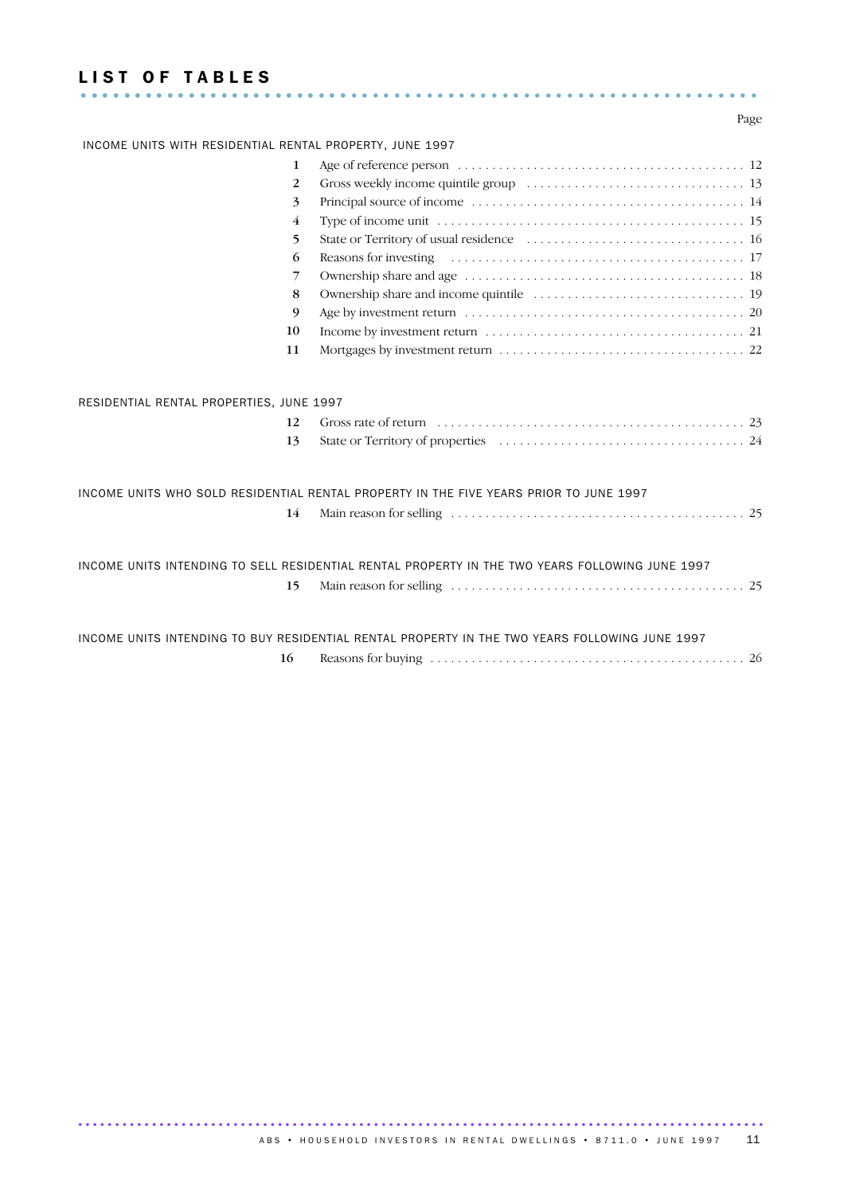# LIST OF TABLES

Page

INCOME UNITS WITH RESIDENTIAL RENTAL PROPERTY, JUNE 1997

| | | Page |
|---|---|---|
| 1 | Age of reference person | 12 |
| 2 | Gross weekly income quintile group | 13 |
| 3 | Principal source of income | 14 |
| 4 | Type of income unit | 15 |
| 5 | State or Territory of usual residence | 16 |
| 6 | Reasons for investing | 17 |
| 7 | Ownership share and age | 18 |
| 8 | Ownership share and income quintile | 19 |
| 9 | Age by investment return | 20 |
| 10 | Income by investment return | 21 |
| 11 | Mortgages by investment return | 22 |

RESIDENTIAL RENTAL PROPERTIES, JUNE 1997

| | | Page |
|---|---|---|
| 12 | Gross rate of return | 23 |
| 13 | State or Territory of properties | 24 |

INCOME UNITS WHO SOLD RESIDENTIAL RENTAL PROPERTY IN THE FIVE YEARS PRIOR TO JUNE 1997

| | | Page |
|---|---|---|
| 14 | Main reason for selling | 25 |

INCOME UNITS INTENDING TO SELL RESIDENTIAL RENTAL PROPERTY IN THE TWO YEARS FOLLOWING JUNE 1997

| | | Page |
|---|---|---|
| 15 | Main reason for selling | 25 |

INCOME UNITS INTENDING TO BUY RESIDENTIAL RENTAL PROPERTY IN THE TWO YEARS FOLLOWING JUNE 1997

| | | Page |
|---|---|---|
| 16 | Reasons for buying | 26 |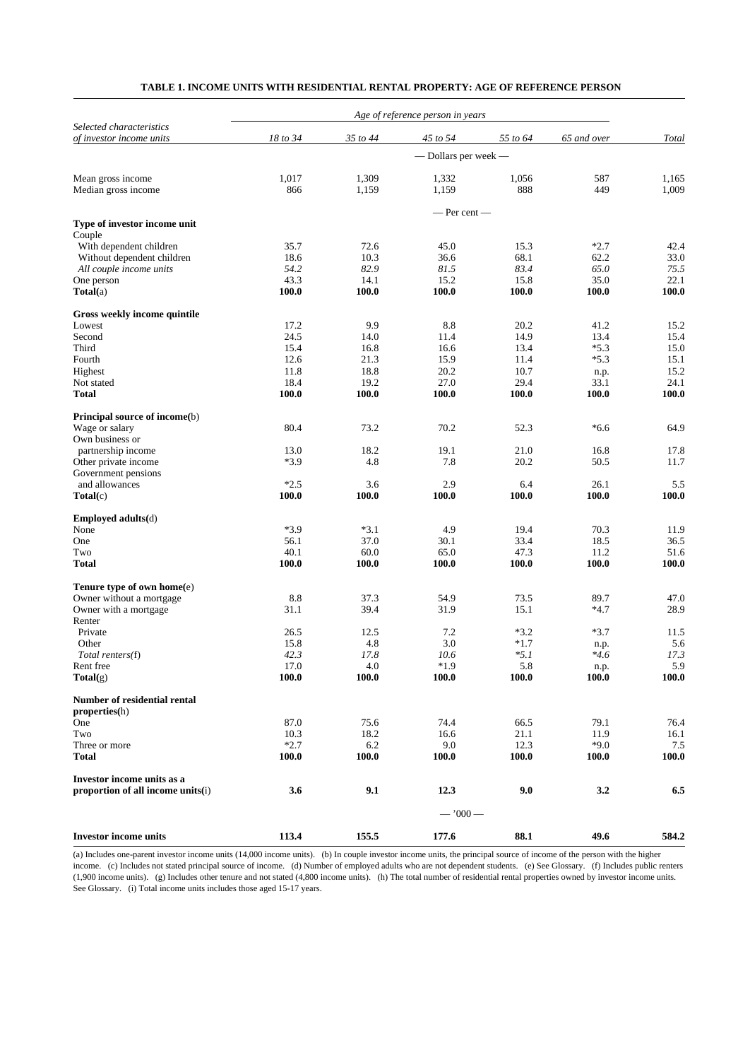**TABLE 1. INCOME UNITS WITH RESIDENTIAL RENTAL PROPERTY: AGE OF REFERENCE PERSON**

| *Selected characteristics of investor income units* | *Age of reference person in years* | | | | | |
|---|---|---|---|---|---|---|
| | *18 to 34* | *35 to 44* | *45 to 54* | *55 to 64* | *65 and over* | *Total* |
| | — Dollars per week — | | | | | |
| Mean gross income | 1,017 | 1,309 | 1,332 | 1,056 | 587 | 1,165 |
| Median gross income | 866 | 1,159 | 1,159 | 888 | 449 | 1,009 |
| | — Per cent — | | | | | |
| **Type of investor income unit** | | | | | | |
| Couple | | | | | | |
| With dependent children | 35.7 | 72.6 | 45.0 | 15.3 | *2.7 | 42.4 |
| Without dependent children | 18.6 | 10.3 | 36.6 | 68.1 | 62.2 | 33.0 |
| *All couple income units* | *54.2* | *82.9* | *81.5* | *83.4* | *65.0* | *75.5* |
| One person | 43.3 | 14.1 | 15.2 | 15.8 | 35.0 | 22.1 |
| **Total**(a) | **100.0** | **100.0** | **100.0** | **100.0** | **100.0** | **100.0** |
| **Gross weekly income quintile** | | | | | | |
| Lowest | 17.2 | 9.9 | 8.8 | 20.2 | 41.2 | 15.2 |
| Second | 24.5 | 14.0 | 11.4 | 14.9 | 13.4 | 15.4 |
| Third | 15.4 | 16.8 | 16.6 | 13.4 | *5.3 | 15.0 |
| Fourth | 12.6 | 21.3 | 15.9 | 11.4 | *5.3 | 15.1 |
| Highest | 11.8 | 18.8 | 20.2 | 10.7 | n.p. | 15.2 |
| Not stated | 18.4 | 19.2 | 27.0 | 29.4 | 33.1 | 24.1 |
| **Total** | **100.0** | **100.0** | **100.0** | **100.0** | **100.0** | **100.0** |
| **Principal source of income**(b) | | | | | | |
| Wage or salary | 80.4 | 73.2 | 70.2 | 52.3 | *6.6 | 64.9 |
| Own business or partnership income | 13.0 | 18.2 | 19.1 | 21.0 | 16.8 | 17.8 |
| Other private income | *3.9 | 4.8 | 7.8 | 20.2 | 50.5 | 11.7 |
| Government pensions and allowances | *2.5 | 3.6 | 2.9 | 6.4 | 26.1 | 5.5 |
| **Total**(c) | **100.0** | **100.0** | **100.0** | **100.0** | **100.0** | **100.0** |
| **Employed adults**(d) | | | | | | |
| None | *3.9 | *3.1 | 4.9 | 19.4 | 70.3 | 11.9 |
| One | 56.1 | 37.0 | 30.1 | 33.4 | 18.5 | 36.5 |
| Two | 40.1 | 60.0 | 65.0 | 47.3 | 11.2 | 51.6 |
| **Total** | **100.0** | **100.0** | **100.0** | **100.0** | **100.0** | **100.0** |
| **Tenure type of own home**(e) | | | | | | |
| Owner without a mortgage | 8.8 | 37.3 | 54.9 | 73.5 | 89.7 | 47.0 |
| Owner with a mortgage | 31.1 | 39.4 | 31.9 | 15.1 | *4.7 | 28.9 |
| Renter | | | | | | |
| Private | 26.5 | 12.5 | 7.2 | *3.2 | *3.7 | 11.5 |
| Other | 15.8 | 4.8 | 3.0 | *1.7 | n.p. | 5.6 |
| *Total renters*(f) | *42.3* | *17.8* | *10.6* | **5.1* | **4.6* | *17.3* |
| Rent free | 17.0 | 4.0 | *1.9 | 5.8 | n.p. | 5.9 |
| **Total**(g) | **100.0** | **100.0** | **100.0** | **100.0** | **100.0** | **100.0** |
| **Number of residential rental properties**(h) | | | | | | |
| One | 87.0 | 75.6 | 74.4 | 66.5 | 79.1 | 76.4 |
| Two | 10.3 | 18.2 | 16.6 | 21.1 | 11.9 | 16.1 |
| Three or more | *2.7 | 6.2 | 9.0 | 12.3 | *9.0 | 7.5 |
| **Total** | **100.0** | **100.0** | **100.0** | **100.0** | **100.0** | **100.0** |
| **Investor income units as a proportion of all income units**(i) | **3.6** | **9.1** | **12.3** | **9.0** | **3.2** | **6.5** |
| | — '000 — | | | | | |
| **Investor income units** | **113.4** | **155.5** | **177.6** | **88.1** | **49.6** | **584.2** |

(a) Includes one-parent investor income units (14,000 income units). (b) In couple investor income units, the principal source of income of the person with the higher income. (c) Includes not stated principal source of income. (d) Number of employed adults who are not dependent students. (e) See Glossary. (f) Includes public renters (1,900 income units). (g) Includes other tenure and not stated (4,800 income units). (h) The total number of residential rental properties owned by investor income units. See Glossary. (i) Total income units includes those aged 15-17 years.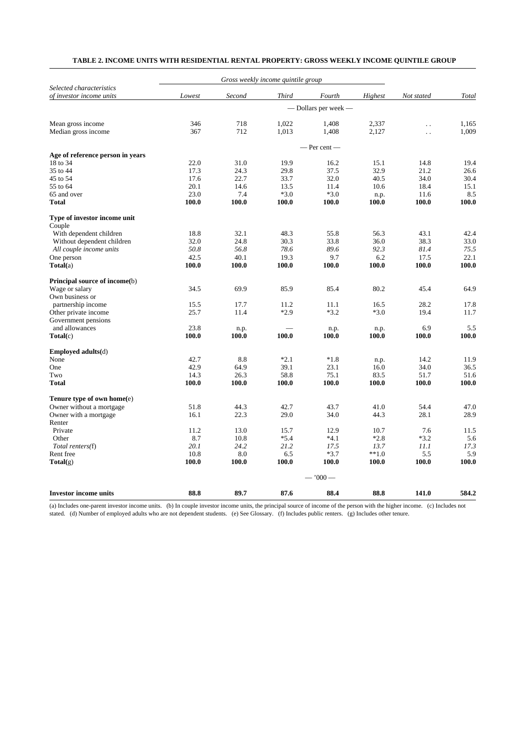# TABLE 2. INCOME UNITS WITH RESIDENTIAL RENTAL PROPERTY: GROSS WEEKLY INCOME QUINTILE GROUP

| Selected characteristics of investor income units | Gross weekly income quintile group | | | | | | |
|---|---|---|---|---|---|---|---|
| | *Lowest* | *Second* | *Third* | *Fourth* | *Highest* | *Not stated* | *Total* |
| | — Dollars per week — | | | | | | |
| Mean gross income | 346 | 718 | 1,022 | 1,408 | 2,337 | . . | 1,165 |
| Median gross income | 367 | 712 | 1,013 | 1,408 | 2,127 | . . | 1,009 |
| | — Per cent — | | | | | | |
| **Age of reference person in years** | | | | | | | |
| 18 to 34 | 22.0 | 31.0 | 19.9 | 16.2 | 15.1 | 14.8 | 19.4 |
| 35 to 44 | 17.3 | 24.3 | 29.8 | 37.5 | 32.9 | 21.2 | 26.6 |
| 45 to 54 | 17.6 | 22.7 | 33.7 | 32.0 | 40.5 | 34.0 | 30.4 |
| 55 to 64 | 20.1 | 14.6 | 13.5 | 11.4 | 10.6 | 18.4 | 15.1 |
| 65 and over | 23.0 | 7.4 | *3.0 | *3.0 | n.p. | 11.6 | 8.5 |
| **Total** | **100.0** | **100.0** | **100.0** | **100.0** | **100.0** | **100.0** | **100.0** |
| **Type of investor income unit** | | | | | | | |
| Couple | | | | | | | |
| With dependent children | 18.8 | 32.1 | 48.3 | 55.8 | 56.3 | 43.1 | 42.4 |
| Without dependent children | 32.0 | 24.8 | 30.3 | 33.8 | 36.0 | 38.3 | 33.0 |
| *All couple income units* | *50.8* | *56.8* | *78.6* | *89.6* | *92.3* | *81.4* | *75.5* |
| One person | 42.5 | 40.1 | 19.3 | 9.7 | 6.2 | 17.5 | 22.1 |
| **Total**(a) | **100.0** | **100.0** | **100.0** | **100.0** | **100.0** | **100.0** | **100.0** |
| **Principal source of income**(b) | | | | | | | |
| Wage or salary | 34.5 | 69.9 | 85.9 | 85.4 | 80.2 | 45.4 | 64.9 |
| Own business or partnership income | 15.5 | 17.7 | 11.2 | 11.1 | 16.5 | 28.2 | 17.8 |
| Other private income | 25.7 | 11.4 | *2.9 | *3.2 | *3.0 | 19.4 | 11.7 |
| Government pensions and allowances | 23.8 | n.p. | — | n.p. | n.p. | 6.9 | 5.5 |
| **Total**(c) | **100.0** | **100.0** | **100.0** | **100.0** | **100.0** | **100.0** | **100.0** |
| **Employed adults**(d) | | | | | | | |
| None | 42.7 | 8.8 | *2.1 | *1.8 | n.p. | 14.2 | 11.9 |
| One | 42.9 | 64.9 | 39.1 | 23.1 | 16.0 | 34.0 | 36.5 |
| Two | 14.3 | 26.3 | 58.8 | 75.1 | 83.5 | 51.7 | 51.6 |
| **Total** | **100.0** | **100.0** | **100.0** | **100.0** | **100.0** | **100.0** | **100.0** |
| **Tenure type of own home**(e) | | | | | | | |
| Owner without a mortgage | 51.8 | 44.3 | 42.7 | 43.7 | 41.0 | 54.4 | 47.0 |
| Owner with a mortgage | 16.1 | 22.3 | 29.0 | 34.0 | 44.3 | 28.1 | 28.9 |
| Renter | | | | | | | |
| Private | 11.2 | 13.0 | 15.7 | 12.9 | 10.7 | 7.6 | 11.5 |
| Other | 8.7 | 10.8 | *5.4 | *4.1 | *2.8 | *3.2 | 5.6 |
| *Total renters*(f) | *20.1* | *24.2* | *21.2* | *17.5* | *13.7* | *11.1* | *17.3* |
| Rent free | 10.8 | 8.0 | 6.5 | *3.7 | **1.0 | 5.5 | 5.9 |
| **Total**(g) | **100.0** | **100.0** | **100.0** | **100.0** | **100.0** | **100.0** | **100.0** |
| | — '000 — | | | | | | |
| **Investor income units** | **88.8** | **89.7** | **87.6** | **88.4** | **88.8** | **141.0** | **584.2** |

(a) Includes one-parent investor income units. (b) In couple investor income units, the principal source of income of the person with the higher income. (c) Includes not stated. (d) Number of employed adults who are not dependent students. (e) See Glossary. (f) Includes public renters. (g) Includes other tenure.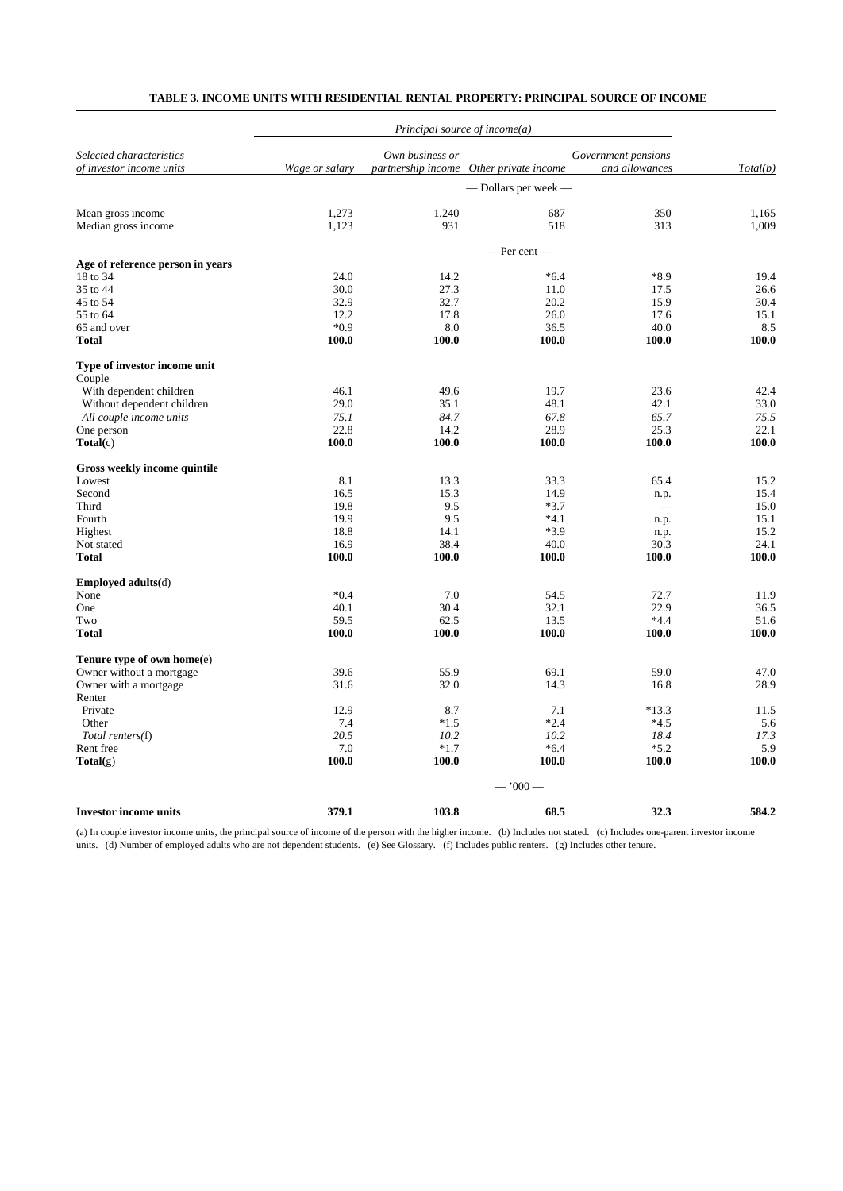**TABLE 3. INCOME UNITS WITH RESIDENTIAL RENTAL PROPERTY: PRINCIPAL SOURCE OF INCOME**

| *Selected characteristics of investor income units* | *Principal source of income(a)* | | | | |
|---|---|---|---|---|---|
| | *Wage or salary* | *Own business or partnership income* | *Other private income* | *Government pensions and allowances* | *Total(b)* |
| | — Dollars per week — | | | | |
| Mean gross income | 1,273 | 1,240 | 687 | 350 | 1,165 |
| Median gross income | 1,123 | 931 | 518 | 313 | 1,009 |
| | — Per cent — | | | | |
| **Age of reference person in years** | | | | | |
| 18 to 34 | 24.0 | 14.2 | *6.4 | *8.9 | 19.4 |
| 35 to 44 | 30.0 | 27.3 | 11.0 | 17.5 | 26.6 |
| 45 to 54 | 32.9 | 32.7 | 20.2 | 15.9 | 30.4 |
| 55 to 64 | 12.2 | 17.8 | 26.0 | 17.6 | 15.1 |
| 65 and over | *0.9 | 8.0 | 36.5 | 40.0 | 8.5 |
| **Total** | **100.0** | **100.0** | **100.0** | **100.0** | **100.0** |
| **Type of investor income unit** | | | | | |
| Couple | | | | | |
| With dependent children | 46.1 | 49.6 | 19.7 | 23.6 | 42.4 |
| Without dependent children | 29.0 | 35.1 | 48.1 | 42.1 | 33.0 |
| *All couple income units* | *75.1* | *84.7* | *67.8* | *65.7* | *75.5* |
| One person | 22.8 | 14.2 | 28.9 | 25.3 | 22.1 |
| **Total**(c) | **100.0** | **100.0** | **100.0** | **100.0** | **100.0** |
| **Gross weekly income quintile** | | | | | |
| Lowest | 8.1 | 13.3 | 33.3 | 65.4 | 15.2 |
| Second | 16.5 | 15.3 | 14.9 | n.p. | 15.4 |
| Third | 19.8 | 9.5 | *3.7 | — | 15.0 |
| Fourth | 19.9 | 9.5 | *4.1 | n.p. | 15.1 |
| Highest | 18.8 | 14.1 | *3.9 | n.p. | 15.2 |
| Not stated | 16.9 | 38.4 | 40.0 | 30.3 | 24.1 |
| **Total** | **100.0** | **100.0** | **100.0** | **100.0** | **100.0** |
| **Employed adults**(d) | | | | | |
| None | *0.4 | 7.0 | 54.5 | 72.7 | 11.9 |
| One | 40.1 | 30.4 | 32.1 | 22.9 | 36.5 |
| Two | 59.5 | 62.5 | 13.5 | *4.4 | 51.6 |
| **Total** | **100.0** | **100.0** | **100.0** | **100.0** | **100.0** |
| **Tenure type of own home**(e) | | | | | |
| Owner without a mortgage | 39.6 | 55.9 | 69.1 | 59.0 | 47.0 |
| Owner with a mortgage | 31.6 | 32.0 | 14.3 | 16.8 | 28.9 |
| Renter | | | | | |
| Private | 12.9 | 8.7 | 7.1 | *13.3 | 11.5 |
| Other | 7.4 | *1.5 | *2.4 | *4.5 | 5.6 |
| *Total renters*(f) | *20.5* | *10.2* | *10.2* | *18.4* | *17.3* |
| Rent free | 7.0 | *1.7 | *6.4 | *5.2 | 5.9 |
| **Total**(g) | **100.0** | **100.0** | **100.0** | **100.0** | **100.0** |
| | — '000 — | | | | |
| **Investor income units** | **379.1** | **103.8** | **68.5** | **32.3** | **584.2** |

(a) In couple investor income units, the principal source of income of the person with the higher income. (b) Includes not stated. (c) Includes one-parent investor income units. (d) Number of employed adults who are not dependent students. (e) See Glossary. (f) Includes public renters. (g) Includes other tenure.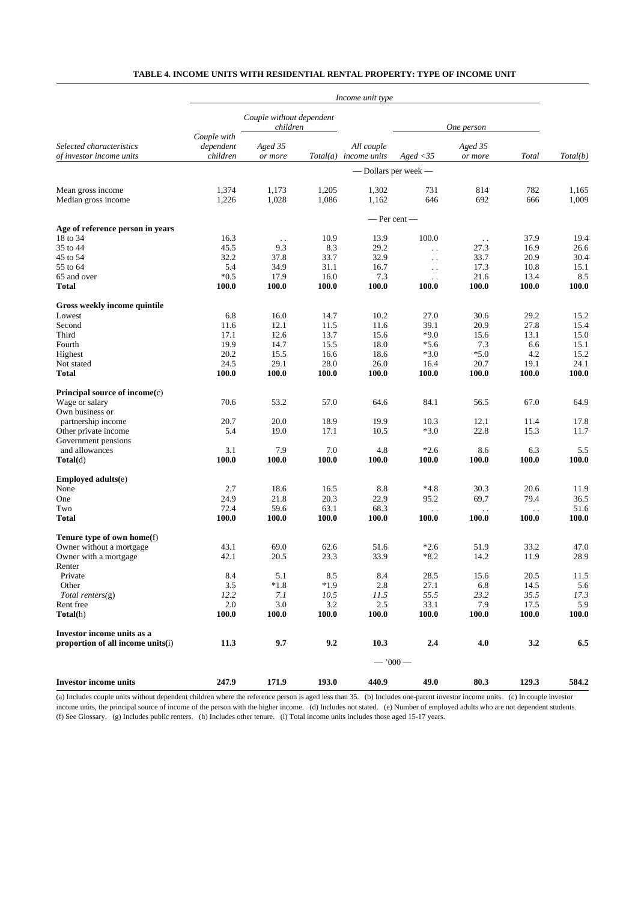**TABLE 4. INCOME UNITS WITH RESIDENTIAL RENTAL PROPERTY: TYPE OF INCOME UNIT**

| | Income unit type | | | | | | | |
|---|---|---|---|---|---|---|---|---|
| | | Couple without dependent children | | | One person | | | |
| *Selected characteristics of investor income units* | *Couple with dependent children* | *Aged 35 or more* | *Total(a)* | *All couple income units* | *Aged <35* | *Aged 35 or more* | *Total* | *Total(b)* |
| | — Dollars per week — | | | | | | | |
| Mean gross income | 1,374 | 1,173 | 1,205 | 1,302 | 731 | 814 | 782 | 1,165 |
| Median gross income | 1,226 | 1,028 | 1,086 | 1,162 | 646 | 692 | 666 | 1,009 |
| | — Per cent — | | | | | | | |
| **Age of reference person in years** | | | | | | | | |
| 18 to 34 | 16.3 | . . | 10.9 | 13.9 | 100.0 | . . | 37.9 | 19.4 |
| 35 to 44 | 45.5 | 9.3 | 8.3 | 29.2 | . . | 27.3 | 16.9 | 26.6 |
| 45 to 54 | 32.2 | 37.8 | 33.7 | 32.9 | . . | 33.7 | 20.9 | 30.4 |
| 55 to 64 | 5.4 | 34.9 | 31.1 | 16.7 | . . | 17.3 | 10.8 | 15.1 |
| 65 and over | *0.5 | 17.9 | 16.0 | 7.3 | . . | 21.6 | 13.4 | 8.5 |
| **Total** | **100.0** | **100.0** | **100.0** | **100.0** | **100.0** | **100.0** | **100.0** | **100.0** |
| **Gross weekly income quintile** | | | | | | | | |
| Lowest | 6.8 | 16.0 | 14.7 | 10.2 | 27.0 | 30.6 | 29.2 | 15.2 |
| Second | 11.6 | 12.1 | 11.5 | 11.6 | 39.1 | 20.9 | 27.8 | 15.4 |
| Third | 17.1 | 12.6 | 13.7 | 15.6 | *9.0 | 15.6 | 13.1 | 15.0 |
| Fourth | 19.9 | 14.7 | 15.5 | 18.0 | *5.6 | 7.3 | 6.6 | 15.1 |
| Highest | 20.2 | 15.5 | 16.6 | 18.6 | *3.0 | *5.0 | 4.2 | 15.2 |
| Not stated | 24.5 | 29.1 | 28.0 | 26.0 | 16.4 | 20.7 | 19.1 | 24.1 |
| **Total** | **100.0** | **100.0** | **100.0** | **100.0** | **100.0** | **100.0** | **100.0** | **100.0** |
| **Principal source of income**(c) | | | | | | | | |
| Wage or salary | 70.6 | 53.2 | 57.0 | 64.6 | 84.1 | 56.5 | 67.0 | 64.9 |
| Own business or partnership income | 20.7 | 20.0 | 18.9 | 19.9 | 10.3 | 12.1 | 11.4 | 17.8 |
| Other private income | 5.4 | 19.0 | 17.1 | 10.5 | *3.0 | 22.8 | 15.3 | 11.7 |
| Government pensions and allowances | 3.1 | 7.9 | 7.0 | 4.8 | *2.6 | 8.6 | 6.3 | 5.5 |
| **Total**(d) | **100.0** | **100.0** | **100.0** | **100.0** | **100.0** | **100.0** | **100.0** | **100.0** |
| **Employed adults**(e) | | | | | | | | |
| None | 2.7 | 18.6 | 16.5 | 8.8 | *4.8 | 30.3 | 20.6 | 11.9 |
| One | 24.9 | 21.8 | 20.3 | 22.9 | 95.2 | 69.7 | 79.4 | 36.5 |
| Two | 72.4 | 59.6 | 63.1 | 68.3 | . . | . . | . . | 51.6 |
| **Total** | **100.0** | **100.0** | **100.0** | **100.0** | **100.0** | **100.0** | **100.0** | **100.0** |
| **Tenure type of own home**(f) | | | | | | | | |
| Owner without a mortgage | 43.1 | 69.0 | 62.6 | 51.6 | *2.6 | 51.9 | 33.2 | 47.0 |
| Owner with a mortgage | 42.1 | 20.5 | 23.3 | 33.9 | *8.2 | 14.2 | 11.9 | 28.9 |
| Renter | | | | | | | | |
| Private | 8.4 | 5.1 | 8.5 | 8.4 | 28.5 | 15.6 | 20.5 | 11.5 |
| Other | 3.5 | *1.8 | *1.9 | 2.8 | 27.1 | 6.8 | 14.5 | 5.6 |
| *Total renters*(g) | *12.2* | *7.1* | *10.5* | *11.5* | *55.5* | *23.2* | *35.5* | *17.3* |
| Rent free | 2.0 | 3.0 | 3.2 | 2.5 | 33.1 | 7.9 | 17.5 | 5.9 |
| **Total**(h) | **100.0** | **100.0** | **100.0** | **100.0** | **100.0** | **100.0** | **100.0** | **100.0** |
| **Investor income units as a proportion of all income units**(i) | **11.3** | **9.7** | **9.2** | **10.3** | **2.4** | **4.0** | **3.2** | **6.5** |
| | — '000 — | | | | | | | |
| **Investor income units** | **247.9** | **171.9** | **193.0** | **440.9** | **49.0** | **80.3** | **129.3** | **584.2** |

(a) Includes couple units without dependent children where the reference person is aged less than 35. (b) Includes one-parent investor income units. (c) In couple investor income units, the principal source of income of the person with the higher income. (d) Includes not stated. (e) Number of employed adults who are not dependent students. (f) See Glossary. (g) Includes public renters. (h) Includes other tenure. (i) Total income units includes those aged 15-17 years.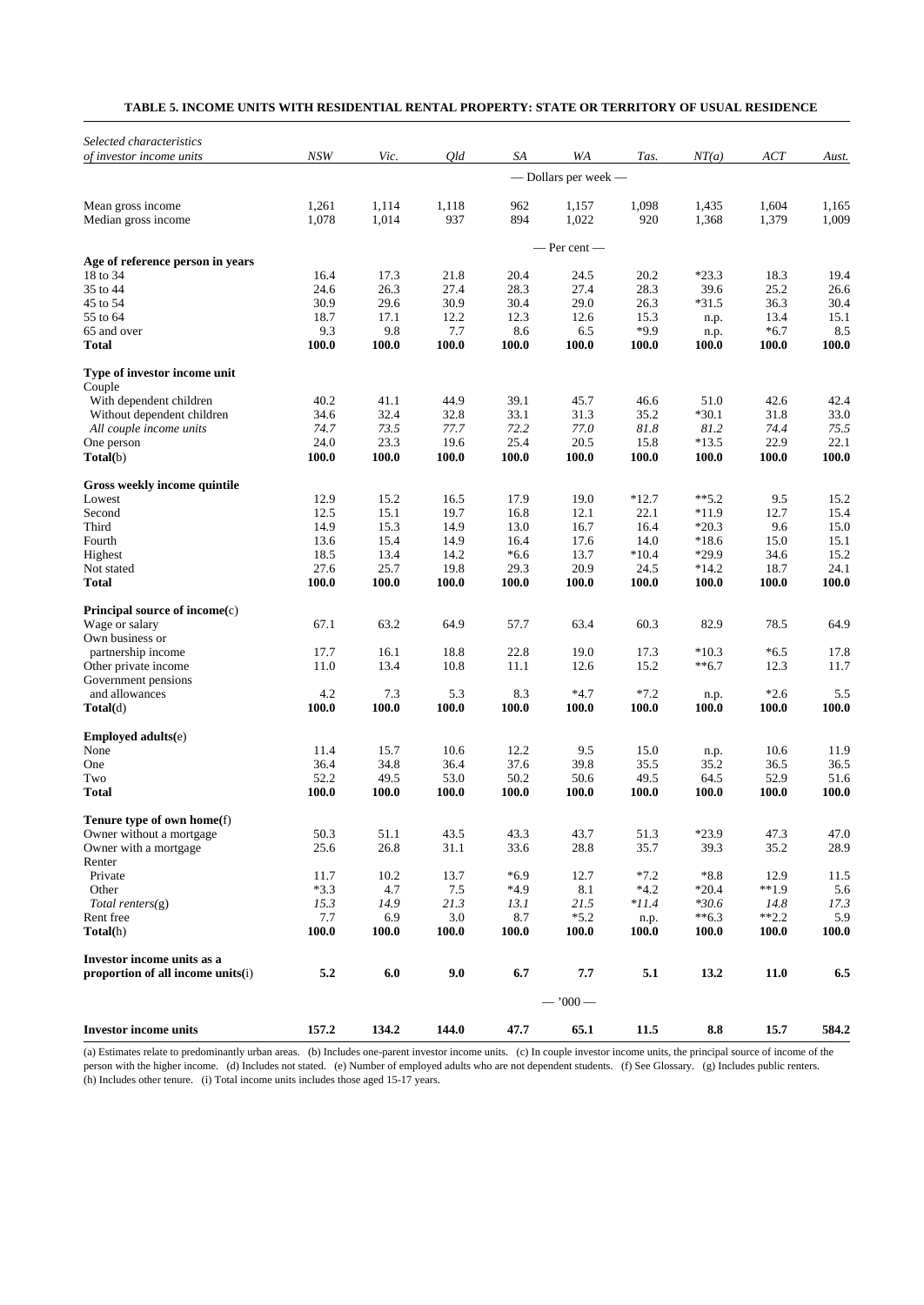**TABLE 5. INCOME UNITS WITH RESIDENTIAL RENTAL PROPERTY: STATE OR TERRITORY OF USUAL RESIDENCE**

| *Selected characteristics of investor income units* | *NSW* | *Vic.* | *Qld* | *SA* | *WA* | *Tas.* | *NT(a)* | *ACT* | *Aust.* |
|---|---|---|---|---|---|---|---|---|---|
| | — Dollars per week — | | | | | | | | |
| Mean gross income | 1,261 | 1,114 | 1,118 | 962 | 1,157 | 1,098 | 1,435 | 1,604 | 1,165 |
| Median gross income | 1,078 | 1,014 | 937 | 894 | 1,022 | 920 | 1,368 | 1,379 | 1,009 |
| | — Per cent — | | | | | | | | |
| **Age of reference person in years** | | | | | | | | | |
| 18 to 34 | 16.4 | 17.3 | 21.8 | 20.4 | 24.5 | 20.2 | *23.3 | 18.3 | 19.4 |
| 35 to 44 | 24.6 | 26.3 | 27.4 | 28.3 | 27.4 | 28.3 | 39.6 | 25.2 | 26.6 |
| 45 to 54 | 30.9 | 29.6 | 30.9 | 30.4 | 29.0 | 26.3 | *31.5 | 36.3 | 30.4 |
| 55 to 64 | 18.7 | 17.1 | 12.2 | 12.3 | 12.6 | 15.3 | n.p. | 13.4 | 15.1 |
| 65 and over | 9.3 | 9.8 | 7.7 | 8.6 | 6.5 | *9.9 | n.p. | *6.7 | 8.5 |
| **Total** | **100.0** | **100.0** | **100.0** | **100.0** | **100.0** | **100.0** | **100.0** | **100.0** | **100.0** |
| **Type of investor income unit** | | | | | | | | | |
| Couple | | | | | | | | | |
| With dependent children | 40.2 | 41.1 | 44.9 | 39.1 | 45.7 | 46.6 | 51.0 | 42.6 | 42.4 |
| Without dependent children | 34.6 | 32.4 | 32.8 | 33.1 | 31.3 | 35.2 | *30.1 | 31.8 | 33.0 |
| *All couple income units* | *74.7* | *73.5* | *77.7* | *72.2* | *77.0* | *81.8* | *81.2* | *74.4* | *75.5* |
| One person | 24.0 | 23.3 | 19.6 | 25.4 | 20.5 | 15.8 | *13.5 | 22.9 | 22.1 |
| **Total**(b) | **100.0** | **100.0** | **100.0** | **100.0** | **100.0** | **100.0** | **100.0** | **100.0** | **100.0** |
| **Gross weekly income quintile** | | | | | | | | | |
| Lowest | 12.9 | 15.2 | 16.5 | 17.9 | 19.0 | *12.7 | **5.2 | 9.5 | 15.2 |
| Second | 12.5 | 15.1 | 19.7 | 16.8 | 12.1 | 22.1 | *11.9 | 12.7 | 15.4 |
| Third | 14.9 | 15.3 | 14.9 | 13.0 | 16.7 | 16.4 | *20.3 | 9.6 | 15.0 |
| Fourth | 13.6 | 15.4 | 14.9 | 16.4 | 17.6 | 14.0 | *18.6 | 15.0 | 15.1 |
| Highest | 18.5 | 13.4 | 14.2 | *6.6 | 13.7 | *10.4 | *29.9 | 34.6 | 15.2 |
| Not stated | 27.6 | 25.7 | 19.8 | 29.3 | 20.9 | 24.5 | *14.2 | 18.7 | 24.1 |
| **Total** | **100.0** | **100.0** | **100.0** | **100.0** | **100.0** | **100.0** | **100.0** | **100.0** | **100.0** |
| **Principal source of income**(c) | | | | | | | | | |
| Wage or salary | 67.1 | 63.2 | 64.9 | 57.7 | 63.4 | 60.3 | 82.9 | 78.5 | 64.9 |
| Own business or partnership income | 17.7 | 16.1 | 18.8 | 22.8 | 19.0 | 17.3 | *10.3 | *6.5 | 17.8 |
| Other private income | 11.0 | 13.4 | 10.8 | 11.1 | 12.6 | 15.2 | **6.7 | 12.3 | 11.7 |
| Government pensions and allowances | 4.2 | 7.3 | 5.3 | 8.3 | *4.7 | *7.2 | n.p. | *2.6 | 5.5 |
| **Total**(d) | **100.0** | **100.0** | **100.0** | **100.0** | **100.0** | **100.0** | **100.0** | **100.0** | **100.0** |
| **Employed adults**(e) | | | | | | | | | |
| None | 11.4 | 15.7 | 10.6 | 12.2 | 9.5 | 15.0 | n.p. | 10.6 | 11.9 |
| One | 36.4 | 34.8 | 36.4 | 37.6 | 39.8 | 35.5 | 35.2 | 36.5 | 36.5 |
| Two | 52.2 | 49.5 | 53.0 | 50.2 | 50.6 | 49.5 | 64.5 | 52.9 | 51.6 |
| **Total** | **100.0** | **100.0** | **100.0** | **100.0** | **100.0** | **100.0** | **100.0** | **100.0** | **100.0** |
| **Tenure type of own home**(f) | | | | | | | | | |
| Owner without a mortgage | 50.3 | 51.1 | 43.5 | 43.3 | 43.7 | 51.3 | *23.9 | 47.3 | 47.0 |
| Owner with a mortgage | 25.6 | 26.8 | 31.1 | 33.6 | 28.8 | 35.7 | 39.3 | 35.2 | 28.9 |
| Renter | | | | | | | | | |
| Private | 11.7 | 10.2 | 13.7 | *6.9 | 12.7 | *7.2 | *8.8 | 12.9 | 11.5 |
| Other | *3.3 | 4.7 | 7.5 | *4.9 | 8.1 | *4.2 | *20.4 | **1.9 | 5.6 |
| *Total renters*(g) | *15.3* | *14.9* | *21.3* | *13.1* | *21.5* | **11.4* | **30.6* | *14.8* | *17.3* |
| Rent free | 7.7 | 6.9 | 3.0 | 8.7 | *5.2 | n.p. | **6.3 | **2.2 | 5.9 |
| **Total**(h) | **100.0** | **100.0** | **100.0** | **100.0** | **100.0** | **100.0** | **100.0** | **100.0** | **100.0** |
| **Investor income units as a proportion of all income units**(i) | **5.2** | **6.0** | **9.0** | **6.7** | **7.7** | **5.1** | **13.2** | **11.0** | **6.5** |
| | — '000 — | | | | | | | | |
| **Investor income units** | **157.2** | **134.2** | **144.0** | **47.7** | **65.1** | **11.5** | **8.8** | **15.7** | **584.2** |

(a) Estimates relate to predominantly urban areas. (b) Includes one-parent investor income units. (c) In couple investor income units, the principal source of income of the person with the higher income. (d) Includes not stated. (e) Number of employed adults who are not dependent students. (f) See Glossary. (g) Includes public renters. (h) Includes other tenure. (i) Total income units includes those aged 15-17 years.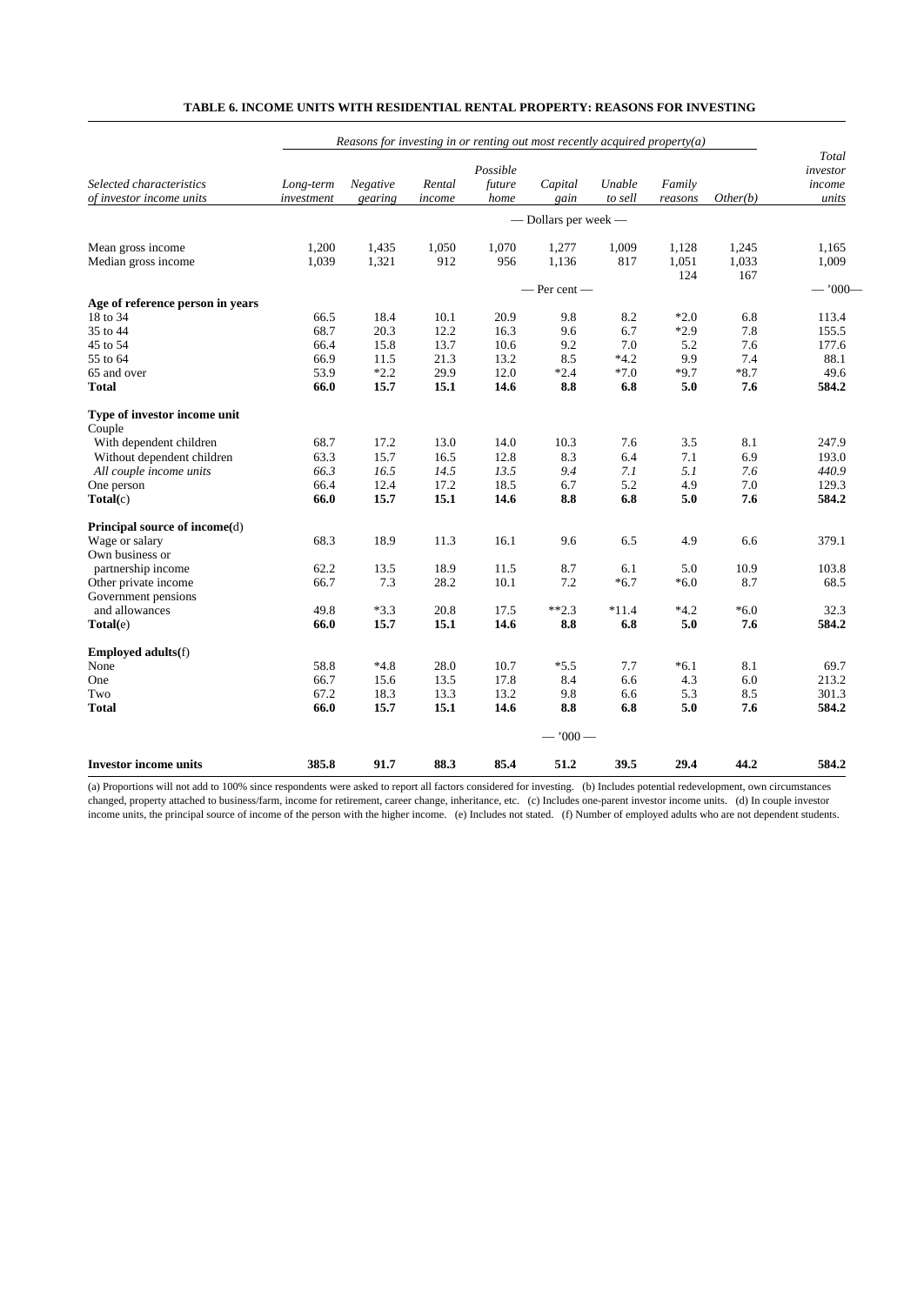**TABLE 6. INCOME UNITS WITH RESIDENTIAL RENTAL PROPERTY: REASONS FOR INVESTING**

| *Selected characteristics of investor income units* | *Reasons for investing in or renting out most recently acquired property(a)* | | | | | | | | *Total investor income units* |
|---|---|---|---|---|---|---|---|---|---|
| | *Long-term investment* | *Negative gearing* | *Rental income* | *Possible future home* | *Capital gain* | *Unable to sell* | *Family reasons* | *Other(b)* | |
| | — Dollars per week — | | | | | | | | |
| Mean gross income | 1,200 | 1,435 | 1,050 | 1,070 | 1,277 | 1,009 | 1,128 | 1,245 | 1,165 |
| Median gross income | 1,039 | 1,321 | 912 | 956 | 1,136 | 817 | 1,051 | 1,033 | 1,009 |
| | | | | | | | 124 | 167 | |
| | — Per cent — | | | | | | | | — '000— |
| **Age of reference person in years** | | | | | | | | | |
| 18 to 34 | 66.5 | 18.4 | 10.1 | 20.9 | 9.8 | 8.2 | *2.0 | 6.8 | 113.4 |
| 35 to 44 | 68.7 | 20.3 | 12.2 | 16.3 | 9.6 | 6.7 | *2.9 | 7.8 | 155.5 |
| 45 to 54 | 66.4 | 15.8 | 13.7 | 10.6 | 9.2 | 7.0 | 5.2 | 7.6 | 177.6 |
| 55 to 64 | 66.9 | 11.5 | 21.3 | 13.2 | 8.5 | *4.2 | 9.9 | 7.4 | 88.1 |
| 65 and over | 53.9 | *2.2 | 29.9 | 12.0 | *2.4 | *7.0 | *9.7 | *8.7 | 49.6 |
| **Total** | **66.0** | **15.7** | **15.1** | **14.6** | **8.8** | **6.8** | **5.0** | **7.6** | **584.2** |
| **Type of investor income unit** | | | | | | | | | |
| Couple | | | | | | | | | |
| With dependent children | 68.7 | 17.2 | 13.0 | 14.0 | 10.3 | 7.6 | 3.5 | 8.1 | 247.9 |
| Without dependent children | 63.3 | 15.7 | 16.5 | 12.8 | 8.3 | 6.4 | 7.1 | 6.9 | 193.0 |
| *All couple income units* | *66.3* | *16.5* | *14.5* | *13.5* | *9.4* | *7.1* | *5.1* | *7.6* | *440.9* |
| One person | 66.4 | 12.4 | 17.2 | 18.5 | 6.7 | 5.2 | 4.9 | 7.0 | 129.3 |
| **Total**(c) | **66.0** | **15.7** | **15.1** | **14.6** | **8.8** | **6.8** | **5.0** | **7.6** | **584.2** |
| **Principal source of income**(d) | | | | | | | | | |
| Wage or salary | 68.3 | 18.9 | 11.3 | 16.1 | 9.6 | 6.5 | 4.9 | 6.6 | 379.1 |
| Own business or partnership income | 62.2 | 13.5 | 18.9 | 11.5 | 8.7 | 6.1 | 5.0 | 10.9 | 103.8 |
| Other private income | 66.7 | 7.3 | 28.2 | 10.1 | 7.2 | *6.7 | *6.0 | 8.7 | 68.5 |
| Government pensions and allowances | 49.8 | *3.3 | 20.8 | 17.5 | **2.3 | *11.4 | *4.2 | *6.0 | 32.3 |
| **Total**(e) | **66.0** | **15.7** | **15.1** | **14.6** | **8.8** | **6.8** | **5.0** | **7.6** | **584.2** |
| **Employed adults**(f) | | | | | | | | | |
| None | 58.8 | *4.8 | 28.0 | 10.7 | *5.5 | 7.7 | *6.1 | 8.1 | 69.7 |
| One | 66.7 | 15.6 | 13.5 | 17.8 | 8.4 | 6.6 | 4.3 | 6.0 | 213.2 |
| Two | 67.2 | 18.3 | 13.3 | 13.2 | 9.8 | 6.6 | 5.3 | 8.5 | 301.3 |
| **Total** | **66.0** | **15.7** | **15.1** | **14.6** | **8.8** | **6.8** | **5.0** | **7.6** | **584.2** |
| | — '000 — | | | | | | | | |
| **Investor income units** | **385.8** | **91.7** | **88.3** | **85.4** | **51.2** | **39.5** | **29.4** | **44.2** | **584.2** |

(a) Proportions will not add to 100% since respondents were asked to report all factors considered for investing. (b) Includes potential redevelopment, own circumstances changed, property attached to business/farm, income for retirement, career change, inheritance, etc. (c) Includes one-parent investor income units. (d) In couple investor income units, the principal source of income of the person with the higher income. (e) Includes not stated. (f) Number of employed adults who are not dependent students.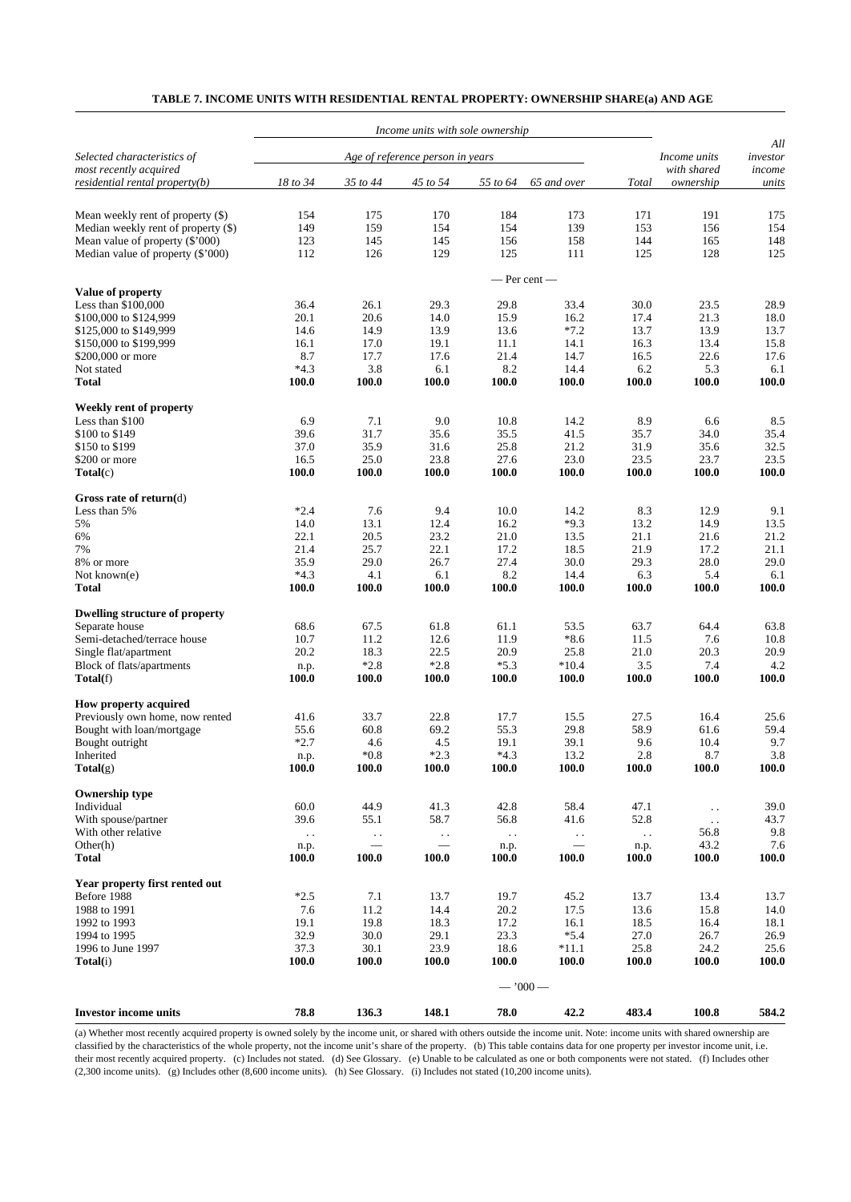## TABLE 7. INCOME UNITS WITH RESIDENTIAL RENTAL PROPERTY: OWNERSHIP SHARE(a) AND AGE

| Selected characteristics of most recently acquired residential rental property(b) | Income units with sole ownership | | | | | | Income units with shared ownership | All investor income units |
|---|---|---|---|---|---|---|---|---|
| | Age of reference person in years | | | | | | | |
| | 18 to 34 | 35 to 44 | 45 to 54 | 55 to 64 | 65 and over | Total | | |
| Mean weekly rent of property ($) | 154 | 175 | 170 | 184 | 173 | 171 | 191 | 175 |
| Median weekly rent of property ($) | 149 | 159 | 154 | 154 | 139 | 153 | 156 | 154 |
| Mean value of property ($'000) | 123 | 145 | 145 | 156 | 158 | 144 | 165 | 148 |
| Median value of property ($'000) | 112 | 126 | 129 | 125 | 111 | 125 | 128 | 125 |
| | — Per cent — | | | | | | | |
| **Value of property** | | | | | | | | |
| Less than $100,000 | 36.4 | 26.1 | 29.3 | 29.8 | 33.4 | 30.0 | 23.5 | 28.9 |
| $100,000 to $124,999 | 20.1 | 20.6 | 14.0 | 15.9 | 16.2 | 17.4 | 21.3 | 18.0 |
| $125,000 to $149,999 | 14.6 | 14.9 | 13.9 | 13.6 | *7.2 | 13.7 | 13.9 | 13.7 |
| $150,000 to $199,999 | 16.1 | 17.0 | 19.1 | 11.1 | 14.1 | 16.3 | 13.4 | 15.8 |
| $200,000 or more | 8.7 | 17.7 | 17.6 | 21.4 | 14.7 | 16.5 | 22.6 | 17.6 |
| Not stated | *4.3 | 3.8 | 6.1 | 8.2 | 14.4 | 6.2 | 5.3 | 6.1 |
| **Total** | **100.0** | **100.0** | **100.0** | **100.0** | **100.0** | **100.0** | **100.0** | **100.0** |
| **Weekly rent of property** | | | | | | | | |
| Less than $100 | 6.9 | 7.1 | 9.0 | 10.8 | 14.2 | 8.9 | 6.6 | 8.5 |
| $100 to $149 | 39.6 | 31.7 | 35.6 | 35.5 | 41.5 | 35.7 | 34.0 | 35.4 |
| $150 to $199 | 37.0 | 35.9 | 31.6 | 25.8 | 21.2 | 31.9 | 35.6 | 32.5 |
| $200 or more | 16.5 | 25.0 | 23.8 | 27.6 | 23.0 | 23.5 | 23.7 | 23.5 |
| **Total**(c) | **100.0** | **100.0** | **100.0** | **100.0** | **100.0** | **100.0** | **100.0** | **100.0** |
| **Gross rate of return**(d) | | | | | | | | |
| Less than 5% | *2.4 | 7.6 | 9.4 | 10.0 | 14.2 | 8.3 | 12.9 | 9.1 |
| 5% | 14.0 | 13.1 | 12.4 | 16.2 | *9.3 | 13.2 | 14.9 | 13.5 |
| 6% | 22.1 | 20.5 | 23.2 | 21.0 | 13.5 | 21.1 | 21.6 | 21.2 |
| 7% | 21.4 | 25.7 | 22.1 | 17.2 | 18.5 | 21.9 | 17.2 | 21.1 |
| 8% or more | 35.9 | 29.0 | 26.7 | 27.4 | 30.0 | 29.3 | 28.0 | 29.0 |
| Not known(e) | *4.3 | 4.1 | 6.1 | 8.2 | 14.4 | 6.3 | 5.4 | 6.1 |
| **Total** | **100.0** | **100.0** | **100.0** | **100.0** | **100.0** | **100.0** | **100.0** | **100.0** |
| **Dwelling structure of property** | | | | | | | | |
| Separate house | 68.6 | 67.5 | 61.8 | 61.1 | 53.5 | 63.7 | 64.4 | 63.8 |
| Semi-detached/terrace house | 10.7 | 11.2 | 12.6 | 11.9 | *8.6 | 11.5 | 7.6 | 10.8 |
| Single flat/apartment | 20.2 | 18.3 | 22.5 | 20.9 | 25.8 | 21.0 | 20.3 | 20.9 |
| Block of flats/apartments | n.p. | *2.8 | *2.8 | *5.3 | *10.4 | 3.5 | 7.4 | 4.2 |
| **Total**(f) | **100.0** | **100.0** | **100.0** | **100.0** | **100.0** | **100.0** | **100.0** | **100.0** |
| **How property acquired** | | | | | | | | |
| Previously own home, now rented | 41.6 | 33.7 | 22.8 | 17.7 | 15.5 | 27.5 | 16.4 | 25.6 |
| Bought with loan/mortgage | 55.6 | 60.8 | 69.2 | 55.3 | 29.8 | 58.9 | 61.6 | 59.4 |
| Bought outright | *2.7 | 4.6 | 4.5 | 19.1 | 39.1 | 9.6 | 10.4 | 9.7 |
| Inherited | n.p. | *0.8 | *2.3 | *4.3 | 13.2 | 2.8 | 8.7 | 3.8 |
| **Total**(g) | **100.0** | **100.0** | **100.0** | **100.0** | **100.0** | **100.0** | **100.0** | **100.0** |
| **Ownership type** | | | | | | | | |
| Individual | 60.0 | 44.9 | 41.3 | 42.8 | 58.4 | 47.1 | . . | 39.0 |
| With spouse/partner | 39.6 | 55.1 | 58.7 | 56.8 | 41.6 | 52.8 | . . | 43.7 |
| With other relative | . . | . . | . . | . . | . . | . . | 56.8 | 9.8 |
| Other(h) | n.p. | — | — | n.p. | — | n.p. | 43.2 | 7.6 |
| **Total** | **100.0** | **100.0** | **100.0** | **100.0** | **100.0** | **100.0** | **100.0** | **100.0** |
| **Year property first rented out** | | | | | | | | |
| Before 1988 | *2.5 | 7.1 | 13.7 | 19.7 | 45.2 | 13.7 | 13.4 | 13.7 |
| 1988 to 1991 | 7.6 | 11.2 | 14.4 | 20.2 | 17.5 | 13.6 | 15.8 | 14.0 |
| 1992 to 1993 | 19.1 | 19.8 | 18.3 | 17.2 | 16.1 | 18.5 | 16.4 | 18.1 |
| 1994 to 1995 | 32.9 | 30.0 | 29.1 | 23.3 | *5.4 | 27.0 | 26.7 | 26.9 |
| 1996 to June 1997 | 37.3 | 30.1 | 23.9 | 18.6 | *11.1 | 25.8 | 24.2 | 25.6 |
| **Total**(i) | **100.0** | **100.0** | **100.0** | **100.0** | **100.0** | **100.0** | **100.0** | **100.0** |
| | — '000 — | | | | | | | |
| **Investor income units** | **78.8** | **136.3** | **148.1** | **78.0** | **42.2** | **483.4** | **100.8** | **584.2** |

(a) Whether most recently acquired property is owned solely by the income unit, or shared with others outside the income unit. Note: income units with shared ownership are classified by the characteristics of the whole property, not the income unit's share of the property. (b) This table contains data for one property per investor income unit, i.e. their most recently acquired property. (c) Includes not stated. (d) See Glossary. (e) Unable to be calculated as one or both components were not stated. (f) Includes other (2,300 income units). (g) Includes other (8,600 income units). (h) See Glossary. (i) Includes not stated (10,200 income units).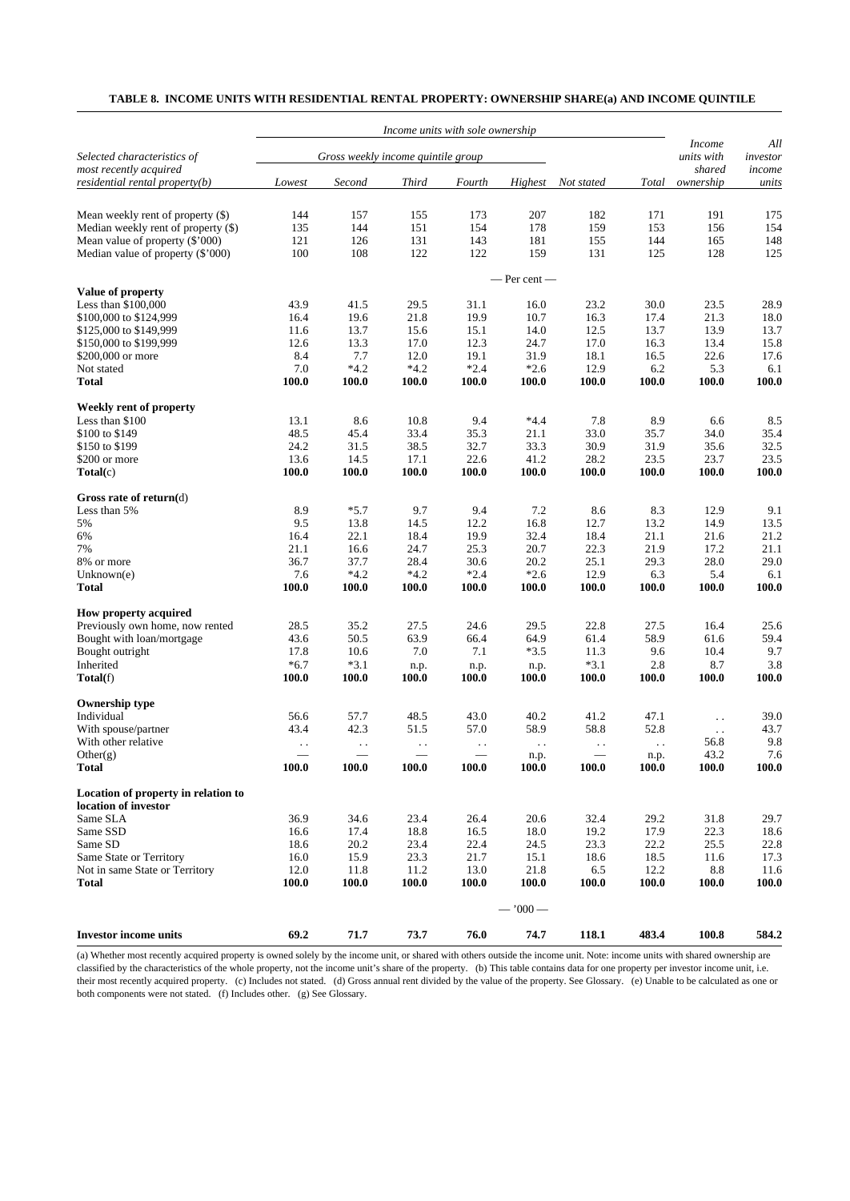**TABLE 8. INCOME UNITS WITH RESIDENTIAL RENTAL PROPERTY: OWNERSHIP SHARE(a) AND INCOME QUINTILE**

| | *Income units with sole ownership* | | | | | | | | |
|---|---|---|---|---|---|---|---|---|---|
| *Selected characteristics of most recently acquired residential rental property*(b) | *Gross weekly income quintile group* | | | | | | | *Income units with shared ownership* | *All investor income units* |
| | *Lowest* | *Second* | *Third* | *Fourth* | *Highest* | *Not stated* | *Total* | | |
| Mean weekly rent of property ($) | 144 | 157 | 155 | 173 | 207 | 182 | 171 | 191 | 175 |
| Median weekly rent of property ($) | 135 | 144 | 151 | 154 | 178 | 159 | 153 | 156 | 154 |
| Mean value of property ($'000) | 121 | 126 | 131 | 143 | 181 | 155 | 144 | 165 | 148 |
| Median value of property ($'000) | 100 | 108 | 122 | 122 | 159 | 131 | 125 | 128 | 125 |
| | | | | | — Per cent — | | | | |
| **Value of property** | | | | | | | | | |
| Less than $100,000 | 43.9 | 41.5 | 29.5 | 31.1 | 16.0 | 23.2 | 30.0 | 23.5 | 28.9 |
| $100,000 to $124,999 | 16.4 | 19.6 | 21.8 | 19.9 | 10.7 | 16.3 | 17.4 | 21.3 | 18.0 |
| $125,000 to $149,999 | 11.6 | 13.7 | 15.6 | 15.1 | 14.0 | 12.5 | 13.7 | 13.9 | 13.7 |
| $150,000 to $199,999 | 12.6 | 13.3 | 17.0 | 12.3 | 24.7 | 17.0 | 16.3 | 13.4 | 15.8 |
| $200,000 or more | 8.4 | 7.7 | 12.0 | 19.1 | 31.9 | 18.1 | 16.5 | 22.6 | 17.6 |
| Not stated | 7.0 | *4.2 | *4.2 | *2.4 | *2.6 | 12.9 | 6.2 | 5.3 | 6.1 |
| **Total** | **100.0** | **100.0** | **100.0** | **100.0** | **100.0** | **100.0** | **100.0** | **100.0** | **100.0** |
| **Weekly rent of property** | | | | | | | | | |
| Less than $100 | 13.1 | 8.6 | 10.8 | 9.4 | *4.4 | 7.8 | 8.9 | 6.6 | 8.5 |
| $100 to $149 | 48.5 | 45.4 | 33.4 | 35.3 | 21.1 | 33.0 | 35.7 | 34.0 | 35.4 |
| $150 to $199 | 24.2 | 31.5 | 38.5 | 32.7 | 33.3 | 30.9 | 31.9 | 35.6 | 32.5 |
| $200 or more | 13.6 | 14.5 | 17.1 | 22.6 | 41.2 | 28.2 | 23.5 | 23.7 | 23.5 |
| **Total**(c) | **100.0** | **100.0** | **100.0** | **100.0** | **100.0** | **100.0** | **100.0** | **100.0** | **100.0** |
| **Gross rate of return**(d) | | | | | | | | | |
| Less than 5% | 8.9 | *5.7 | 9.7 | 9.4 | 7.2 | 8.6 | 8.3 | 12.9 | 9.1 |
| 5% | 9.5 | 13.8 | 14.5 | 12.2 | 16.8 | 12.7 | 13.2 | 14.9 | 13.5 |
| 6% | 16.4 | 22.1 | 18.4 | 19.9 | 32.4 | 18.4 | 21.1 | 21.6 | 21.2 |
| 7% | 21.1 | 16.6 | 24.7 | 25.3 | 20.7 | 22.3 | 21.9 | 17.2 | 21.1 |
| 8% or more | 36.7 | 37.7 | 28.4 | 30.6 | 20.2 | 25.1 | 29.3 | 28.0 | 29.0 |
| Unknown(e) | 7.6 | *4.2 | *4.2 | *2.4 | *2.6 | 12.9 | 6.3 | 5.4 | 6.1 |
| **Total** | **100.0** | **100.0** | **100.0** | **100.0** | **100.0** | **100.0** | **100.0** | **100.0** | **100.0** |
| **How property acquired** | | | | | | | | | |
| Previously own home, now rented | 28.5 | 35.2 | 27.5 | 24.6 | 29.5 | 22.8 | 27.5 | 16.4 | 25.6 |
| Bought with loan/mortgage | 43.6 | 50.5 | 63.9 | 66.4 | 64.9 | 61.4 | 58.9 | 61.6 | 59.4 |
| Bought outright | 17.8 | 10.6 | 7.0 | 7.1 | *3.5 | 11.3 | 9.6 | 10.4 | 9.7 |
| Inherited | *6.7 | *3.1 | n.p. | n.p. | n.p. | *3.1 | 2.8 | 8.7 | 3.8 |
| **Total**(f) | **100.0** | **100.0** | **100.0** | **100.0** | **100.0** | **100.0** | **100.0** | **100.0** | **100.0** |
| **Ownership type** | | | | | | | | | |
| Individual | 56.6 | 57.7 | 48.5 | 43.0 | 40.2 | 41.2 | 47.1 | . . | 39.0 |
| With spouse/partner | 43.4 | 42.3 | 51.5 | 57.0 | 58.9 | 58.8 | 52.8 | . . | 43.7 |
| With other relative | . . | . . | . . | . . | . . | . . | . . | 56.8 | 9.8 |
| Other(g) | — | — | — | — | n.p. | — | n.p. | 43.2 | 7.6 |
| **Total** | **100.0** | **100.0** | **100.0** | **100.0** | **100.0** | **100.0** | **100.0** | **100.0** | **100.0** |
| **Location of property in relation to location of investor** | | | | | | | | | |
| Same SLA | 36.9 | 34.6 | 23.4 | 26.4 | 20.6 | 32.4 | 29.2 | 31.8 | 29.7 |
| Same SSD | 16.6 | 17.4 | 18.8 | 16.5 | 18.0 | 19.2 | 17.9 | 22.3 | 18.6 |
| Same SD | 18.6 | 20.2 | 23.4 | 22.4 | 24.5 | 23.3 | 22.2 | 25.5 | 22.8 |
| Same State or Territory | 16.0 | 15.9 | 23.3 | 21.7 | 15.1 | 18.6 | 18.5 | 11.6 | 17.3 |
| Not in same State or Territory | 12.0 | 11.8 | 11.2 | 13.0 | 21.8 | 6.5 | 12.2 | 8.8 | 11.6 |
| **Total** | **100.0** | **100.0** | **100.0** | **100.0** | **100.0** | **100.0** | **100.0** | **100.0** | **100.0** |
| | | | | | — '000 — | | | | |
| **Investor income units** | **69.2** | **71.7** | **73.7** | **76.0** | **74.7** | **118.1** | **483.4** | **100.8** | **584.2** |

(a) Whether most recently acquired property is owned solely by the income unit, or shared with others outside the income unit. Note: income units with shared ownership are classified by the characteristics of the whole property, not the income unit's share of the property. (b) This table contains data for one property per investor income unit, i.e. their most recently acquired property. (c) Includes not stated. (d) Gross annual rent divided by the value of the property. See Glossary. (e) Unable to be calculated as one or both components were not stated. (f) Includes other. (g) See Glossary.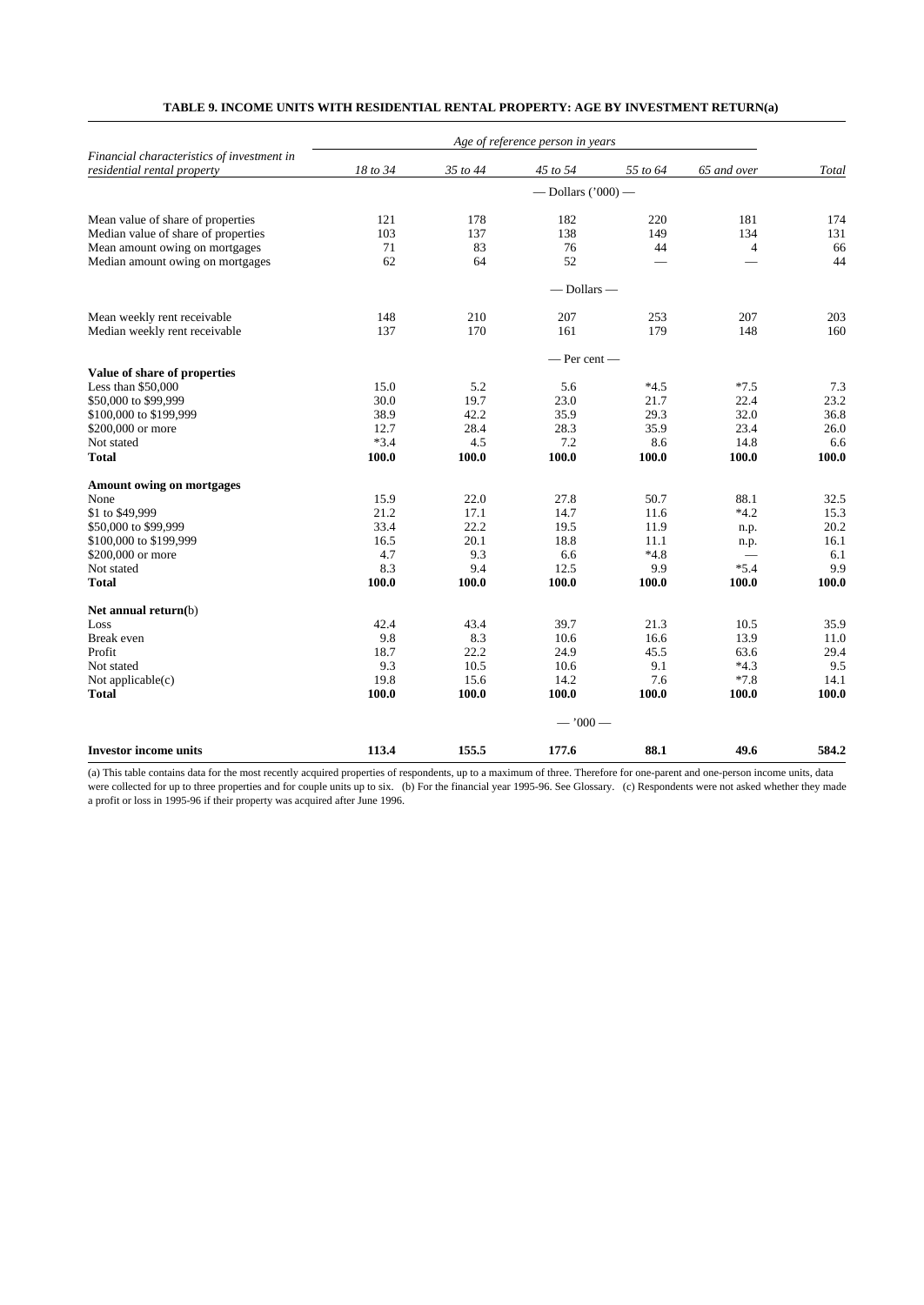**TABLE 9. INCOME UNITS WITH RESIDENTIAL RENTAL PROPERTY: AGE BY INVESTMENT RETURN(a)**

| *Financial characteristics of investment in residential rental property* | *Age of reference person in years* | | | | | |
|---|---|---|---|---|---|---|
| | *18 to 34* | *35 to 44* | *45 to 54* | *55 to 64* | *65 and over* | *Total* |
| | | | — Dollars ('000) — | | | |
| Mean value of share of properties | 121 | 178 | 182 | 220 | 181 | 174 |
| Median value of share of properties | 103 | 137 | 138 | 149 | 134 | 131 |
| Mean amount owing on mortgages | 71 | 83 | 76 | 44 | 4 | 66 |
| Median amount owing on mortgages | 62 | 64 | 52 | — | — | 44 |
| | | | — Dollars — | | | |
| Mean weekly rent receivable | 148 | 210 | 207 | 253 | 207 | 203 |
| Median weekly rent receivable | 137 | 170 | 161 | 179 | 148 | 160 |
| | | | — Per cent — | | | |
| **Value of share of properties** | | | | | | |
| Less than $50,000 | 15.0 | 5.2 | 5.6 | *4.5 | *7.5 | 7.3 |
| $50,000 to $99,999 | 30.0 | 19.7 | 23.0 | 21.7 | 22.4 | 23.2 |
| $100,000 to $199,999 | 38.9 | 42.2 | 35.9 | 29.3 | 32.0 | 36.8 |
| $200,000 or more | 12.7 | 28.4 | 28.3 | 35.9 | 23.4 | 26.0 |
| Not stated | *3.4 | 4.5 | 7.2 | 8.6 | 14.8 | 6.6 |
| **Total** | **100.0** | **100.0** | **100.0** | **100.0** | **100.0** | **100.0** |
| **Amount owing on mortgages** | | | | | | |
| None | 15.9 | 22.0 | 27.8 | 50.7 | 88.1 | 32.5 |
| $1 to $49,999 | 21.2 | 17.1 | 14.7 | 11.6 | *4.2 | 15.3 |
| $50,000 to $99,999 | 33.4 | 22.2 | 19.5 | 11.9 | n.p. | 20.2 |
| $100,000 to $199,999 | 16.5 | 20.1 | 18.8 | 11.1 | n.p. | 16.1 |
| $200,000 or more | 4.7 | 9.3 | 6.6 | *4.8 | — | 6.1 |
| Not stated | 8.3 | 9.4 | 12.5 | 9.9 | *5.4 | 9.9 |
| **Total** | **100.0** | **100.0** | **100.0** | **100.0** | **100.0** | **100.0** |
| **Net annual return**(b) | | | | | | |
| Loss | 42.4 | 43.4 | 39.7 | 21.3 | 10.5 | 35.9 |
| Break even | 9.8 | 8.3 | 10.6 | 16.6 | 13.9 | 11.0 |
| Profit | 18.7 | 22.2 | 24.9 | 45.5 | 63.6 | 29.4 |
| Not stated | 9.3 | 10.5 | 10.6 | 9.1 | *4.3 | 9.5 |
| Not applicable(c) | 19.8 | 15.6 | 14.2 | 7.6 | *7.8 | 14.1 |
| **Total** | **100.0** | **100.0** | **100.0** | **100.0** | **100.0** | **100.0** |
| | | | — '000 — | | | |
| **Investor income units** | **113.4** | **155.5** | **177.6** | **88.1** | **49.6** | **584.2** |

(a) This table contains data for the most recently acquired properties of respondents, up to a maximum of three. Therefore for one-parent and one-person income units, data were collected for up to three properties and for couple units up to six. (b) For the financial year 1995-96. See Glossary. (c) Respondents were not asked whether they made a profit or loss in 1995-96 if their property was acquired after June 1996.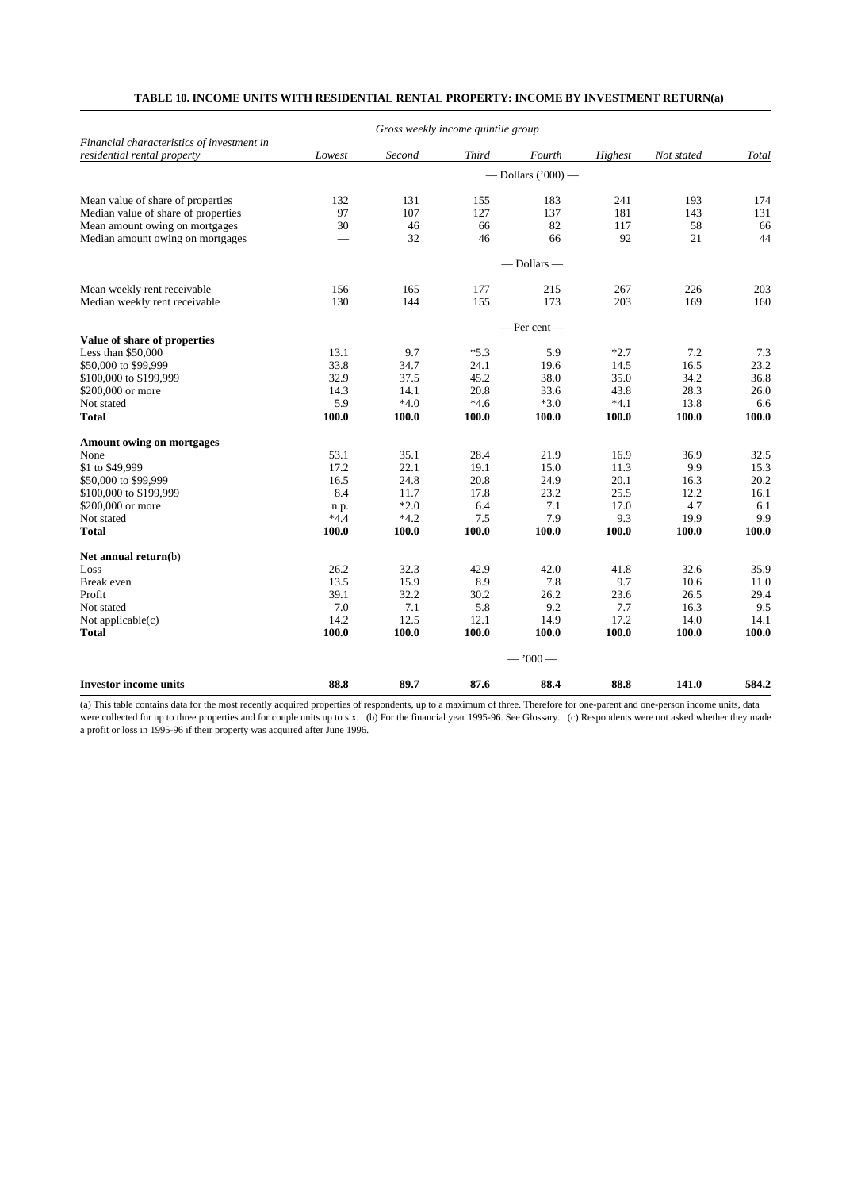**TABLE 10. INCOME UNITS WITH RESIDENTIAL RENTAL PROPERTY: INCOME BY INVESTMENT RETURN(a)**

| Financial characteristics of investment in residential rental property | Gross weekly income quintile group | | | | | Not stated | Total |
|---|---|---|---|---|---|---|---|
| | *Lowest* | *Second* | *Third* | *Fourth* | *Highest* | | |
| | — Dollars ('000) — | | | | | | |
| Mean value of share of properties | 132 | 131 | 155 | 183 | 241 | 193 | 174 |
| Median value of share of properties | 97 | 107 | 127 | 137 | 181 | 143 | 131 |
| Mean amount owing on mortgages | 30 | 46 | 66 | 82 | 117 | 58 | 66 |
| Median amount owing on mortgages | — | 32 | 46 | 66 | 92 | 21 | 44 |
| | — Dollars — | | | | | | |
| Mean weekly rent receivable | 156 | 165 | 177 | 215 | 267 | 226 | 203 |
| Median weekly rent receivable | 130 | 144 | 155 | 173 | 203 | 169 | 160 |
| | — Per cent — | | | | | | |
| **Value of share of properties** | | | | | | | |
| Less than $50,000 | 13.1 | 9.7 | *5.3 | 5.9 | *2.7 | 7.2 | 7.3 |
| $50,000 to $99,999 | 33.8 | 34.7 | 24.1 | 19.6 | 14.5 | 16.5 | 23.2 |
| $100,000 to $199,999 | 32.9 | 37.5 | 45.2 | 38.0 | 35.0 | 34.2 | 36.8 |
| $200,000 or more | 14.3 | 14.1 | 20.8 | 33.6 | 43.8 | 28.3 | 26.0 |
| Not stated | 5.9 | *4.0 | *4.6 | *3.0 | *4.1 | 13.8 | 6.6 |
| **Total** | **100.0** | **100.0** | **100.0** | **100.0** | **100.0** | **100.0** | **100.0** |
| **Amount owing on mortgages** | | | | | | | |
| None | 53.1 | 35.1 | 28.4 | 21.9 | 16.9 | 36.9 | 32.5 |
| $1 to $49,999 | 17.2 | 22.1 | 19.1 | 15.0 | 11.3 | 9.9 | 15.3 |
| $50,000 to $99,999 | 16.5 | 24.8 | 20.8 | 24.9 | 20.1 | 16.3 | 20.2 |
| $100,000 to $199,999 | 8.4 | 11.7 | 17.8 | 23.2 | 25.5 | 12.2 | 16.1 |
| $200,000 or more | n.p. | *2.0 | 6.4 | 7.1 | 17.0 | 4.7 | 6.1 |
| Not stated | *4.4 | *4.2 | 7.5 | 7.9 | 9.3 | 19.9 | 9.9 |
| **Total** | **100.0** | **100.0** | **100.0** | **100.0** | **100.0** | **100.0** | **100.0** |
| **Net annual return**(b) | | | | | | | |
| Loss | 26.2 | 32.3 | 42.9 | 42.0 | 41.8 | 32.6 | 35.9 |
| Break even | 13.5 | 15.9 | 8.9 | 7.8 | 9.7 | 10.6 | 11.0 |
| Profit | 39.1 | 32.2 | 30.2 | 26.2 | 23.6 | 26.5 | 29.4 |
| Not stated | 7.0 | 7.1 | 5.8 | 9.2 | 7.7 | 16.3 | 9.5 |
| Not applicable(c) | 14.2 | 12.5 | 12.1 | 14.9 | 17.2 | 14.0 | 14.1 |
| **Total** | **100.0** | **100.0** | **100.0** | **100.0** | **100.0** | **100.0** | **100.0** |
| | — '000 — | | | | | | |
| **Investor income units** | **88.8** | **89.7** | **87.6** | **88.4** | **88.8** | **141.0** | **584.2** |

(a) This table contains data for the most recently acquired properties of respondents, up to a maximum of three. Therefore for one-parent and one-person income units, data were collected for up to three properties and for couple units up to six. (b) For the financial year 1995-96. See Glossary. (c) Respondents were not asked whether they made a profit or loss in 1995-96 if their property was acquired after June 1996.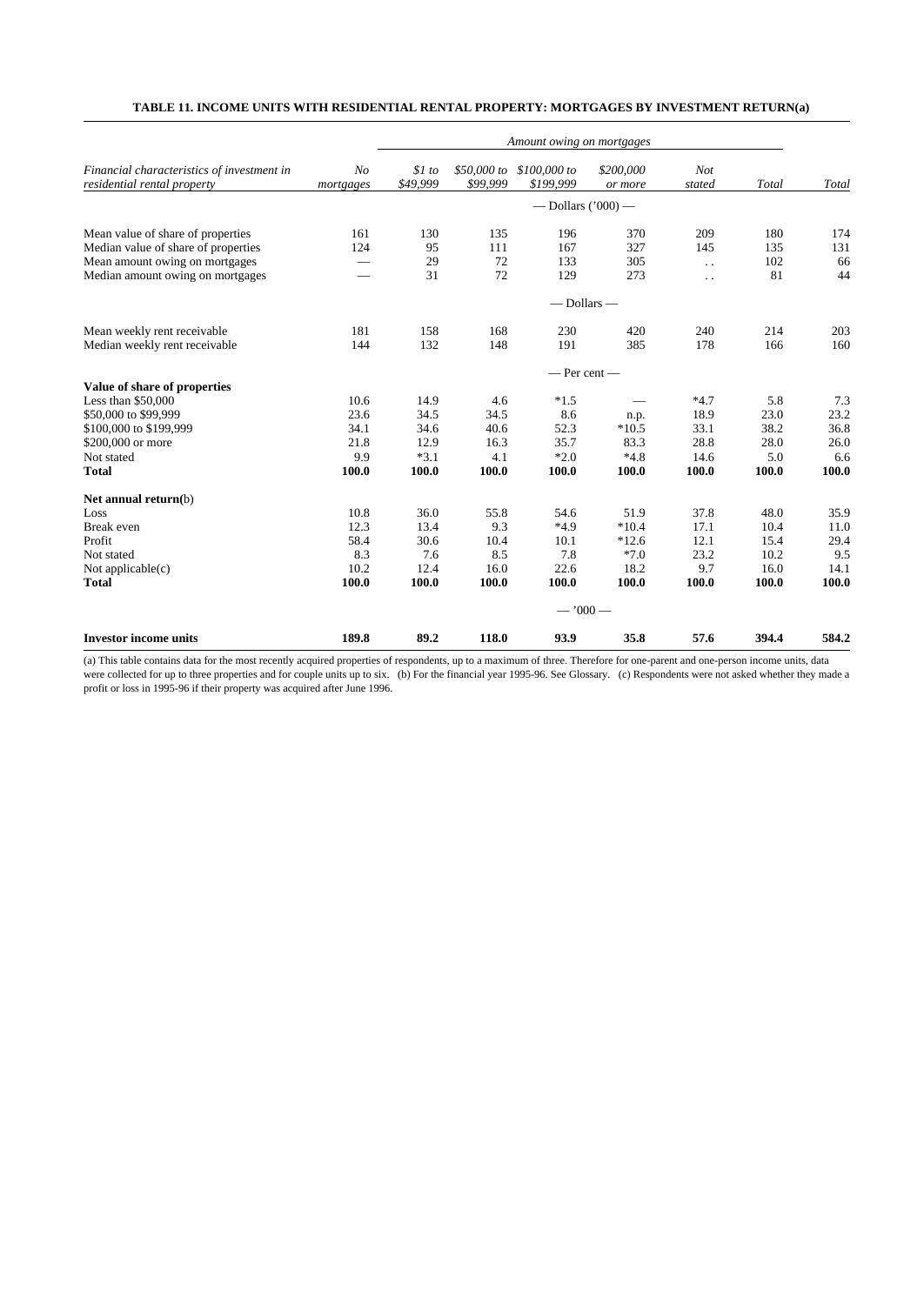**TABLE 11. INCOME UNITS WITH RESIDENTIAL RENTAL PROPERTY: MORTGAGES BY INVESTMENT RETURN(a)**

| | | Amount owing on mortgages | | | | | | |
|---|---|---|---|---|---|---|---|---|
| *Financial characteristics of investment in residential rental property* | *No mortgages* | *$1 to $49,999* | *$50,000 to $99,999* | *$100,000 to $199,999* | *$200,000 or more* | *Not stated* | *Total* | *Total* |
| | | | | — Dollars ('000) — | | | | |
| Mean value of share of properties | 161 | 130 | 135 | 196 | 370 | 209 | 180 | 174 |
| Median value of share of properties | 124 | 95 | 111 | 167 | 327 | 145 | 135 | 131 |
| Mean amount owing on mortgages | — | 29 | 72 | 133 | 305 | . . | 102 | 66 |
| Median amount owing on mortgages | — | 31 | 72 | 129 | 273 | . . | 81 | 44 |
| | | | | — Dollars — | | | | |
| Mean weekly rent receivable | 181 | 158 | 168 | 230 | 420 | 240 | 214 | 203 |
| Median weekly rent receivable | 144 | 132 | 148 | 191 | 385 | 178 | 166 | 160 |
| | | | | — Per cent — | | | | |
| **Value of share of properties** | | | | | | | | |
| Less than $50,000 | 10.6 | 14.9 | 4.6 | *1.5 | — | *4.7 | 5.8 | 7.3 |
| $50,000 to $99,999 | 23.6 | 34.5 | 34.5 | 8.6 | n.p. | 18.9 | 23.0 | 23.2 |
| $100,000 to $199,999 | 34.1 | 34.6 | 40.6 | 52.3 | *10.5 | 33.1 | 38.2 | 36.8 |
| $200,000 or more | 21.8 | 12.9 | 16.3 | 35.7 | 83.3 | 28.8 | 28.0 | 26.0 |
| Not stated | 9.9 | *3.1 | 4.1 | *2.0 | *4.8 | 14.6 | 5.0 | 6.6 |
| **Total** | **100.0** | **100.0** | **100.0** | **100.0** | **100.0** | **100.0** | **100.0** | **100.0** |
| **Net annual return**(b) | | | | | | | | |
| Loss | 10.8 | 36.0 | 55.8 | 54.6 | 51.9 | 37.8 | 48.0 | 35.9 |
| Break even | 12.3 | 13.4 | 9.3 | *4.9 | *10.4 | 17.1 | 10.4 | 11.0 |
| Profit | 58.4 | 30.6 | 10.4 | 10.1 | *12.6 | 12.1 | 15.4 | 29.4 |
| Not stated | 8.3 | 7.6 | 8.5 | 7.8 | *7.0 | 23.2 | 10.2 | 9.5 |
| Not applicable(c) | 10.2 | 12.4 | 16.0 | 22.6 | 18.2 | 9.7 | 16.0 | 14.1 |
| **Total** | **100.0** | **100.0** | **100.0** | **100.0** | **100.0** | **100.0** | **100.0** | **100.0** |
| | | | | — '000 — | | | | |
| **Investor income units** | **189.8** | **89.2** | **118.0** | **93.9** | **35.8** | **57.6** | **394.4** | **584.2** |

(a) This table contains data for the most recently acquired properties of respondents, up to a maximum of three. Therefore for one-parent and one-person income units, data were collected for up to three properties and for couple units up to six. (b) For the financial year 1995-96. See Glossary. (c) Respondents were not asked whether they made a profit or loss in 1995-96 if their property was acquired after June 1996.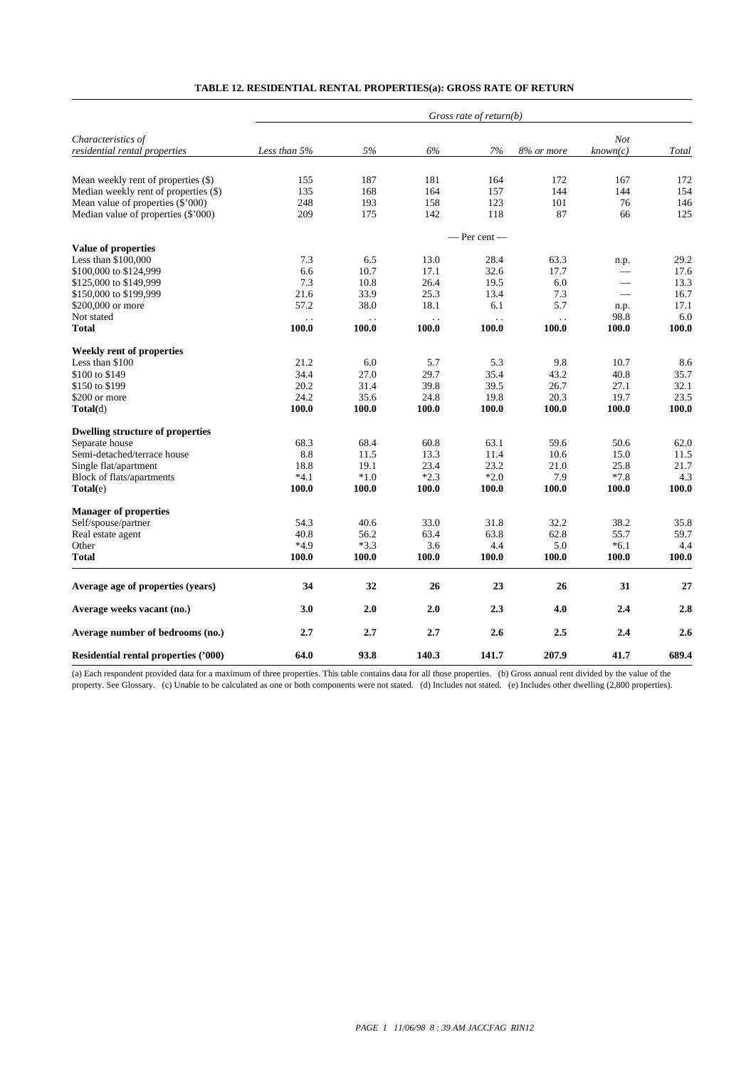**TABLE 12. RESIDENTIAL RENTAL PROPERTIES(a): GROSS RATE OF RETURN**

| Characteristics of residential rental properties | Gross rate of return(b) | | | | | | |
|---|---|---|---|---|---|---|---|
| | *Less than 5%* | *5%* | *6%* | *7%* | *8% or more* | *Not known(c)* | *Total* |
| Mean weekly rent of properties ($) | 155 | 187 | 181 | 164 | 172 | 167 | 172 |
| Median weekly rent of properties ($) | 135 | 168 | 164 | 157 | 144 | 144 | 154 |
| Mean value of properties ($'000) | 248 | 193 | 158 | 123 | 101 | 76 | 146 |
| Median value of properties ($'000) | 209 | 175 | 142 | 118 | 87 | 66 | 125 |
| | | | | — Per cent — | | | |
| **Value of properties** | | | | | | | |
| Less than $100,000 | 7.3 | 6.5 | 13.0 | 28.4 | 63.3 | n.p. | 29.2 |
| $100,000 to $124,999 | 6.6 | 10.7 | 17.1 | 32.6 | 17.7 | — | 17.6 |
| $125,000 to $149,999 | 7.3 | 10.8 | 26.4 | 19.5 | 6.0 | — | 13.3 |
| $150,000 to $199,999 | 21.6 | 33.9 | 25.3 | 13.4 | 7.3 | — | 16.7 |
| $200,000 or more | 57.2 | 38.0 | 18.1 | 6.1 | 5.7 | n.p. | 17.1 |
| Not stated | . . | . . | . . | . . | . . | 98.8 | 6.0 |
| **Total** | **100.0** | **100.0** | **100.0** | **100.0** | **100.0** | **100.0** | **100.0** |
| **Weekly rent of properties** | | | | | | | |
| Less than $100 | 21.2 | 6.0 | 5.7 | 5.3 | 9.8 | 10.7 | 8.6 |
| $100 to $149 | 34.4 | 27.0 | 29.7 | 35.4 | 43.2 | 40.8 | 35.7 |
| $150 to $199 | 20.2 | 31.4 | 39.8 | 39.5 | 26.7 | 27.1 | 32.1 |
| $200 or more | 24.2 | 35.6 | 24.8 | 19.8 | 20.3 | 19.7 | 23.5 |
| **Total**(d) | **100.0** | **100.0** | **100.0** | **100.0** | **100.0** | **100.0** | **100.0** |
| **Dwelling structure of properties** | | | | | | | |
| Separate house | 68.3 | 68.4 | 60.8 | 63.1 | 59.6 | 50.6 | 62.0 |
| Semi-detached/terrace house | 8.8 | 11.5 | 13.3 | 11.4 | 10.6 | 15.0 | 11.5 |
| Single flat/apartment | 18.8 | 19.1 | 23.4 | 23.2 | 21.0 | 25.8 | 21.7 |
| Block of flats/apartments | *4.1 | *1.0 | *2.3 | *2.0 | 7.9 | *7.8 | 4.3 |
| **Total**(e) | **100.0** | **100.0** | **100.0** | **100.0** | **100.0** | **100.0** | **100.0** |
| **Manager of properties** | | | | | | | |
| Self/spouse/partner | 54.3 | 40.6 | 33.0 | 31.8 | 32.2 | 38.2 | 35.8 |
| Real estate agent | 40.8 | 56.2 | 63.4 | 63.8 | 62.8 | 55.7 | 59.7 |
| Other | *4.9 | *3.3 | 3.6 | 4.4 | 5.0 | *6.1 | 4.4 |
| **Total** | **100.0** | **100.0** | **100.0** | **100.0** | **100.0** | **100.0** | **100.0** |
| **Average age of properties (years)** | **34** | **32** | **26** | **23** | **26** | **31** | **27** |
| **Average weeks vacant (no.)** | **3.0** | **2.0** | **2.0** | **2.3** | **4.0** | **2.4** | **2.8** |
| **Average number of bedrooms (no.)** | **2.7** | **2.7** | **2.7** | **2.6** | **2.5** | **2.4** | **2.6** |
| **Residential rental properties ('000)** | **64.0** | **93.8** | **140.3** | **141.7** | **207.9** | **41.7** | **689.4** |

(a) Each respondent provided data for a maximum of three properties. This table contains data for all those properties. (b) Gross annual rent divided by the value of the property. See Glossary. (c) Unable to be calculated as one or both components were not stated. (d) Includes not stated. (e) Includes other dwelling (2,800 properties).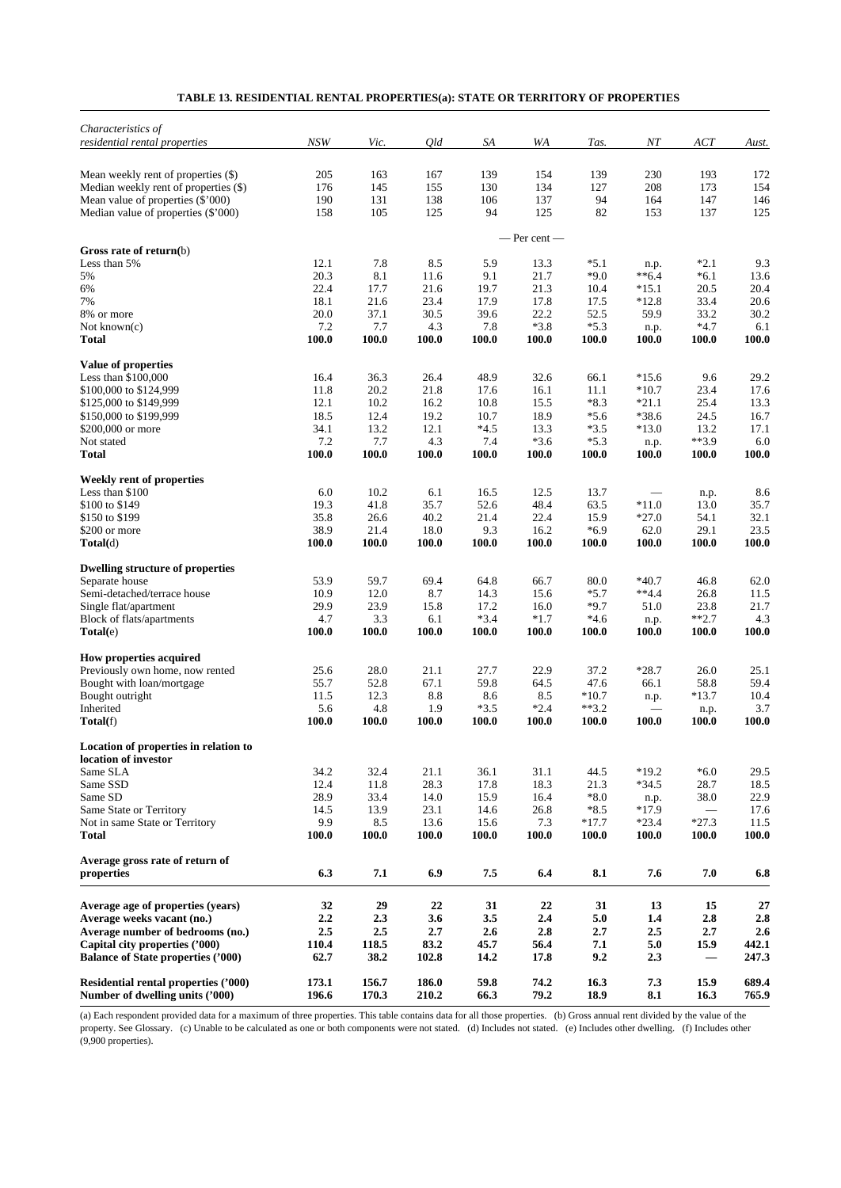**TABLE 13. RESIDENTIAL RENTAL PROPERTIES(a): STATE OR TERRITORY OF PROPERTIES**

| *Characteristics of residential rental properties* | *NSW* | *Vic.* | *Qld* | *SA* | *WA* | *Tas.* | *NT* | *ACT* | *Aust.* |
|---|---|---|---|---|---|---|---|---|---|
| Mean weekly rent of properties ($) | 205 | 163 | 167 | 139 | 154 | 139 | 230 | 193 | 172 |
| Median weekly rent of properties ($) | 176 | 145 | 155 | 130 | 134 | 127 | 208 | 173 | 154 |
| Mean value of properties ($'000) | 190 | 131 | 138 | 106 | 137 | 94 | 164 | 147 | 146 |
| Median value of properties ($'000) | 158 | 105 | 125 | 94 | 125 | 82 | 153 | 137 | 125 |
| | | | | | — Per cent — | | | | |
| **Gross rate of return**(b) | | | | | | | | | |
| Less than 5% | 12.1 | 7.8 | 8.5 | 5.9 | 13.3 | *5.1 | n.p. | *2.1 | 9.3 |
| 5% | 20.3 | 8.1 | 11.6 | 9.1 | 21.7 | *9.0 | **6.4 | *6.1 | 13.6 |
| 6% | 22.4 | 17.7 | 21.6 | 19.7 | 21.3 | 10.4 | *15.1 | 20.5 | 20.4 |
| 7% | 18.1 | 21.6 | 23.4 | 17.9 | 17.8 | 17.5 | *12.8 | 33.4 | 20.6 |
| 8% or more | 20.0 | 37.1 | 30.5 | 39.6 | 22.2 | 52.5 | 59.9 | 33.2 | 30.2 |
| Not known(c) | 7.2 | 7.7 | 4.3 | 7.8 | *3.8 | *5.3 | n.p. | *4.7 | 6.1 |
| **Total** | **100.0** | **100.0** | **100.0** | **100.0** | **100.0** | **100.0** | **100.0** | **100.0** | **100.0** |
| **Value of properties** | | | | | | | | | |
| Less than $100,000 | 16.4 | 36.3 | 26.4 | 48.9 | 32.6 | 66.1 | *15.6 | 9.6 | 29.2 |
| $100,000 to $124,999 | 11.8 | 20.2 | 21.8 | 17.6 | 16.1 | 11.1 | *10.7 | 23.4 | 17.6 |
| $125,000 to $149,999 | 12.1 | 10.2 | 16.2 | 10.8 | 15.5 | *8.3 | *21.1 | 25.4 | 13.3 |
| $150,000 to $199,999 | 18.5 | 12.4 | 19.2 | 10.7 | 18.9 | *5.6 | *38.6 | 24.5 | 16.7 |
| $200,000 or more | 34.1 | 13.2 | 12.1 | *4.5 | 13.3 | *3.5 | *13.0 | 13.2 | 17.1 |
| Not stated | 7.2 | 7.7 | 4.3 | 7.4 | *3.6 | *5.3 | n.p. | **3.9 | 6.0 |
| **Total** | **100.0** | **100.0** | **100.0** | **100.0** | **100.0** | **100.0** | **100.0** | **100.0** | **100.0** |
| **Weekly rent of properties** | | | | | | | | | |
| Less than $100 | 6.0 | 10.2 | 6.1 | 16.5 | 12.5 | 13.7 | — | n.p. | 8.6 |
| $100 to $149 | 19.3 | 41.8 | 35.7 | 52.6 | 48.4 | 63.5 | *11.0 | 13.0 | 35.7 |
| $150 to $199 | 35.8 | 26.6 | 40.2 | 21.4 | 22.4 | 15.9 | *27.0 | 54.1 | 32.1 |
| $200 or more | 38.9 | 21.4 | 18.0 | 9.3 | 16.2 | *6.9 | 62.0 | 29.1 | 23.5 |
| **Total**(d) | **100.0** | **100.0** | **100.0** | **100.0** | **100.0** | **100.0** | **100.0** | **100.0** | **100.0** |
| **Dwelling structure of properties** | | | | | | | | | |
| Separate house | 53.9 | 59.7 | 69.4 | 64.8 | 66.7 | 80.0 | *40.7 | 46.8 | 62.0 |
| Semi-detached/terrace house | 10.9 | 12.0 | 8.7 | 14.3 | 15.6 | *5.7 | **4.4 | 26.8 | 11.5 |
| Single flat/apartment | 29.9 | 23.9 | 15.8 | 17.2 | 16.0 | *9.7 | 51.0 | 23.8 | 21.7 |
| Block of flats/apartments | 4.7 | 3.3 | 6.1 | *3.4 | *1.7 | *4.6 | n.p. | **2.7 | 4.3 |
| **Total**(e) | **100.0** | **100.0** | **100.0** | **100.0** | **100.0** | **100.0** | **100.0** | **100.0** | **100.0** |
| **How properties acquired** | | | | | | | | | |
| Previously own home, now rented | 25.6 | 28.0 | 21.1 | 27.7 | 22.9 | 37.2 | *28.7 | 26.0 | 25.1 |
| Bought with loan/mortgage | 55.7 | 52.8 | 67.1 | 59.8 | 64.5 | 47.6 | 66.1 | 58.8 | 59.4 |
| Bought outright | 11.5 | 12.3 | 8.8 | 8.6 | 8.5 | *10.7 | n.p. | *13.7 | 10.4 |
| Inherited | 5.6 | 4.8 | 1.9 | *3.5 | *2.4 | **3.2 | — | n.p. | 3.7 |
| **Total**(f) | **100.0** | **100.0** | **100.0** | **100.0** | **100.0** | **100.0** | **100.0** | **100.0** | **100.0** |
| **Location of properties in relation to location of investor** | | | | | | | | | |
| Same SLA | 34.2 | 32.4 | 21.1 | 36.1 | 31.1 | 44.5 | *19.2 | *6.0 | 29.5 |
| Same SSD | 12.4 | 11.8 | 28.3 | 17.8 | 18.3 | 21.3 | *34.5 | 28.7 | 18.5 |
| Same SD | 28.9 | 33.4 | 14.0 | 15.9 | 16.4 | *8.0 | n.p. | 38.0 | 22.9 |
| Same State or Territory | 14.5 | 13.9 | 23.1 | 14.6 | 26.8 | *8.5 | *17.9 | — | 17.6 |
| Not in same State or Territory | 9.9 | 8.5 | 13.6 | 15.6 | 7.3 | *17.7 | *23.4 | *27.3 | 11.5 |
| **Total** | **100.0** | **100.0** | **100.0** | **100.0** | **100.0** | **100.0** | **100.0** | **100.0** | **100.0** |
| **Average gross rate of return of properties** | **6.3** | **7.1** | **6.9** | **7.5** | **6.4** | **8.1** | **7.6** | **7.0** | **6.8** |
| **Average age of properties (years)** | **32** | **29** | **22** | **31** | **22** | **31** | **13** | **15** | **27** |
| **Average weeks vacant (no.)** | **2.2** | **2.3** | **3.6** | **3.5** | **2.4** | **5.0** | **1.4** | **2.8** | **2.8** |
| **Average number of bedrooms (no.)** | **2.5** | **2.5** | **2.7** | **2.6** | **2.8** | **2.7** | **2.5** | **2.7** | **2.6** |
| **Capital city properties ('000)** | **110.4** | **118.5** | **83.2** | **45.7** | **56.4** | **7.1** | **5.0** | **15.9** | **442.1** |
| **Balance of State properties ('000)** | **62.7** | **38.2** | **102.8** | **14.2** | **17.8** | **9.2** | **2.3** | **—** | **247.3** |
| **Residential rental properties ('000)** | **173.1** | **156.7** | **186.0** | **59.8** | **74.2** | **16.3** | **7.3** | **15.9** | **689.4** |
| **Number of dwelling units ('000)** | **196.6** | **170.3** | **210.2** | **66.3** | **79.2** | **18.9** | **8.1** | **16.3** | **765.9** |

(a) Each respondent provided data for a maximum of three properties. This table contains data for all those properties. (b) Gross annual rent divided by the value of the property. See Glossary. (c) Unable to be calculated as one or both components were not stated. (d) Includes not stated. (e) Includes other dwelling. (f) Includes other (9,900 properties).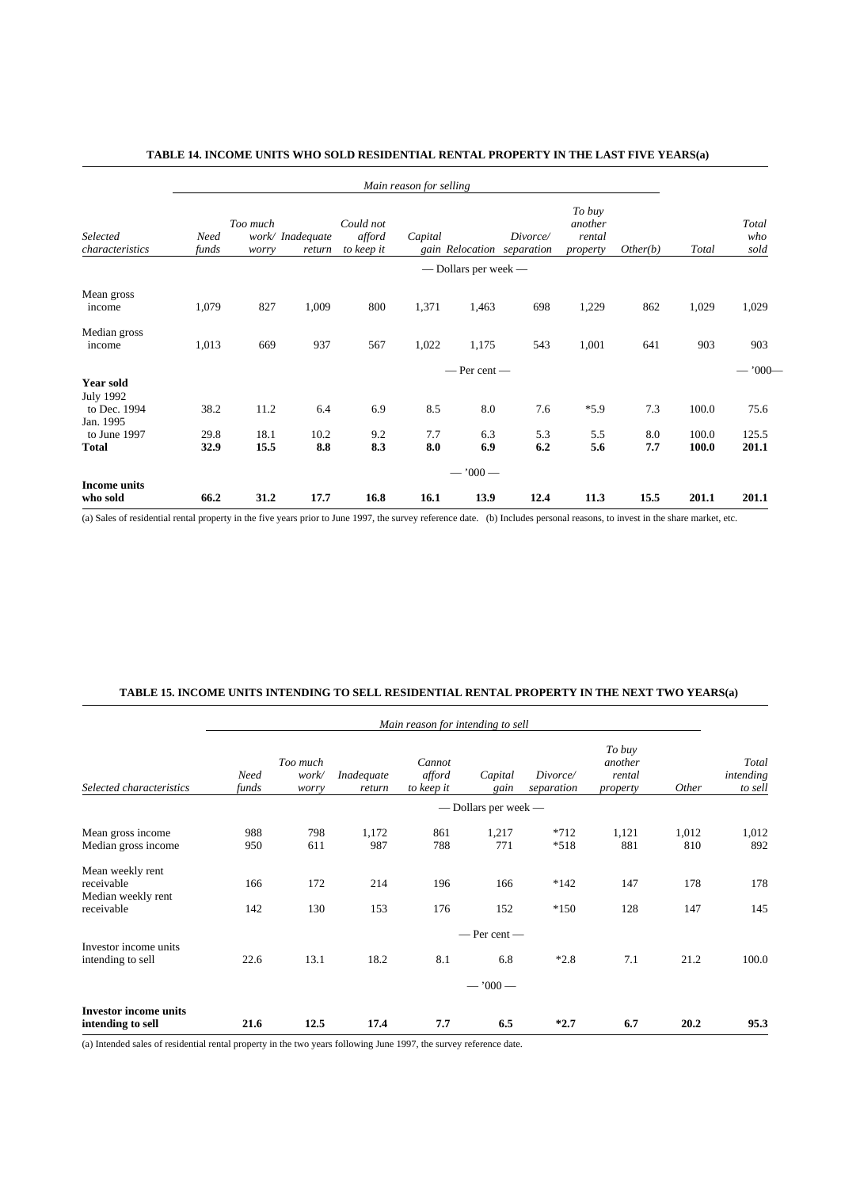**TABLE 14. INCOME UNITS WHO SOLD RESIDENTIAL RENTAL PROPERTY IN THE LAST FIVE YEARS(a)**

| | *Main reason for selling* | | | | | | | | | | |
|---|---|---|---|---|---|---|---|---|---|---|---|
| *Selected characteristics* | *Need funds* | *Too much work/ worry* | *Inadequate return* | *Could not afford to keep it* | *Capital gain* | *Relocation* | *Divorce/ separation* | *To buy another rental property* | *Other(b)* | *Total* | *Total who sold* |
| | — Dollars per week — | | | | | | | | | | |
| Mean gross income | 1,079 | 827 | 1,009 | 800 | 1,371 | 1,463 | 698 | 1,229 | 862 | 1,029 | 1,029 |
| Median gross income | 1,013 | 669 | 937 | 567 | 1,022 | 1,175 | 543 | 1,001 | 641 | 903 | 903 |
| | — Per cent — | | | | | | | | | | — '000— |
| **Year sold** | | | | | | | | | | | |
| July 1992 to Dec. 1994 | 38.2 | 11.2 | 6.4 | 6.9 | 8.5 | 8.0 | 7.6 | *5.9 | 7.3 | 100.0 | 75.6 |
| Jan. 1995 to June 1997 | 29.8 | 18.1 | 10.2 | 9.2 | 7.7 | 6.3 | 5.3 | 5.5 | 8.0 | 100.0 | 125.5 |
| **Total** | **32.9** | **15.5** | **8.8** | **8.3** | **8.0** | **6.9** | **6.2** | **5.6** | **7.7** | **100.0** | **201.1** |
| | — '000 — | | | | | | | | | | |
| **Income units who sold** | **66.2** | **31.2** | **17.7** | **16.8** | **16.1** | **13.9** | **12.4** | **11.3** | **15.5** | **201.1** | **201.1** |

(a) Sales of residential rental property in the five years prior to June 1997, the survey reference date. (b) Includes personal reasons, to invest in the share market, etc.

**TABLE 15. INCOME UNITS INTENDING TO SELL RESIDENTIAL RENTAL PROPERTY IN THE NEXT TWO YEARS(a)**

| | *Main reason for intending to sell* | | | | | | | | |
|---|---|---|---|---|---|---|---|---|---|
| *Selected characteristics* | *Need funds* | *Too much work/ worry* | *Inadequate return* | *Cannot afford to keep it* | *Capital gain* | *Divorce/ separation* | *To buy another rental property* | *Other* | *Total intending to sell* |
| | — Dollars per week — | | | | | | | | |
| Mean gross income | 988 | 798 | 1,172 | 861 | 1,217 | *712 | 1,121 | 1,012 | 1,012 |
| Median gross income | 950 | 611 | 987 | 788 | 771 | *518 | 881 | 810 | 892 |
| Mean weekly rent receivable | 166 | 172 | 214 | 196 | 166 | *142 | 147 | 178 | 178 |
| Median weekly rent receivable | 142 | 130 | 153 | 176 | 152 | *150 | 128 | 147 | 145 |
| | — Per cent — | | | | | | | | |
| Investor income units intending to sell | 22.6 | 13.1 | 18.2 | 8.1 | 6.8 | *2.8 | 7.1 | 21.2 | 100.0 |
| | — '000 — | | | | | | | | |
| **Investor income units intending to sell** | **21.6** | **12.5** | **17.4** | **7.7** | **6.5** | ***2.7** | **6.7** | **20.2** | **95.3** |

(a) Intended sales of residential rental property in the two years following June 1997, the survey reference date.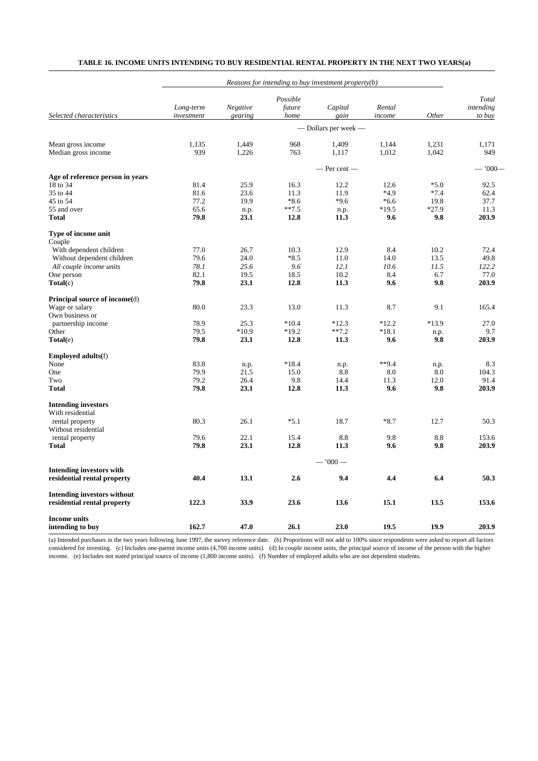**TABLE 16. INCOME UNITS INTENDING TO BUY RESIDENTIAL RENTAL PROPERTY IN THE NEXT TWO YEARS(a)**

| | *Reasons for intending to buy investment property(b)* | | | | | | |
|---|---|---|---|---|---|---|---|
| *Selected characteristics* | *Long-term investment* | *Negative gearing* | *Possible future home* | *Capital gain* | *Rental income* | *Other* | *Total intending to buy* |
| | — Dollars per week — | | | | | | |
| Mean gross income | 1,135 | 1,449 | 968 | 1,409 | 1,144 | 1,231 | 1,171 |
| Median gross income | 939 | 1,226 | 763 | 1,117 | 1,012 | 1,042 | 949 |
| | — Per cent — | | | | | | — '000— |
| **Age of reference person in years** | | | | | | | |
| 18 to 34 | 81.4 | 25.9 | 16.3 | 12.2 | 12.6 | *5.0 | 92.5 |
| 35 to 44 | 81.6 | 23.6 | 11.3 | 11.9 | *4.9 | *7.4 | 62.4 |
| 45 to 54 | 77.2 | 19.9 | *8.6 | *9.6 | *6.6 | 19.8 | 37.7 |
| 55 and over | 65.6 | n.p. | **7.5 | n.p. | *19.5 | *27.9 | 11.3 |
| **Total** | **79.8** | **23.1** | **12.8** | **11.3** | **9.6** | **9.8** | **203.9** |
| **Type of income unit** | | | | | | | |
| Couple | | | | | | | |
| With dependent children | 77.0 | 26.7 | 10.3 | 12.9 | 8.4 | 10.2 | 72.4 |
| Without dependent children | 79.6 | 24.0 | *8.5 | 11.0 | 14.0 | 13.5 | 49.8 |
| *All couple income units* | *78.1* | *25.6* | *9.6* | *12.1* | *10.6* | *11.5* | *122.2* |
| One person | 82.1 | 19.5 | 18.5 | 10.2 | 8.4 | 6.7 | 77.0 |
| **Total**(c) | **79.8** | **23.1** | **12.8** | **11.3** | **9.6** | **9.8** | **203.9** |
| **Principal source of income**(d) | | | | | | | |
| Wage or salary | 80.0 | 23.3 | 13.0 | 11.3 | 8.7 | 9.1 | 165.4 |
| Own business or partnership income | 78.9 | 25.3 | *10.4 | *12.3 | *12.2 | *13.9 | 27.0 |
| Other | 79.5 | *10.9 | *19.2 | **7.2 | *18.1 | n.p. | 9.7 |
| **Total**(e) | **79.8** | **23.1** | **12.8** | **11.3** | **9.6** | **9.8** | **203.9** |
| **Employed adults**(f) | | | | | | | |
| None | 83.8 | n.p. | *18.4 | n.p. | **9.4 | n.p. | 8.3 |
| One | 79.9 | 21.5 | 15.0 | 8.8 | 8.0 | 8.0 | 104.3 |
| Two | 79.2 | 26.4 | 9.8 | 14.4 | 11.3 | 12.0 | 91.4 |
| **Total** | **79.8** | **23.1** | **12.8** | **11.3** | **9.6** | **9.8** | **203.9** |
| **Intending investors** | | | | | | | |
| With residential rental property | 80.3 | 26.1 | *5.1 | 18.7 | *8.7 | 12.7 | 50.3 |
| Without residential rental property | 79.6 | 22.1 | 15.4 | 8.8 | 9.8 | 8.8 | 153.6 |
| **Total** | **79.8** | **23.1** | **12.8** | **11.3** | **9.6** | **9.8** | **203.9** |
| | — '000 — | | | | | | |
| **Intending investors with residential rental property** | **40.4** | **13.1** | **2.6** | **9.4** | **4.4** | **6.4** | **50.3** |
| **Intending investors without residential rental property** | **122.3** | **33.9** | **23.6** | **13.6** | **15.1** | **13.5** | **153.6** |
| **Income units intending to buy** | **162.7** | **47.0** | **26.1** | **23.0** | **19.5** | **19.9** | **203.9** |

(a) Intended purchases in the two years following June 1997, the survey reference date. (b) Proportions will not add to 100% since respondents were asked to report all factors considered for investing. (c) Includes one-parent income units (4,700 income units). (d) In couple income units, the principal source of income of the person with the higher income. (e) Includes not stated principal source of income (1,800 income units). (f) Number of employed adults who are not dependent students.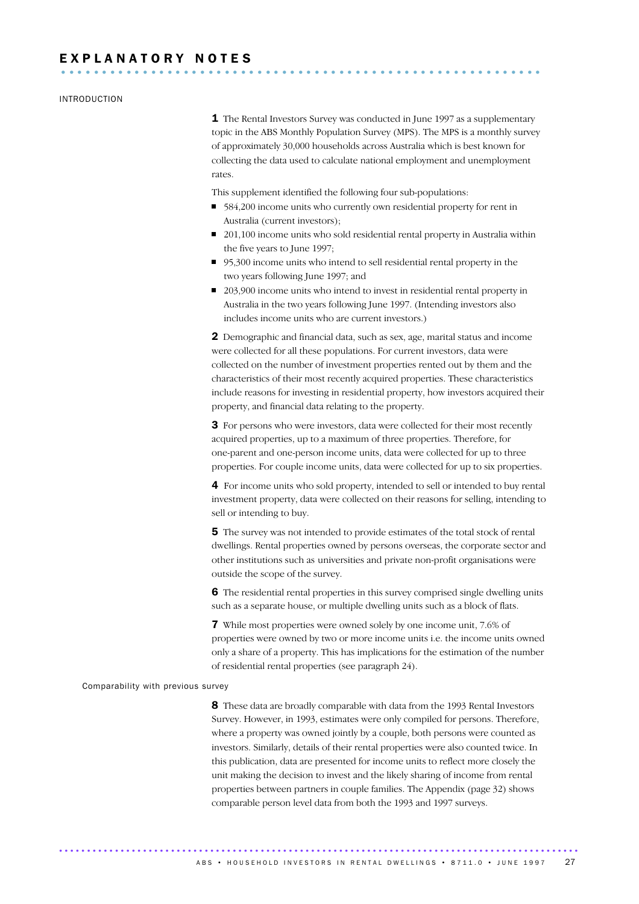# EXPLANATORY NOTES

## INTRODUCTION

**1** The Rental Investors Survey was conducted in June 1997 as a supplementary topic in the ABS Monthly Population Survey (MPS). The MPS is a monthly survey of approximately 30,000 households across Australia which is best known for collecting the data used to calculate national employment and unemployment rates.

This supplement identified the following four sub-populations:

- 584,200 income units who currently own residential property for rent in Australia (current investors);
- 201,100 income units who sold residential rental property in Australia within the five years to June 1997;
- 95,300 income units who intend to sell residential rental property in the two years following June 1997; and
- 203,900 income units who intend to invest in residential rental property in Australia in the two years following June 1997. (Intending investors also includes income units who are current investors.)

**2** Demographic and financial data, such as sex, age, marital status and income were collected for all these populations. For current investors, data were collected on the number of investment properties rented out by them and the characteristics of their most recently acquired properties. These characteristics include reasons for investing in residential property, how investors acquired their property, and financial data relating to the property.

**3** For persons who were investors, data were collected for their most recently acquired properties, up to a maximum of three properties. Therefore, for one-parent and one-person income units, data were collected for up to three properties. For couple income units, data were collected for up to six properties.

**4** For income units who sold property, intended to sell or intended to buy rental investment property, data were collected on their reasons for selling, intending to sell or intending to buy.

**5** The survey was not intended to provide estimates of the total stock of rental dwellings. Rental properties owned by persons overseas, the corporate sector and other institutions such as universities and private non-profit organisations were outside the scope of the survey.

**6** The residential rental properties in this survey comprised single dwelling units such as a separate house, or multiple dwelling units such as a block of flats.

**7** While most properties were owned solely by one income unit, 7.6% of properties were owned by two or more income units i.e. the income units owned only a share of a property. This has implications for the estimation of the number of residential rental properties (see paragraph 24).

### Comparability with previous survey

**8** These data are broadly comparable with data from the 1993 Rental Investors Survey. However, in 1993, estimates were only compiled for persons. Therefore, where a property was owned jointly by a couple, both persons were counted as investors. Similarly, details of their rental properties were also counted twice. In this publication, data are presented for income units to reflect more closely the unit making the decision to invest and the likely sharing of income from rental properties between partners in couple families. The Appendix (page 32) shows comparable person level data from both the 1993 and 1997 surveys.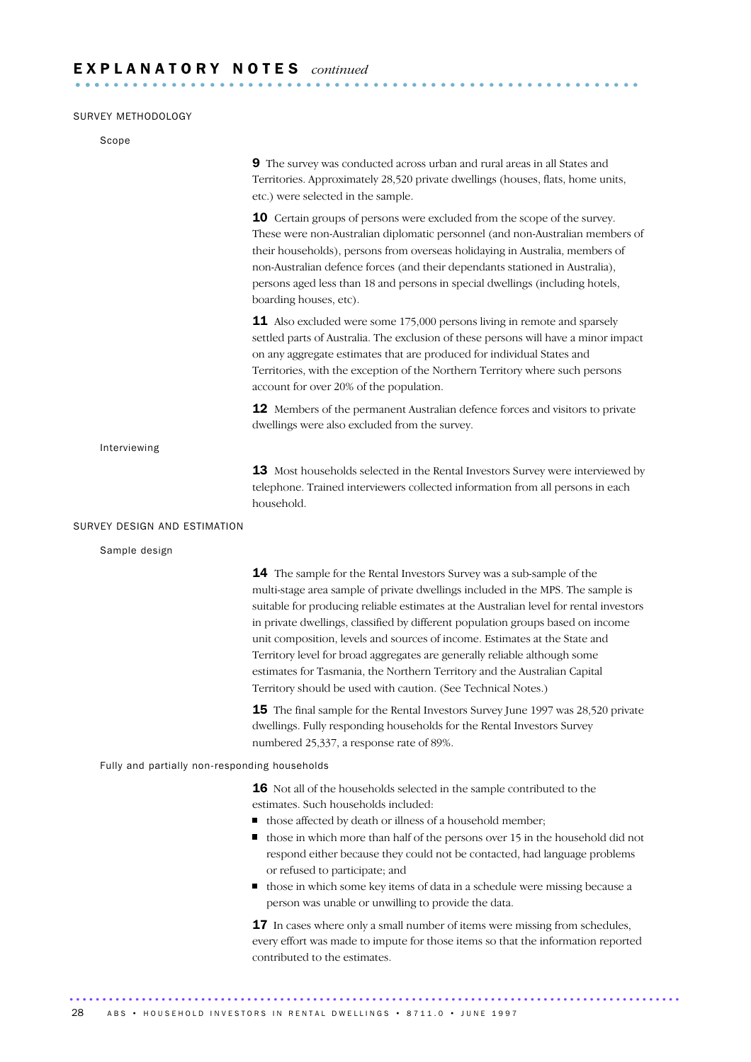# EXPLANATORY NOTES *continued*

## SURVEY METHODOLOGY

### Scope

**9** The survey was conducted across urban and rural areas in all States and Territories. Approximately 28,520 private dwellings (houses, flats, home units, etc.) were selected in the sample.

**10** Certain groups of persons were excluded from the scope of the survey. These were non-Australian diplomatic personnel (and non-Australian members of their households), persons from overseas holidaying in Australia, members of non-Australian defence forces (and their dependants stationed in Australia), persons aged less than 18 and persons in special dwellings (including hotels, boarding houses, etc).

**11** Also excluded were some 175,000 persons living in remote and sparsely settled parts of Australia. The exclusion of these persons will have a minor impact on any aggregate estimates that are produced for individual States and Territories, with the exception of the Northern Territory where such persons account for over 20% of the population.

**12** Members of the permanent Australian defence forces and visitors to private dwellings were also excluded from the survey.

### Interviewing

**13** Most households selected in the Rental Investors Survey were interviewed by telephone. Trained interviewers collected information from all persons in each household.

## SURVEY DESIGN AND ESTIMATION

### Sample design

**14** The sample for the Rental Investors Survey was a sub-sample of the multi-stage area sample of private dwellings included in the MPS. The sample is suitable for producing reliable estimates at the Australian level for rental investors in private dwellings, classified by different population groups based on income unit composition, levels and sources of income. Estimates at the State and Territory level for broad aggregates are generally reliable although some estimates for Tasmania, the Northern Territory and the Australian Capital Territory should be used with caution. (See Technical Notes.)

**15** The final sample for the Rental Investors Survey June 1997 was 28,520 private dwellings. Fully responding households for the Rental Investors Survey numbered 25,337, a response rate of 89%.

### Fully and partially non-responding households

**16** Not all of the households selected in the sample contributed to the estimates. Such households included:

- those affected by death or illness of a household member;
- those in which more than half of the persons over 15 in the household did not respond either because they could not be contacted, had language problems or refused to participate; and
- those in which some key items of data in a schedule were missing because a person was unable or unwilling to provide the data.

**17** In cases where only a small number of items were missing from schedules, every effort was made to impute for those items so that the information reported contributed to the estimates.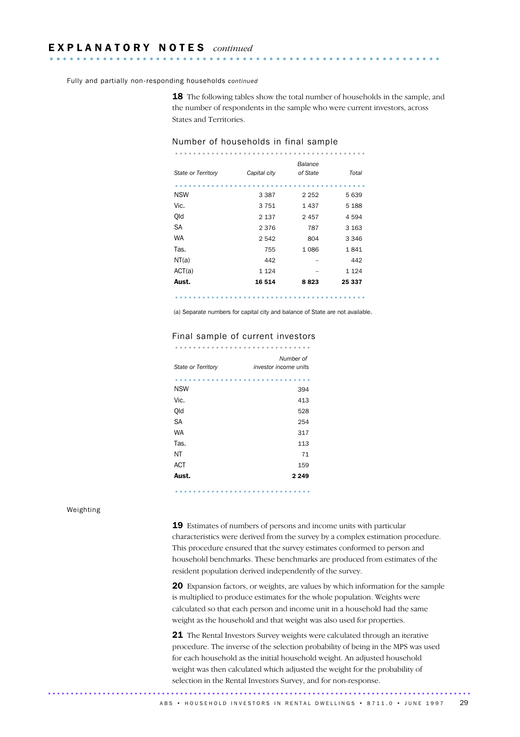## EXPLANATORY NOTES *continued*

### Fully and partially non-responding households *continued*

**18** The following tables show the total number of households in the sample, and the number of respondents in the sample who were current investors, across States and Territories.

#### Number of households in final sample

| State or Territory | Capital city | Balance of State | Total |
|---|---|---|---|
| NSW | 3 387 | 2 252 | 5 639 |
| Vic. | 3 751 | 1 437 | 5 188 |
| Qld | 2 137 | 2 457 | 4 594 |
| SA | 2 376 | 787 | 3 163 |
| WA | 2 542 | 804 | 3 346 |
| Tas. | 755 | 1 086 | 1 841 |
| NT(a) | 442 | – | 442 |
| ACT(a) | 1 124 | – | 1 124 |
| **Aust.** | **16 514** | **8 823** | **25 337** |

(a) Separate numbers for capital city and balance of State are not available.

#### Final sample of current investors

| State or Territory | Number of investor income units |
|---|---|
| NSW | 394 |
| Vic. | 413 |
| Qld | 528 |
| SA | 254 |
| WA | 317 |
| Tas. | 113 |
| NT | 71 |
| ACT | 159 |
| **Aust.** | **2 249** |

### Weighting

**19** Estimates of numbers of persons and income units with particular characteristics were derived from the survey by a complex estimation procedure. This procedure ensured that the survey estimates conformed to person and household benchmarks. These benchmarks are produced from estimates of the resident population derived independently of the survey.

**20** Expansion factors, or weights, are values by which information for the sample is multiplied to produce estimates for the whole population. Weights were calculated so that each person and income unit in a household had the same weight as the household and that weight was also used for properties.

**21** The Rental Investors Survey weights were calculated through an iterative procedure. The inverse of the selection probability of being in the MPS was used for each household as the initial household weight. An adjusted household weight was then calculated which adjusted the weight for the probability of selection in the Rental Investors Survey, and for non-response.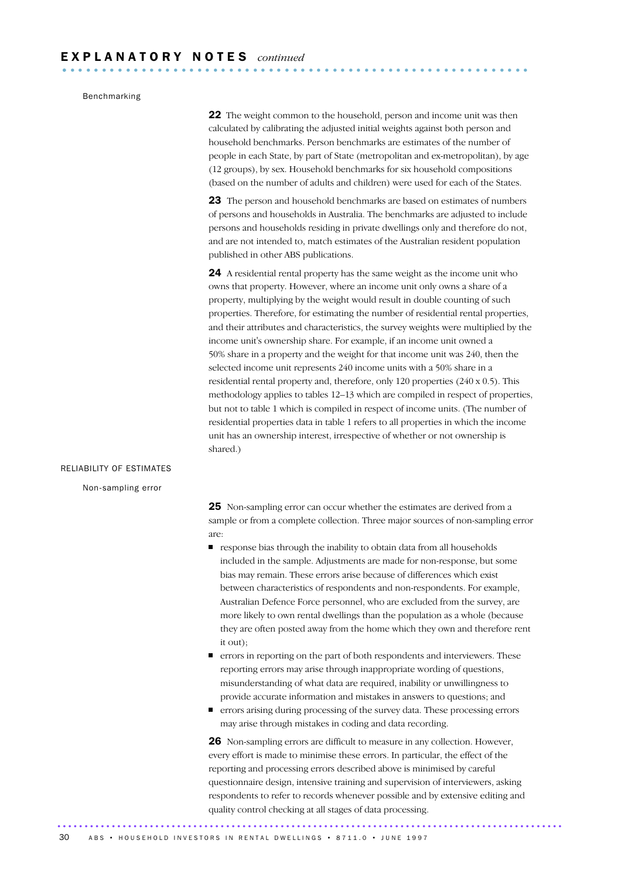## EXPLANATORY NOTES *continued*

### Benchmarking

**22** The weight common to the household, person and income unit was then calculated by calibrating the adjusted initial weights against both person and household benchmarks. Person benchmarks are estimates of the number of people in each State, by part of State (metropolitan and ex-metropolitan), by age (12 groups), by sex. Household benchmarks for six household compositions (based on the number of adults and children) were used for each of the States.

**23** The person and household benchmarks are based on estimates of numbers of persons and households in Australia. The benchmarks are adjusted to include persons and households residing in private dwellings only and therefore do not, and are not intended to, match estimates of the Australian resident population published in other ABS publications.

**24** A residential rental property has the same weight as the income unit who owns that property. However, where an income unit only owns a share of a property, multiplying by the weight would result in double counting of such properties. Therefore, for estimating the number of residential rental properties, and their attributes and characteristics, the survey weights were multiplied by the income unit's ownership share. For example, if an income unit owned a 50% share in a property and the weight for that income unit was 240, then the selected income unit represents 240 income units with a 50% share in a residential rental property and, therefore, only 120 properties (240 x 0.5). This methodology applies to tables 12–13 which are compiled in respect of properties, but not to table 1 which is compiled in respect of income units. (The number of residential properties data in table 1 refers to all properties in which the income unit has an ownership interest, irrespective of whether or not ownership is shared.)

## RELIABILITY OF ESTIMATES

### Non-sampling error

**25** Non-sampling error can occur whether the estimates are derived from a sample or from a complete collection. Three major sources of non-sampling error are:

- response bias through the inability to obtain data from all households included in the sample. Adjustments are made for non-response, but some bias may remain. These errors arise because of differences which exist between characteristics of respondents and non-respondents. For example, Australian Defence Force personnel, who are excluded from the survey, are more likely to own rental dwellings than the population as a whole (because they are often posted away from the home which they own and therefore rent it out);
- errors in reporting on the part of both respondents and interviewers. These reporting errors may arise through inappropriate wording of questions, misunderstanding of what data are required, inability or unwillingness to provide accurate information and mistakes in answers to questions; and
- errors arising during processing of the survey data. These processing errors may arise through mistakes in coding and data recording.

**26** Non-sampling errors are difficult to measure in any collection. However, every effort is made to minimise these errors. In particular, the effect of the reporting and processing errors described above is minimised by careful questionnaire design, intensive training and supervision of interviewers, asking respondents to refer to records whenever possible and by extensive editing and quality control checking at all stages of data processing.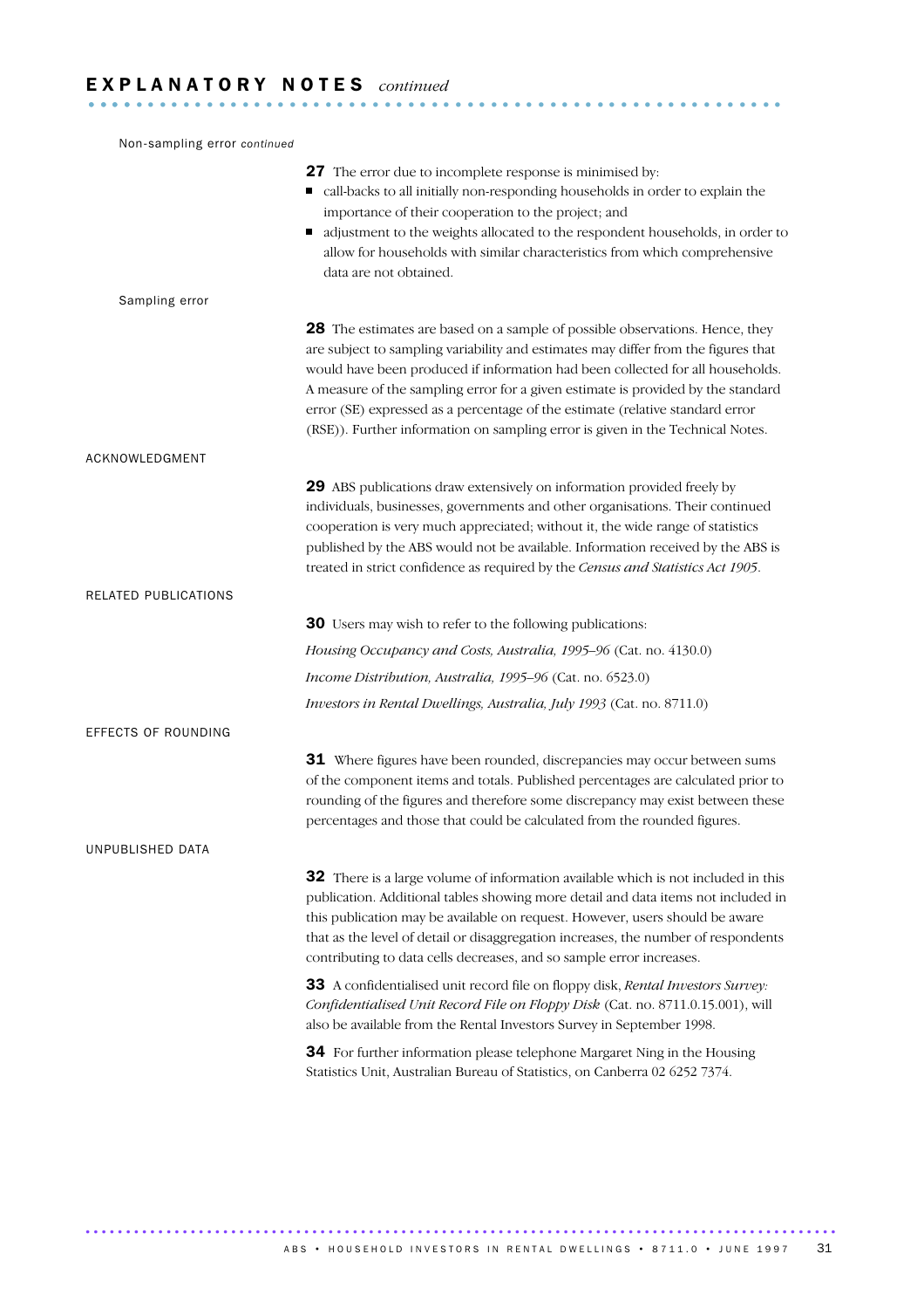# EXPLANATORY NOTES *continued*

#### Non-sampling error *continued*

**27** The error due to incomplete response is minimised by:

- call-backs to all initially non-responding households in order to explain the importance of their cooperation to the project; and
- adjustment to the weights allocated to the respondent households, in order to allow for households with similar characteristics from which comprehensive data are not obtained.

#### Sampling error

**28** The estimates are based on a sample of possible observations. Hence, they are subject to sampling variability and estimates may differ from the figures that would have been produced if information had been collected for all households. A measure of the sampling error for a given estimate is provided by the standard error (SE) expressed as a percentage of the estimate (relative standard error (RSE)). Further information on sampling error is given in the Technical Notes.

## ACKNOWLEDGMENT

**29** ABS publications draw extensively on information provided freely by individuals, businesses, governments and other organisations. Their continued cooperation is very much appreciated; without it, the wide range of statistics published by the ABS would not be available. Information received by the ABS is treated in strict confidence as required by the *Census and Statistics Act 1905*.

## RELATED PUBLICATIONS

**30** Users may wish to refer to the following publications:

*Housing Occupancy and Costs, Australia, 1995–96* (Cat. no. 4130.0)

*Income Distribution, Australia, 1995–96* (Cat. no. 6523.0)

*Investors in Rental Dwellings, Australia, July 1993* (Cat. no. 8711.0)

## EFFECTS OF ROUNDING

**31** Where figures have been rounded, discrepancies may occur between sums of the component items and totals. Published percentages are calculated prior to rounding of the figures and therefore some discrepancy may exist between these percentages and those that could be calculated from the rounded figures.

## UNPUBLISHED DATA

**32** There is a large volume of information available which is not included in this publication. Additional tables showing more detail and data items not included in this publication may be available on request. However, users should be aware that as the level of detail or disaggregation increases, the number of respondents contributing to data cells decreases, and so sample error increases.

**33** A confidentialised unit record file on floppy disk, *Rental Investors Survey: Confidentialised Unit Record File on Floppy Disk* (Cat. no. 8711.0.15.001), will also be available from the Rental Investors Survey in September 1998.

**34** For further information please telephone Margaret Ning in the Housing Statistics Unit, Australian Bureau of Statistics, on Canberra 02 6252 7374.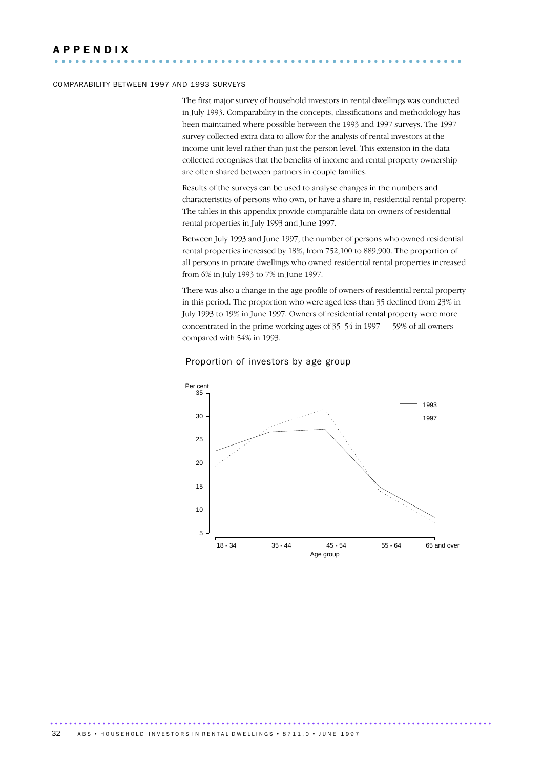# APPENDIX

## COMPARABILITY BETWEEN 1997 AND 1993 SURVEYS

The first major survey of household investors in rental dwellings was conducted in July 1993. Comparability in the concepts, classifications and methodology has been maintained where possible between the 1993 and 1997 surveys. The 1997 survey collected extra data to allow for the analysis of rental investors at the income unit level rather than just the person level. This extension in the data collected recognises that the benefits of income and rental property ownership are often shared between partners in couple families.

Results of the surveys can be used to analyse changes in the numbers and characteristics of persons who own, or have a share in, residential rental property. The tables in this appendix provide comparable data on owners of residential rental properties in July 1993 and June 1997.

Between July 1993 and June 1997, the number of persons who owned residential rental properties increased by 18%, from 752,100 to 889,900. The proportion of all persons in private dwellings who owned residential rental properties increased from 6% in July 1993 to 7% in June 1997.

There was also a change in the age profile of owners of residential rental property in this period. The proportion who were aged less than 35 declined from 23% in July 1993 to 19% in June 1997. Owners of residential rental property were more concentrated in the prime working ages of 35–54 in 1997 — 59% of all owners compared with 54% in 1993.

Proportion of investors by age group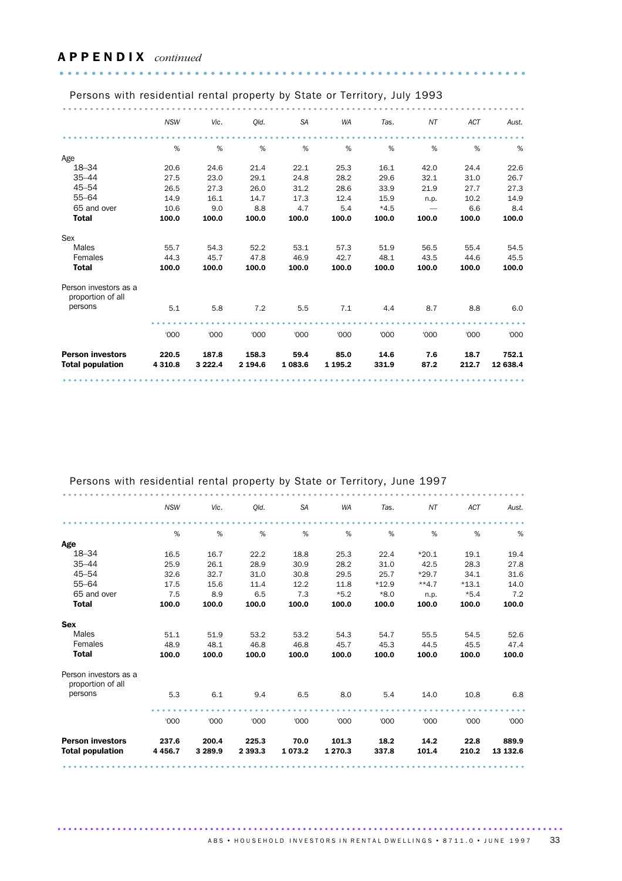## APPENDIX *continued*

### Persons with residential rental property by State or Territory, July 1993

| | NSW | Vic. | Qld. | SA | WA | Tas. | NT | ACT | Aust. |
|---|---|---|---|---|---|---|---|---|---|
| | % | % | % | % | % | % | % | % | % |
| **Age** | | | | | | | | | |
| 18–34 | 20.6 | 24.6 | 21.4 | 22.1 | 25.3 | 16.1 | 42.0 | 24.4 | 22.6 |
| 35–44 | 27.5 | 23.0 | 29.1 | 24.8 | 28.2 | 29.6 | 32.1 | 31.0 | 26.7 |
| 45–54 | 26.5 | 27.3 | 26.0 | 31.2 | 28.6 | 33.9 | 21.9 | 27.7 | 27.3 |
| 55–64 | 14.9 | 16.1 | 14.7 | 17.3 | 12.4 | 15.9 | n.p. | 10.2 | 14.9 |
| 65 and over | 10.6 | 9.0 | 8.8 | 4.7 | 5.4 | *4.5 | — | 6.6 | 8.4 |
| **Total** | **100.0** | **100.0** | **100.0** | **100.0** | **100.0** | **100.0** | **100.0** | **100.0** | **100.0** |
| **Sex** | | | | | | | | | |
| Males | 55.7 | 54.3 | 52.2 | 53.1 | 57.3 | 51.9 | 56.5 | 55.4 | 54.5 |
| Females | 44.3 | 45.7 | 47.8 | 46.9 | 42.7 | 48.1 | 43.5 | 44.6 | 45.5 |
| **Total** | **100.0** | **100.0** | **100.0** | **100.0** | **100.0** | **100.0** | **100.0** | **100.0** | **100.0** |
| Person investors as a proportion of all persons | 5.1 | 5.8 | 7.2 | 5.5 | 7.1 | 4.4 | 8.7 | 8.8 | 6.0 |
| | '000 | '000 | '000 | '000 | '000 | '000 | '000 | '000 | '000 |
| **Person investors** | **220.5** | **187.8** | **158.3** | **59.4** | **85.0** | **14.6** | **7.6** | **18.7** | **752.1** |
| **Total population** | **4 310.8** | **3 222.4** | **2 194.6** | **1 083.6** | **1 195.2** | **331.9** | **87.2** | **212.7** | **12 638.4** |

### Persons with residential rental property by State or Territory, June 1997

| | NSW | Vic. | Qld. | SA | WA | Tas. | NT | ACT | Aust. |
|---|---|---|---|---|---|---|---|---|---|
| | % | % | % | % | % | % | % | % | % |
| **Age** | | | | | | | | | |
| 18–34 | 16.5 | 16.7 | 22.2 | 18.8 | 25.3 | 22.4 | *20.1 | 19.1 | 19.4 |
| 35–44 | 25.9 | 26.1 | 28.9 | 30.9 | 28.2 | 31.0 | 42.5 | 28.3 | 27.8 |
| 45–54 | 32.6 | 32.7 | 31.0 | 30.8 | 29.5 | 25.7 | *29.7 | 34.1 | 31.6 |
| 55–64 | 17.5 | 15.6 | 11.4 | 12.2 | 11.8 | *12.9 | **4.7 | *13.1 | 14.0 |
| 65 and over | 7.5 | 8.9 | 6.5 | 7.3 | *5.2 | *8.0 | n.p. | *5.4 | 7.2 |
| **Total** | **100.0** | **100.0** | **100.0** | **100.0** | **100.0** | **100.0** | **100.0** | **100.0** | **100.0** |
| **Sex** | | | | | | | | | |
| Males | 51.1 | 51.9 | 53.2 | 53.2 | 54.3 | 54.7 | 55.5 | 54.5 | 52.6 |
| Females | 48.9 | 48.1 | 46.8 | 46.8 | 45.7 | 45.3 | 44.5 | 45.5 | 47.4 |
| **Total** | **100.0** | **100.0** | **100.0** | **100.0** | **100.0** | **100.0** | **100.0** | **100.0** | **100.0** |
| Person investors as a proportion of all persons | 5.3 | 6.1 | 9.4 | 6.5 | 8.0 | 5.4 | 14.0 | 10.8 | 6.8 |
| | '000 | '000 | '000 | '000 | '000 | '000 | '000 | '000 | '000 |
| **Person investors** | **237.6** | **200.4** | **225.3** | **70.0** | **101.3** | **18.2** | **14.2** | **22.8** | **889.9** |
| **Total population** | **4 456.7** | **3 289.9** | **2 393.3** | **1 073.2** | **1 270.3** | **337.8** | **101.4** | **210.2** | **13 132.6** |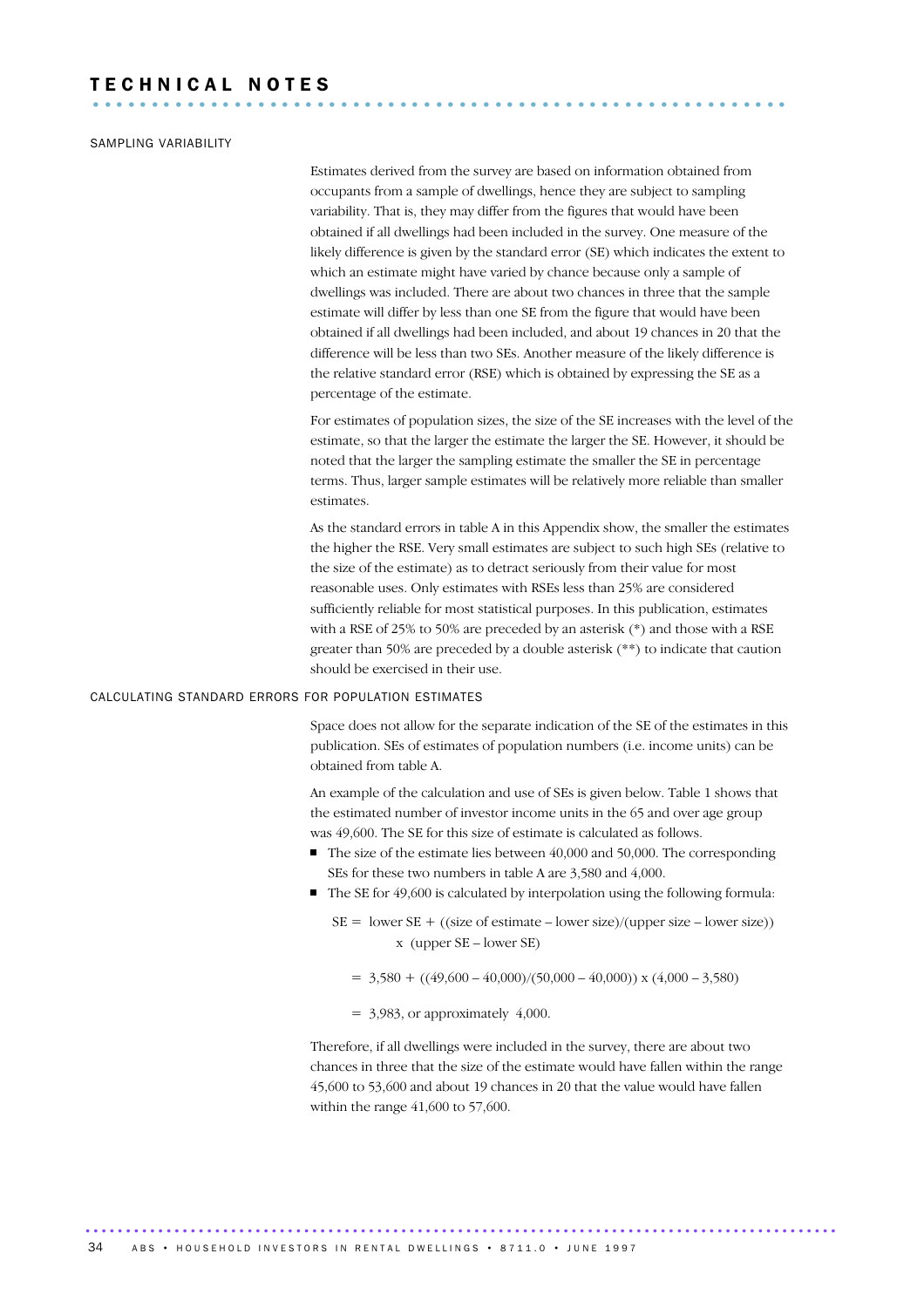# TECHNICAL NOTES

## SAMPLING VARIABILITY

Estimates derived from the survey are based on information obtained from occupants from a sample of dwellings, hence they are subject to sampling variability. That is, they may differ from the figures that would have been obtained if all dwellings had been included in the survey. One measure of the likely difference is given by the standard error (SE) which indicates the extent to which an estimate might have varied by chance because only a sample of dwellings was included. There are about two chances in three that the sample estimate will differ by less than one SE from the figure that would have been obtained if all dwellings had been included, and about 19 chances in 20 that the difference will be less than two SEs. Another measure of the likely difference is the relative standard error (RSE) which is obtained by expressing the SE as a percentage of the estimate.

For estimates of population sizes, the size of the SE increases with the level of the estimate, so that the larger the estimate the larger the SE. However, it should be noted that the larger the sampling estimate the smaller the SE in percentage terms. Thus, larger sample estimates will be relatively more reliable than smaller estimates.

As the standard errors in table A in this Appendix show, the smaller the estimates the higher the RSE. Very small estimates are subject to such high SEs (relative to the size of the estimate) as to detract seriously from their value for most reasonable uses. Only estimates with RSEs less than 25% are considered sufficiently reliable for most statistical purposes. In this publication, estimates with a RSE of 25% to 50% are preceded by an asterisk (*) and those with a RSE greater than 50% are preceded by a double asterisk (**) to indicate that caution should be exercised in their use.

## CALCULATING STANDARD ERRORS FOR POPULATION ESTIMATES

Space does not allow for the separate indication of the SE of the estimates in this publication. SEs of estimates of population numbers (i.e. income units) can be obtained from table A.

An example of the calculation and use of SEs is given below. Table 1 shows that the estimated number of investor income units in the 65 and over age group was 49,600. The SE for this size of estimate is calculated as follows.

- The size of the estimate lies between 40,000 and 50,000. The corresponding SEs for these two numbers in table A are 3,580 and 4,000.
- The SE for 49,600 is calculated by interpolation using the following formula:

$$\text{SE} = \text{lower SE} + ((\text{size of estimate} - \text{lower size})/(\text{upper size} - \text{lower size})) \times (\text{upper SE} - \text{lower SE})$$

$$= 3{,}580 + ((49{,}600 - 40{,}000)/(50{,}000 - 40{,}000)) \times (4{,}000 - 3{,}580)$$

$$= 3{,}983, \text{ or approximately } 4{,}000.$$

Therefore, if all dwellings were included in the survey, there are about two chances in three that the size of the estimate would have fallen within the range 45,600 to 53,600 and about 19 chances in 20 that the value would have fallen within the range 41,600 to 57,600.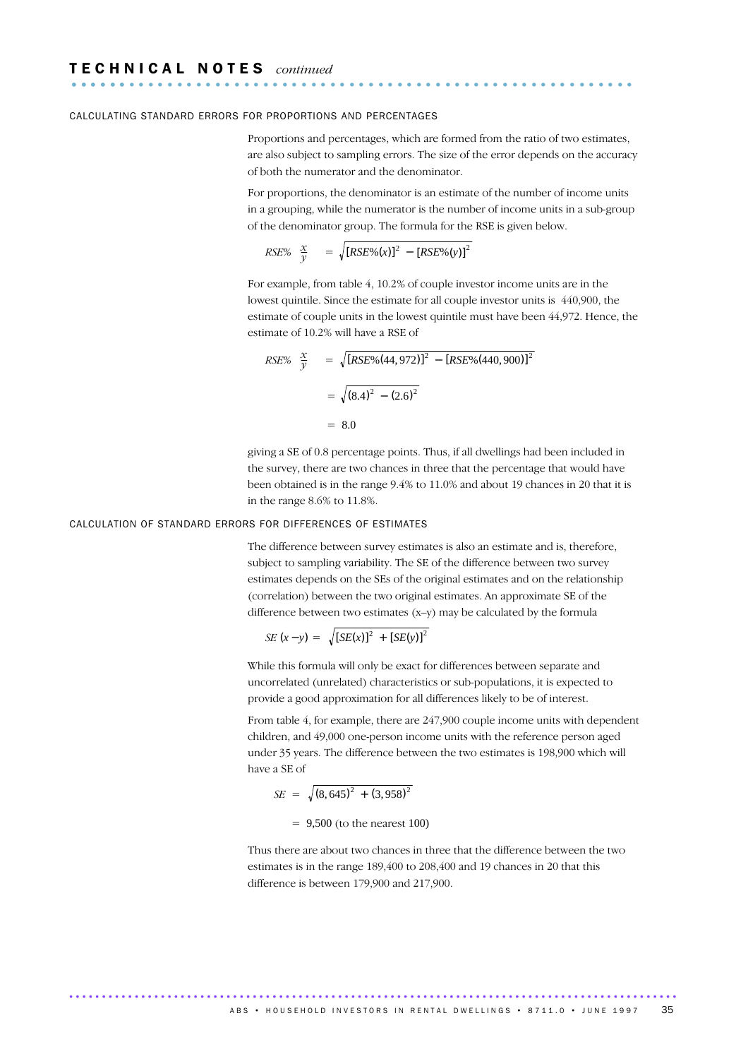## TECHNICAL NOTES *continued*

### CALCULATING STANDARD ERRORS FOR PROPORTIONS AND PERCENTAGES

Proportions and percentages, which are formed from the ratio of two estimates, are also subject to sampling errors. The size of the error depends on the accuracy of both the numerator and the denominator.

For proportions, the denominator is an estimate of the number of income units in a grouping, while the numerator is the number of income units in a sub-group of the denominator group. The formula for the RSE is given below.

$$RSE\% \ \frac{x}{y} \ = \sqrt{[RSE\%(x)]^2 - [RSE\%(y)]^2}$$

For example, from table 4, 10.2% of couple investor income units are in the lowest quintile. Since the estimate for all couple investor units is 440,900, the estimate of couple units in the lowest quintile must have been 44,972. Hence, the estimate of 10.2% will have a RSE of

$$RSE\% \ \frac{x}{y} \ = \sqrt{[RSE\%(44,972)]^2 - [RSE\%(440,900)]^2}$$

$$= \sqrt{(8.4)^2 - (2.6)^2}$$

$$= 8.0$$

giving a SE of 0.8 percentage points. Thus, if all dwellings had been included in the survey, there are two chances in three that the percentage that would have been obtained is in the range 9.4% to 11.0% and about 19 chances in 20 that it is in the range 8.6% to 11.8%.

### CALCULATION OF STANDARD ERRORS FOR DIFFERENCES OF ESTIMATES

The difference between survey estimates is also an estimate and is, therefore, subject to sampling variability. The SE of the difference between two survey estimates depends on the SEs of the original estimates and on the relationship (correlation) between the two original estimates. An approximate SE of the difference between two estimates (x–y) may be calculated by the formula

$$SE\ (x - y) = \sqrt{[SE(x)]^2 + [SE(y)]^2}$$

While this formula will only be exact for differences between separate and uncorrelated (unrelated) characteristics or sub-populations, it is expected to provide a good approximation for all differences likely to be of interest.

From table 4, for example, there are 247,900 couple income units with dependent children, and 49,000 one-person income units with the reference person aged under 35 years. The difference between the two estimates is 198,900 which will have a SE of

$$SE = \sqrt{(8,645)^2 + (3,958)^2}$$

$$= 9,500 \text{ (to the nearest 100)}$$

Thus there are about two chances in three that the difference between the two estimates is in the range 189,400 to 208,400 and 19 chances in 20 that this difference is between 179,900 and 217,900.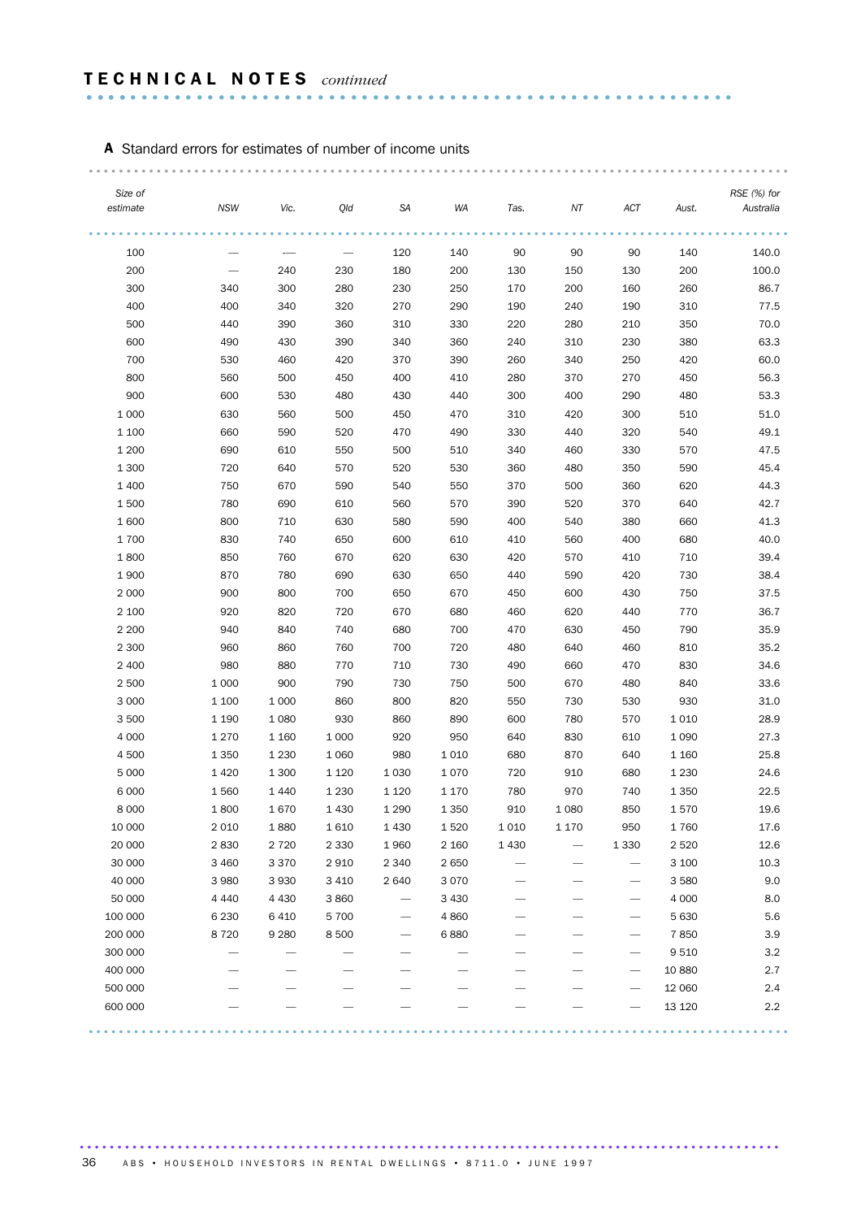# TECHNICAL NOTES *continued*

**A** Standard errors for estimates of number of income units

| *Size of estimate* | *NSW* | *Vic.* | *Qld* | *SA* | *WA* | *Tas.* | *NT* | *ACT* | *Aust.* | *RSE (%) for Australia* |
|---|---|---|---|---|---|---|---|---|---|---|
| 100 | — | — | — | 120 | 140 | 90 | 90 | 90 | 140 | 140.0 |
| 200 | — | 240 | 230 | 180 | 200 | 130 | 150 | 130 | 200 | 100.0 |
| 300 | 340 | 300 | 280 | 230 | 250 | 170 | 200 | 160 | 260 | 86.7 |
| 400 | 400 | 340 | 320 | 270 | 290 | 190 | 240 | 190 | 310 | 77.5 |
| 500 | 440 | 390 | 360 | 310 | 330 | 220 | 280 | 210 | 350 | 70.0 |
| 600 | 490 | 430 | 390 | 340 | 360 | 240 | 310 | 230 | 380 | 63.3 |
| 700 | 530 | 460 | 420 | 370 | 390 | 260 | 340 | 250 | 420 | 60.0 |
| 800 | 560 | 500 | 450 | 400 | 410 | 280 | 370 | 270 | 450 | 56.3 |
| 900 | 600 | 530 | 480 | 430 | 440 | 300 | 400 | 290 | 480 | 53.3 |
| 1 000 | 630 | 560 | 500 | 450 | 470 | 310 | 420 | 300 | 510 | 51.0 |
| 1 100 | 660 | 590 | 520 | 470 | 490 | 330 | 440 | 320 | 540 | 49.1 |
| 1 200 | 690 | 610 | 550 | 500 | 510 | 340 | 460 | 330 | 570 | 47.5 |
| 1 300 | 720 | 640 | 570 | 520 | 530 | 360 | 480 | 350 | 590 | 45.4 |
| 1 400 | 750 | 670 | 590 | 540 | 550 | 370 | 500 | 360 | 620 | 44.3 |
| 1 500 | 780 | 690 | 610 | 560 | 570 | 390 | 520 | 370 | 640 | 42.7 |
| 1 600 | 800 | 710 | 630 | 580 | 590 | 400 | 540 | 380 | 660 | 41.3 |
| 1 700 | 830 | 740 | 650 | 600 | 610 | 410 | 560 | 400 | 680 | 40.0 |
| 1 800 | 850 | 760 | 670 | 620 | 630 | 420 | 570 | 410 | 710 | 39.4 |
| 1 900 | 870 | 780 | 690 | 630 | 650 | 440 | 590 | 420 | 730 | 38.4 |
| 2 000 | 900 | 800 | 700 | 650 | 670 | 450 | 600 | 430 | 750 | 37.5 |
| 2 100 | 920 | 820 | 720 | 670 | 680 | 460 | 620 | 440 | 770 | 36.7 |
| 2 200 | 940 | 840 | 740 | 680 | 700 | 470 | 630 | 450 | 790 | 35.9 |
| 2 300 | 960 | 860 | 760 | 700 | 720 | 480 | 640 | 460 | 810 | 35.2 |
| 2 400 | 980 | 880 | 770 | 710 | 730 | 490 | 660 | 470 | 830 | 34.6 |
| 2 500 | 1 000 | 900 | 790 | 730 | 750 | 500 | 670 | 480 | 840 | 33.6 |
| 3 000 | 1 100 | 1 000 | 860 | 800 | 820 | 550 | 730 | 530 | 930 | 31.0 |
| 3 500 | 1 190 | 1 080 | 930 | 860 | 890 | 600 | 780 | 570 | 1 010 | 28.9 |
| 4 000 | 1 270 | 1 160 | 1 000 | 920 | 950 | 640 | 830 | 610 | 1 090 | 27.3 |
| 4 500 | 1 350 | 1 230 | 1 060 | 980 | 1 010 | 680 | 870 | 640 | 1 160 | 25.8 |
| 5 000 | 1 420 | 1 300 | 1 120 | 1 030 | 1 070 | 720 | 910 | 680 | 1 230 | 24.6 |
| 6 000 | 1 560 | 1 440 | 1 230 | 1 120 | 1 170 | 780 | 970 | 740 | 1 350 | 22.5 |
| 8 000 | 1 800 | 1 670 | 1 430 | 1 290 | 1 350 | 910 | 1 080 | 850 | 1 570 | 19.6 |
| 10 000 | 2 010 | 1 880 | 1 610 | 1 430 | 1 520 | 1 010 | 1 170 | 950 | 1 760 | 17.6 |
| 20 000 | 2 830 | 2 720 | 2 330 | 1 960 | 2 160 | 1 430 | — | 1 330 | 2 520 | 12.6 |
| 30 000 | 3 460 | 3 370 | 2 910 | 2 340 | 2 650 | — | — | — | 3 100 | 10.3 |
| 40 000 | 3 980 | 3 930 | 3 410 | 2 640 | 3 070 | — | — | — | 3 580 | 9.0 |
| 50 000 | 4 440 | 4 430 | 3 860 | — | 3 430 | — | — | — | 4 000 | 8.0 |
| 100 000 | 6 230 | 6 410 | 5 700 | — | 4 860 | — | — | — | 5 630 | 5.6 |
| 200 000 | 8 720 | 9 280 | 8 500 | — | 6 880 | — | — | — | 7 850 | 3.9 |
| 300 000 | — | — | — | — | — | — | — | — | 9 510 | 3.2 |
| 400 000 | — | — | — | — | — | — | — | — | 10 880 | 2.7 |
| 500 000 | — | — | — | — | — | — | — | — | 12 060 | 2.4 |
| 600 000 | — | — | — | — | — | — | — | — | 13 120 | 2.2 |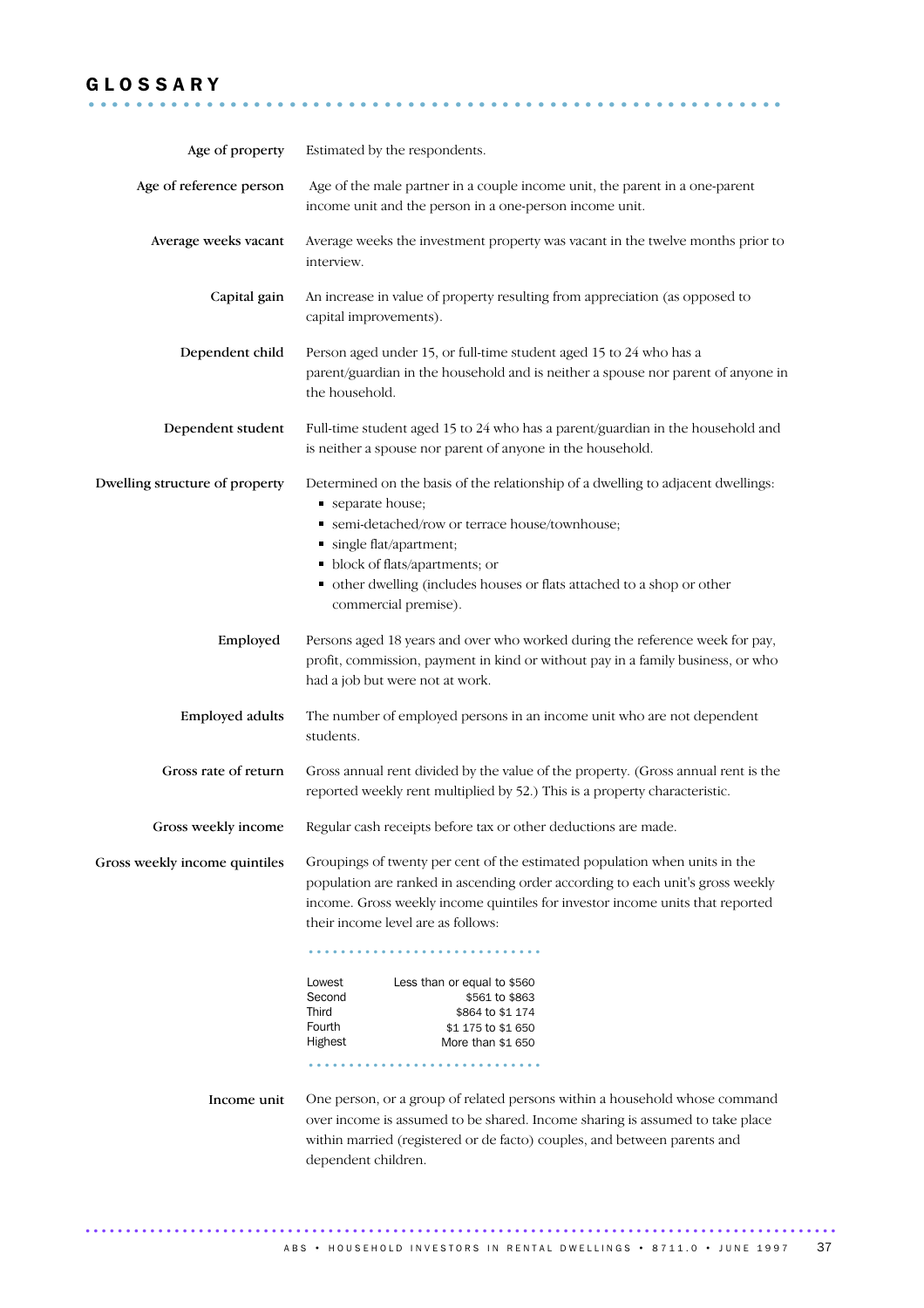# GLOSSARY

**Age of property** Estimated by the respondents.

**Age of reference person** Age of the male partner in a couple income unit, the parent in a one-parent income unit and the person in a one-person income unit.

**Average weeks vacant** Average weeks the investment property was vacant in the twelve months prior to interview.

**Capital gain** An increase in value of property resulting from appreciation (as opposed to capital improvements).

**Dependent child** Person aged under 15, or full-time student aged 15 to 24 who has a parent/guardian in the household and is neither a spouse nor parent of anyone in the household.

**Dependent student** Full-time student aged 15 to 24 who has a parent/guardian in the household and is neither a spouse nor parent of anyone in the household.

**Dwelling structure of property** Determined on the basis of the relationship of a dwelling to adjacent dwellings:

- separate house;
- semi-detached/row or terrace house/townhouse;
- single flat/apartment;
- block of flats/apartments; or
- other dwelling (includes houses or flats attached to a shop or other commercial premise).

**Employed** Persons aged 18 years and over who worked during the reference week for pay, profit, commission, payment in kind or without pay in a family business, or who had a job but were not at work.

**Employed adults** The number of employed persons in an income unit who are not dependent students.

**Gross rate of return** Gross annual rent divided by the value of the property. (Gross annual rent is the reported weekly rent multiplied by 52.) This is a property characteristic.

**Gross weekly income** Regular cash receipts before tax or other deductions are made.

**Gross weekly income quintiles** Groupings of twenty per cent of the estimated population when units in the population are ranked in ascending order according to each unit's gross weekly income. Gross weekly income quintiles for investor income units that reported their income level are as follows:

| Quintile | Range |
|---|---|
| Lowest | Less than or equal to $560 |
| Second | $561 to $863 |
| Third | $864 to $1 174 |
| Fourth | $1 175 to $1 650 |
| Highest | More than $1 650 |

**Income unit** One person, or a group of related persons within a household whose command over income is assumed to be shared. Income sharing is assumed to take place within married (registered or de facto) couples, and between parents and dependent children.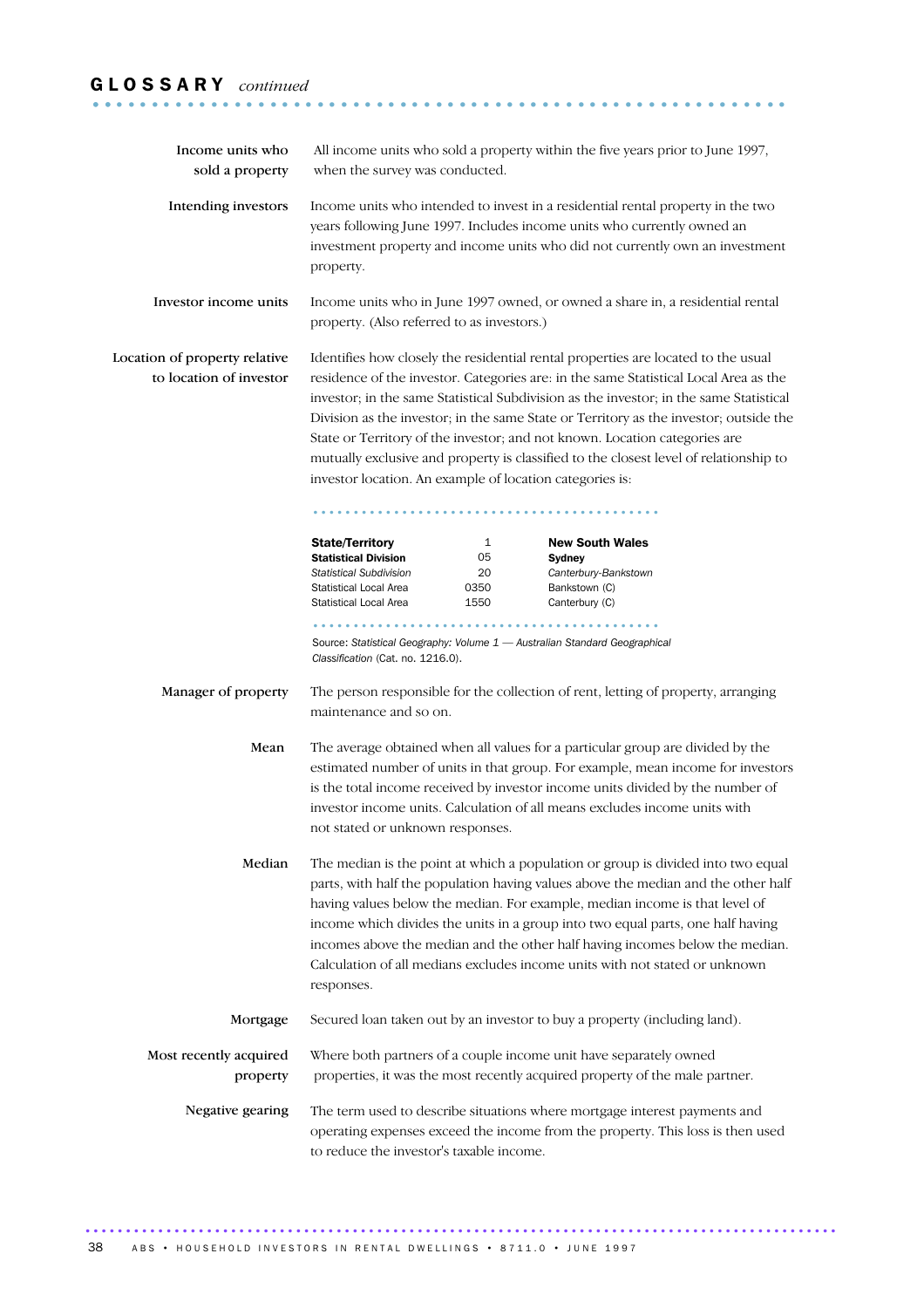## GLOSSARY *continued*

**Income units who sold a property**
All income units who sold a property within the five years prior to June 1997, when the survey was conducted.

**Intending investors**
Income units who intended to invest in a residential rental property in the two years following June 1997. Includes income units who currently owned an investment property and income units who did not currently own an investment property.

**Investor income units**
Income units who in June 1997 owned, or owned a share in, a residential rental property. (Also referred to as investors.)

**Location of property relative to location of investor**
Identifies how closely the residential rental properties are located to the usual residence of the investor. Categories are: in the same Statistical Local Area as the investor; in the same Statistical Subdivision as the investor; in the same Statistical Division as the investor; in the same State or Territory as the investor; outside the State or Territory of the investor; and not known. Location categories are mutually exclusive and property is classified to the closest level of relationship to investor location. An example of location categories is:

| | | |
|---|---|---|
| **State/Territory** | 1 | **New South Wales** |
| **Statistical Division** | 05 | **Sydney** |
| *Statistical Subdivision* | 20 | *Canterbury-Bankstown* |
| Statistical Local Area | 0350 | Bankstown (C) |
| Statistical Local Area | 1550 | Canterbury (C) |

Source: *Statistical Geography: Volume 1 — Australian Standard Geographical Classification* (Cat. no. 1216.0).

**Manager of property**
The person responsible for the collection of rent, letting of property, arranging maintenance and so on.

**Mean**
The average obtained when all values for a particular group are divided by the estimated number of units in that group. For example, mean income for investors is the total income received by investor income units divided by the number of investor income units. Calculation of all means excludes income units with not stated or unknown responses.

**Median**
The median is the point at which a population or group is divided into two equal parts, with half the population having values above the median and the other half having values below the median. For example, median income is that level of income which divides the units in a group into two equal parts, one half having incomes above the median and the other half having incomes below the median. Calculation of all medians excludes income units with not stated or unknown responses.

**Mortgage**
Secured loan taken out by an investor to buy a property (including land).

**Most recently acquired property**
Where both partners of a couple income unit have separately owned properties, it was the most recently acquired property of the male partner.

**Negative gearing**
The term used to describe situations where mortgage interest payments and operating expenses exceed the income from the property. This loss is then used to reduce the investor's taxable income.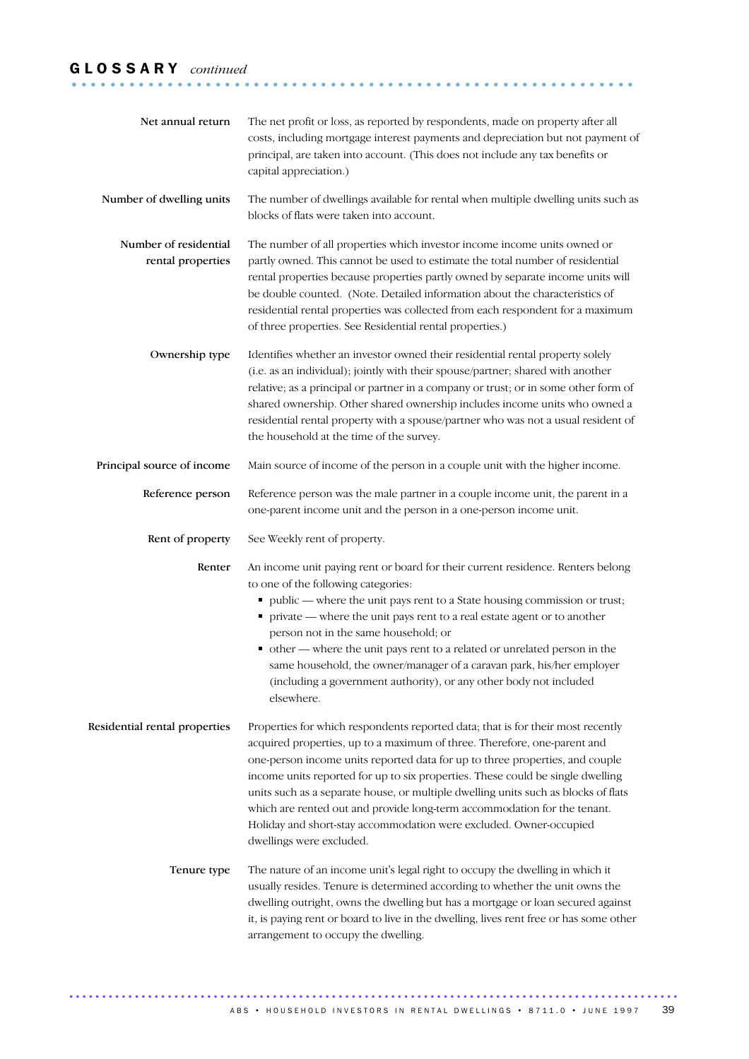## GLOSSARY *continued*

**Net annual return**
The net profit or loss, as reported by respondents, made on property after all costs, including mortgage interest payments and depreciation but not payment of principal, are taken into account. (This does not include any tax benefits or capital appreciation.)

**Number of dwelling units**
The number of dwellings available for rental when multiple dwelling units such as blocks of flats were taken into account.

**Number of residential rental properties**
The number of all properties which investor income income units owned or partly owned. This cannot be used to estimate the total number of residential rental properties because properties partly owned by separate income units will be double counted. (Note. Detailed information about the characteristics of residential rental properties was collected from each respondent for a maximum of three properties. See Residential rental properties.)

**Ownership type**
Identifies whether an investor owned their residential rental property solely (i.e. as an individual); jointly with their spouse/partner; shared with another relative; as a principal or partner in a company or trust; or in some other form of shared ownership. Other shared ownership includes income units who owned a residential rental property with a spouse/partner who was not a usual resident of the household at the time of the survey.

**Principal source of income**
Main source of income of the person in a couple unit with the higher income.

**Reference person**
Reference person was the male partner in a couple income unit, the parent in a one-parent income unit and the person in a one-person income unit.

**Rent of property**
See Weekly rent of property.

**Renter**
An income unit paying rent or board for their current residence. Renters belong to one of the following categories:

- public — where the unit pays rent to a State housing commission or trust;
- private — where the unit pays rent to a real estate agent or to another person not in the same household; or
- other — where the unit pays rent to a related or unrelated person in the same household, the owner/manager of a caravan park, his/her employer (including a government authority), or any other body not included elsewhere.

**Residential rental properties**
Properties for which respondents reported data; that is for their most recently acquired properties, up to a maximum of three. Therefore, one-parent and one-person income units reported data for up to three properties, and couple income units reported for up to six properties. These could be single dwelling units such as a separate house, or multiple dwelling units such as blocks of flats which are rented out and provide long-term accommodation for the tenant. Holiday and short-stay accommodation were excluded. Owner-occupied dwellings were excluded.

**Tenure type**
The nature of an income unit's legal right to occupy the dwelling in which it usually resides. Tenure is determined according to whether the unit owns the dwelling outright, owns the dwelling but has a mortgage or loan secured against it, is paying rent or board to live in the dwelling, lives rent free or has some other arrangement to occupy the dwelling.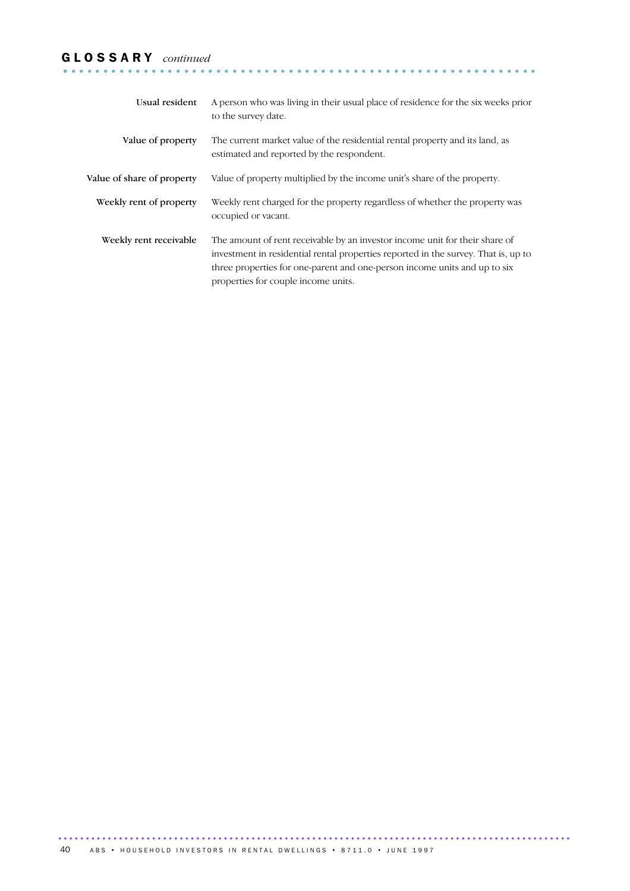## GLOSSARY *continued*

**Usual resident** A person who was living in their usual place of residence for the six weeks prior to the survey date.

**Value of property** The current market value of the residential rental property and its land, as estimated and reported by the respondent.

**Value of share of property** Value of property multiplied by the income unit's share of the property.

**Weekly rent of property** Weekly rent charged for the property regardless of whether the property was occupied or vacant.

**Weekly rent receivable** The amount of rent receivable by an investor income unit for their share of investment in residential rental properties reported in the survey. That is, up to three properties for one-parent and one-person income units and up to six properties for couple income units.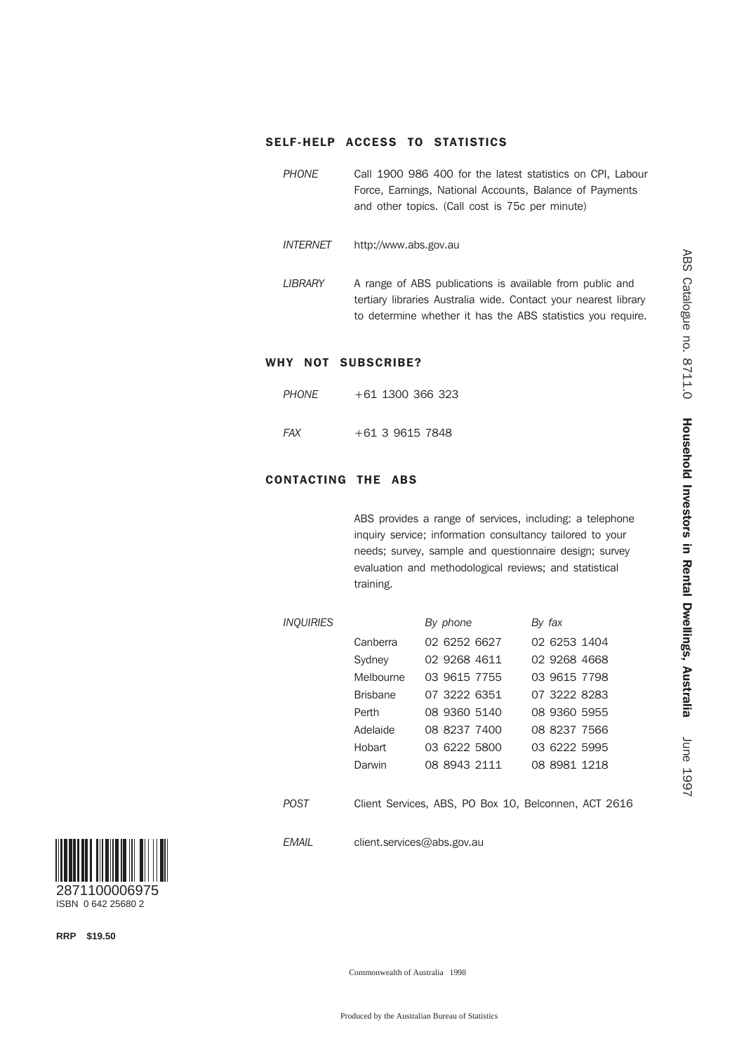## SELF-HELP ACCESS TO STATISTICS

*PHONE* Call 1900 986 400 for the latest statistics on CPI, Labour Force, Earnings, National Accounts, Balance of Payments and other topics. (Call cost is 75c per minute)

*INTERNET* http://www.abs.gov.au

*LIBRARY* A range of ABS publications is available from public and tertiary libraries Australia wide. Contact your nearest library to determine whether it has the ABS statistics you require.

## WHY NOT SUBSCRIBE?

*PHONE* +61 1300 366 323

*FAX* +61 3 9615 7848

## CONTACTING THE ABS

ABS provides a range of services, including: a telephone inquiry service; information consultancy tailored to your needs; survey, sample and questionnaire design; survey evaluation and methodological reviews; and statistical training.

*INQUIRIES*

| | *By phone* | *By fax* |
|---|---|---|
| Canberra | 02 6252 6627 | 02 6253 1404 |
| Sydney | 02 9268 4611 | 02 9268 4668 |
| Melbourne | 03 9615 7755 | 03 9615 7798 |
| Brisbane | 07 3222 6351 | 07 3222 8283 |
| Perth | 08 9360 5140 | 08 9360 5955 |
| Adelaide | 08 8237 7400 | 08 8237 7566 |
| Hobart | 03 6222 5800 | 03 6222 5995 |
| Darwin | 08 8943 2111 | 08 8981 1218 |

*POST* Client Services, ABS, PO Box 10, Belconnen, ACT 2616

*EMAIL* client.services@abs.gov.au

ABS Catalogue no. 8711.0 **Household Investors in Rental Dwellings, Australia** June 1997

2871100006975

ISBN 0 642 25680 2

**RRP $19.50**

Commonwealth of Australia 1998

Produced by the Australian Bureau of Statistics